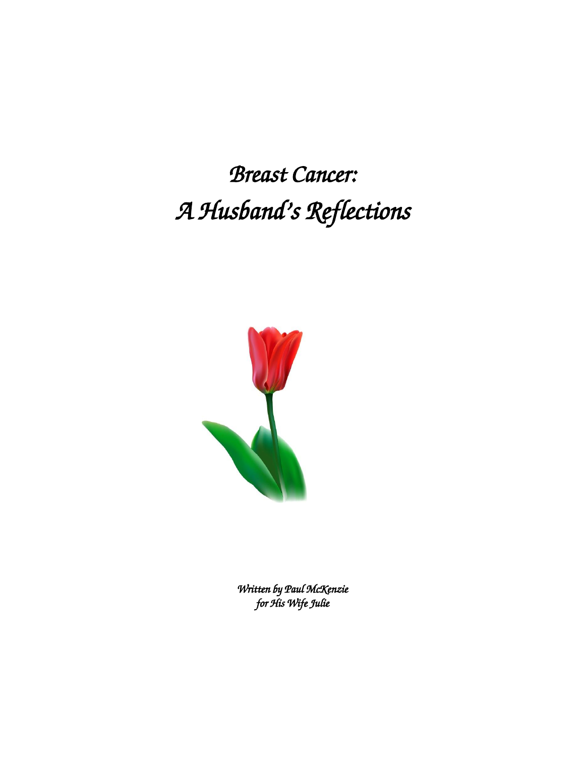# *Breast Cancer:*
# *A Husband's Reflections*

*Written by Paul McKenzie*
*for His Wife Julie*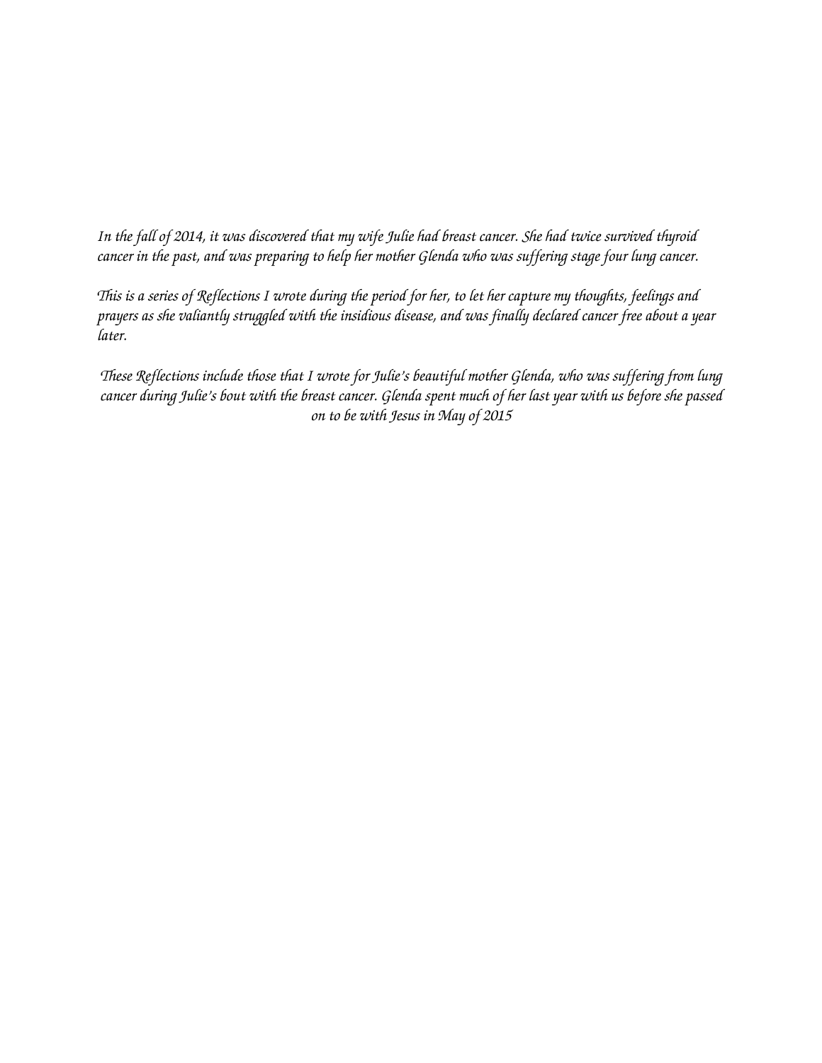*In the fall of 2014, it was discovered that my wife Julie had breast cancer. She had twice survived thyroid cancer in the past, and was preparing to help her mother Glenda who was suffering stage four lung cancer.*

*This is a series of Reflections I wrote during the period for her, to let her capture my thoughts, feelings and prayers as she valiantly struggled with the insidious disease, and was finally declared cancer free about a year later.*

*These Reflections include those that I wrote for Julie's beautiful mother Glenda, who was suffering from lung cancer during Julie's bout with the breast cancer. Glenda spent much of her last year with us before she passed on to be with Jesus in May of 2015*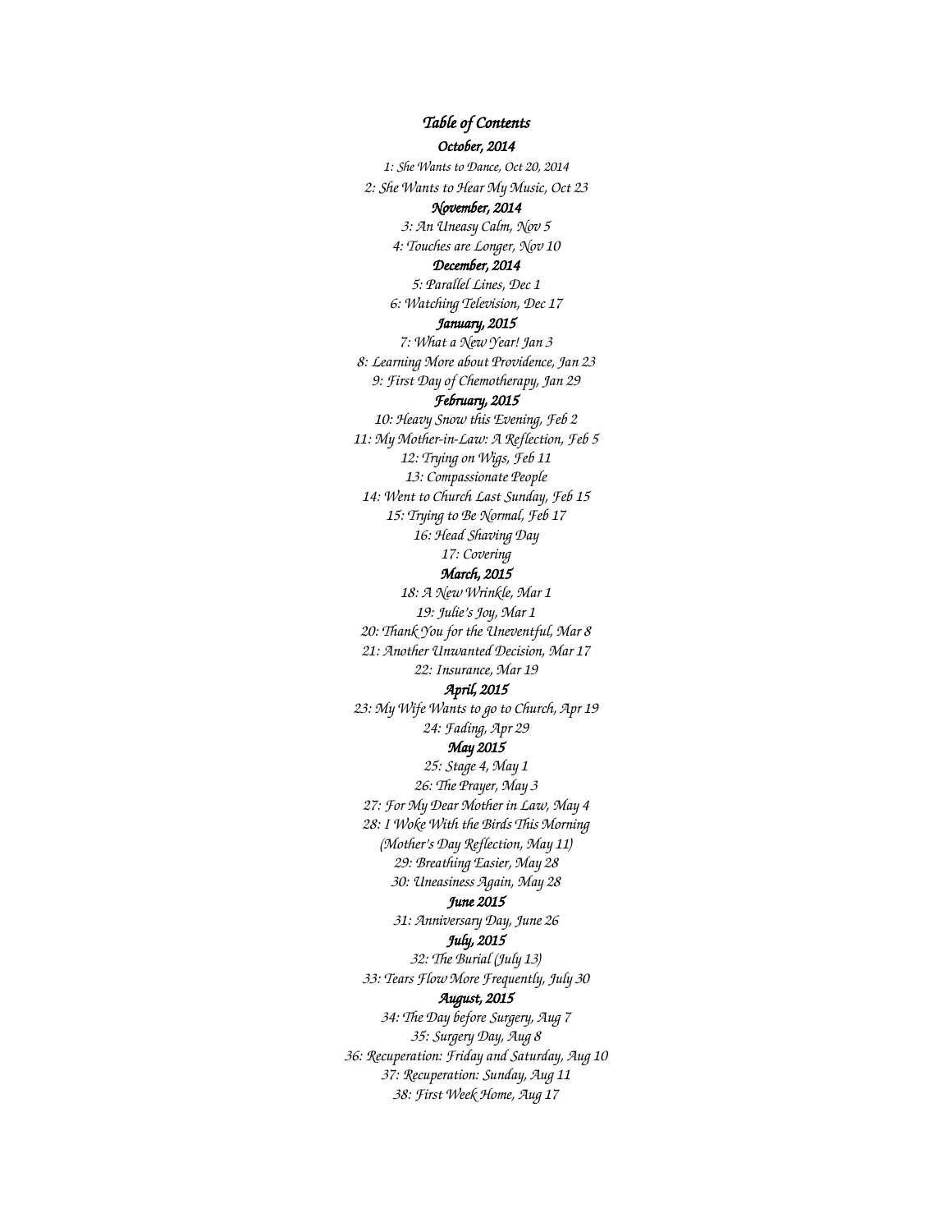# *Table of Contents*

## *October, 2014*

*1: She Wants to Dance, Oct 20, 2014*

*2: She Wants to Hear My Music, Oct 23*

## *November, 2014*

*3: An Uneasy Calm, Nov 5*

*4: Touches are Longer, Nov 10*

## *December, 2014*

*5: Parallel Lines, Dec 1*

*6: Watching Television, Dec 17*

## *January, 2015*

*7: What a New Year! Jan 3*

*8: Learning More about Providence, Jan 23*

*9: First Day of Chemotherapy, Jan 29*

## *February, 2015*

*10: Heavy Snow this Evening, Feb 2*

*11: My Mother-in-Law: A Reflection, Feb 5*

*12: Trying on Wigs, Feb 11*

*13: Compassionate People*

*14: Went to Church Last Sunday, Feb 15*

*15: Trying to Be Normal, Feb 17*

*16: Head Shaving Day*

*17: Covering*

## *March, 2015*

*18: A New Wrinkle, Mar 1*

*19: Julie's Joy, Mar 1*

*20: Thank You for the Uneventful, Mar 8*

*21: Another Unwanted Decision, Mar 17*

*22: Insurance, Mar 19*

## *April, 2015*

*23: My Wife Wants to go to Church, Apr 19*

*24: Fading, Apr 29*

## *May 2015*

*25: Stage 4, May 1*

*26: The Prayer, May 3*

*27: For My Dear Mother in Law, May 4*

*28: I Woke With the Birds This Morning*
*(Mother's Day Reflection, May 11)*

*29: Breathing Easier, May 28*

*30: Uneasiness Again, May 28*

## *June 2015*

*31: Anniversary Day, June 26*

## *July, 2015*

*32: The Burial (July 13)*

*33: Tears Flow More Frequently, July 30*

## *August, 2015*

*34: The Day before Surgery, Aug 7*

*35: Surgery Day, Aug 8*

*36: Recuperation: Friday and Saturday, Aug 10*

*37: Recuperation: Sunday, Aug 11*

*38: First Week Home, Aug 17*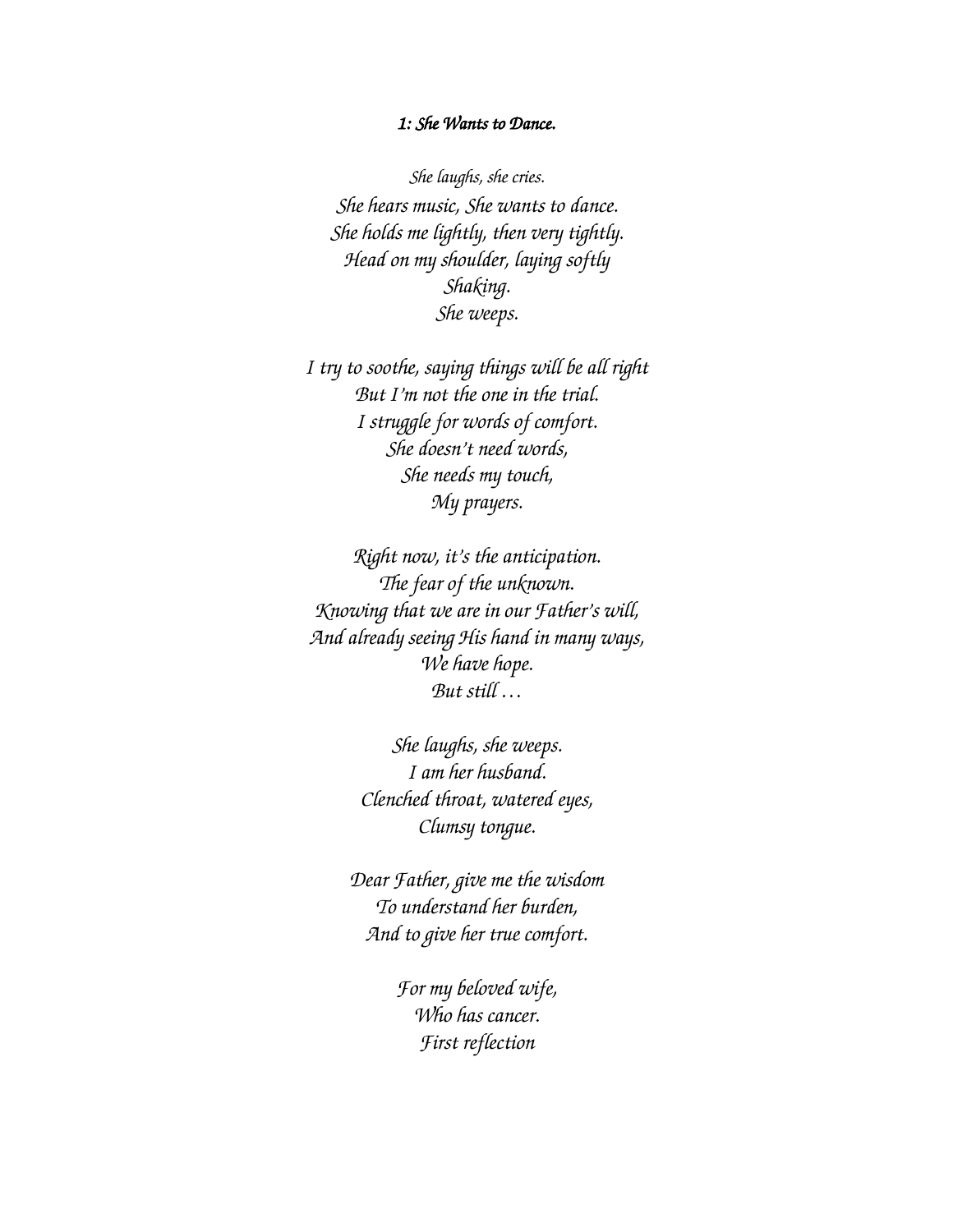### *1: She Wants to Dance.*

*She laughs, she cries.*
*She hears music, She wants to dance.*
*She holds me lightly, then very tightly.*
*Head on my shoulder, laying softly*
*Shaking.*
*She weeps.*

*I try to soothe, saying things will be all right*
*But I'm not the one in the trial.*
*I struggle for words of comfort.*
*She doesn't need words,*
*She needs my touch,*
*My prayers.*

*Right now, it's the anticipation.*
*The fear of the unknown.*
*Knowing that we are in our Father's will,*
*And already seeing His hand in many ways,*
*We have hope.*
*But still …*

*She laughs, she weeps.*
*I am her husband.*
*Clenched throat, watered eyes,*
*Clumsy tongue.*

*Dear Father, give me the wisdom*
*To understand her burden,*
*And to give her true comfort.*

*For my beloved wife,*
*Who has cancer.*
*First reflection*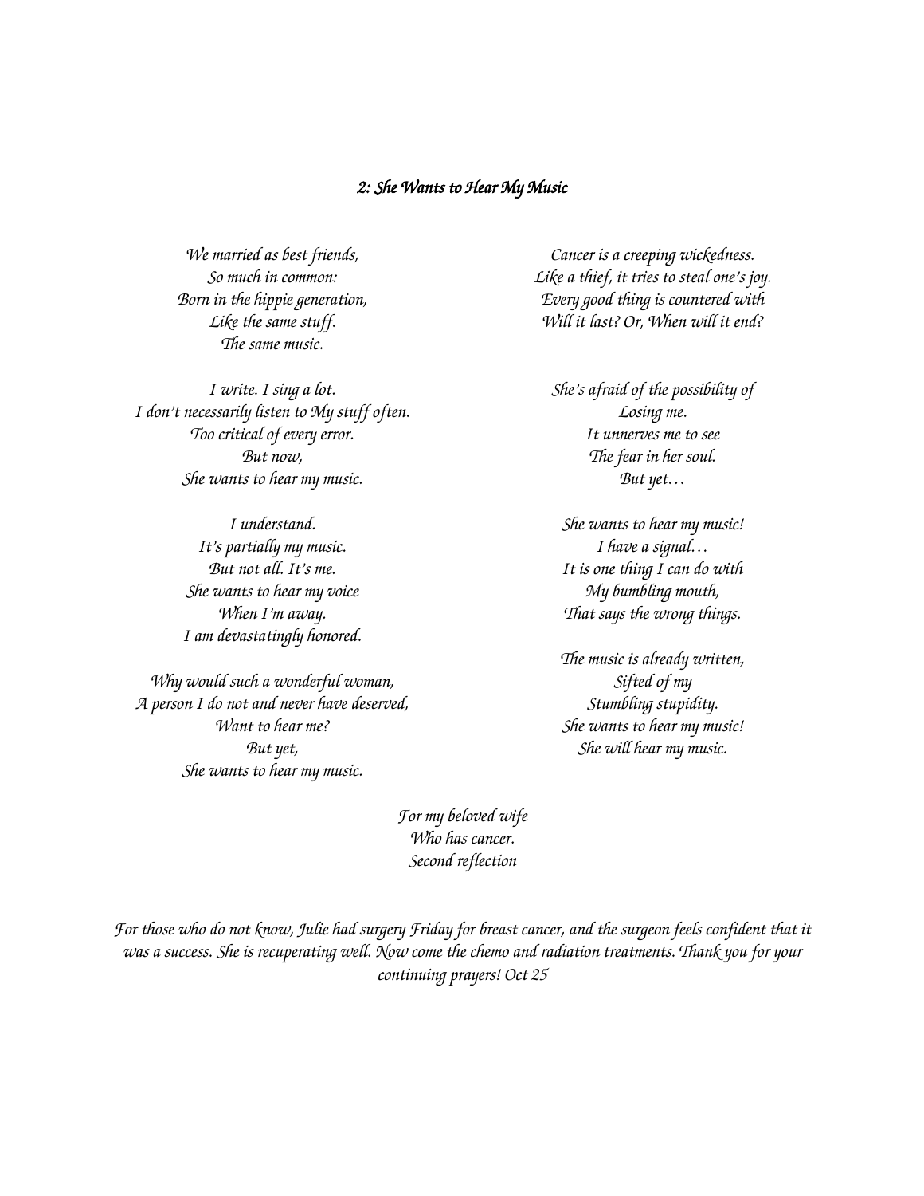### *2: She Wants to Hear My Music*

*We married as best friends,*
*So much in common:*
*Born in the hippie generation,*
*Like the same stuff.*
*The same music.*

*I write. I sing a lot.*
*I don't necessarily listen to My stuff often.*
*Too critical of every error.*
*But now,*
*She wants to hear my music.*

*I understand.*
*It's partially my music.*
*But not all. It's me.*
*She wants to hear my voice*
*When I'm away.*
*I am devastatingly honored.*

*Why would such a wonderful woman,*
*A person I do not and never have deserved,*
*Want to hear me?*
*But yet,*
*She wants to hear my music.*

*Cancer is a creeping wickedness.*
*Like a thief, it tries to steal one's joy.*
*Every good thing is countered with*
*Will it last? Or, When will it end?*

*She's afraid of the possibility of*
*Losing me.*
*It unnerves me to see*
*The fear in her soul.*
*But yet…*

*She wants to hear my music!*
*I have a signal…*
*It is one thing I can do with*
*My bumbling mouth,*
*That says the wrong things.*

*The music is already written,*
*Sifted of my*
*Stumbling stupidity.*
*She wants to hear my music!*
*She will hear my music.*

*For my beloved wife*
*Who has cancer.*
*Second reflection*

*For those who do not know, Julie had surgery Friday for breast cancer, and the surgeon feels confident that it was a success. She is recuperating well. Now come the chemo and radiation treatments. Thank you for your continuing prayers! Oct 25*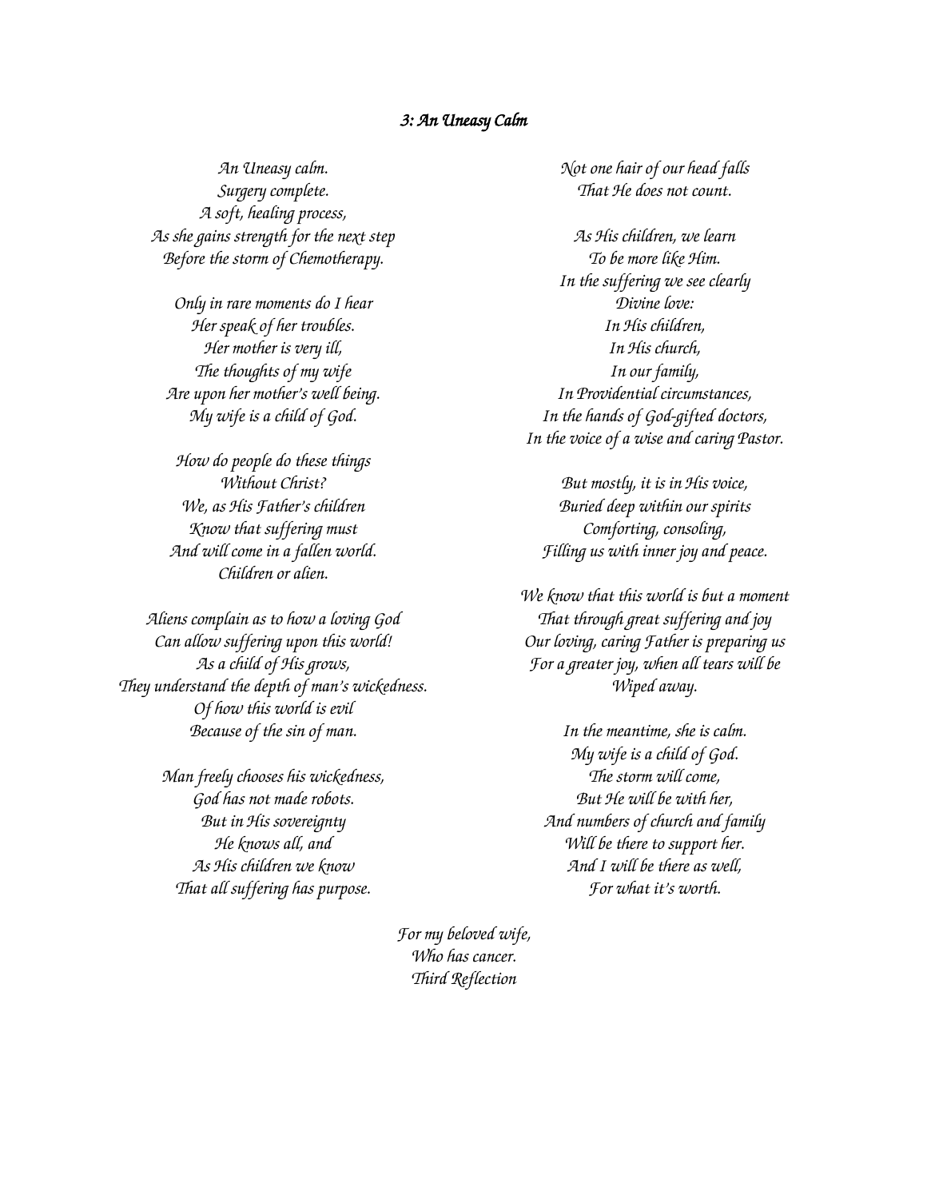### *3: An Uneasy Calm*

*An Uneasy calm.*
*Surgery complete.*
*A soft, healing process,*
*As she gains strength for the next step*
*Before the storm of Chemotherapy.*

*Only in rare moments do I hear*
*Her speak of her troubles.*
*Her mother is very ill,*
*The thoughts of my wife*
*Are upon her mother's well being.*
*My wife is a child of God.*

*How do people do these things*
*Without Christ?*
*We, as His Father's children*
*Know that suffering must*
*And will come in a fallen world.*
*Children or alien.*

*Aliens complain as to how a loving God*
*Can allow suffering upon this world!*
*As a child of His grows,*
*They understand the depth of man's wickedness.*
*Of how this world is evil*
*Because of the sin of man.*

*Man freely chooses his wickedness,*
*God has not made robots.*
*But in His sovereignty*
*He knows all, and*
*As His children we know*
*That all suffering has purpose.*

*Not one hair of our head falls*
*That He does not count.*

*As His children, we learn*
*To be more like Him.*
*In the suffering we see clearly*
*Divine love:*
*In His children,*
*In His church,*
*In our family,*
*In Providential circumstances,*
*In the hands of God-gifted doctors,*
*In the voice of a wise and caring Pastor.*

*But mostly, it is in His voice,*
*Buried deep within our spirits*
*Comforting, consoling,*
*Filling us with inner joy and peace.*

*We know that this world is but a moment*
*That through great suffering and joy*
*Our loving, caring Father is preparing us*
*For a greater joy, when all tears will be*
*Wiped away.*

*In the meantime, she is calm.*
*My wife is a child of God.*
*The storm will come,*
*But He will be with her,*
*And numbers of church and family*
*Will be there to support her.*
*And I will be there as well,*
*For what it's worth.*

*For my beloved wife,*
*Who has cancer.*
*Third Reflection*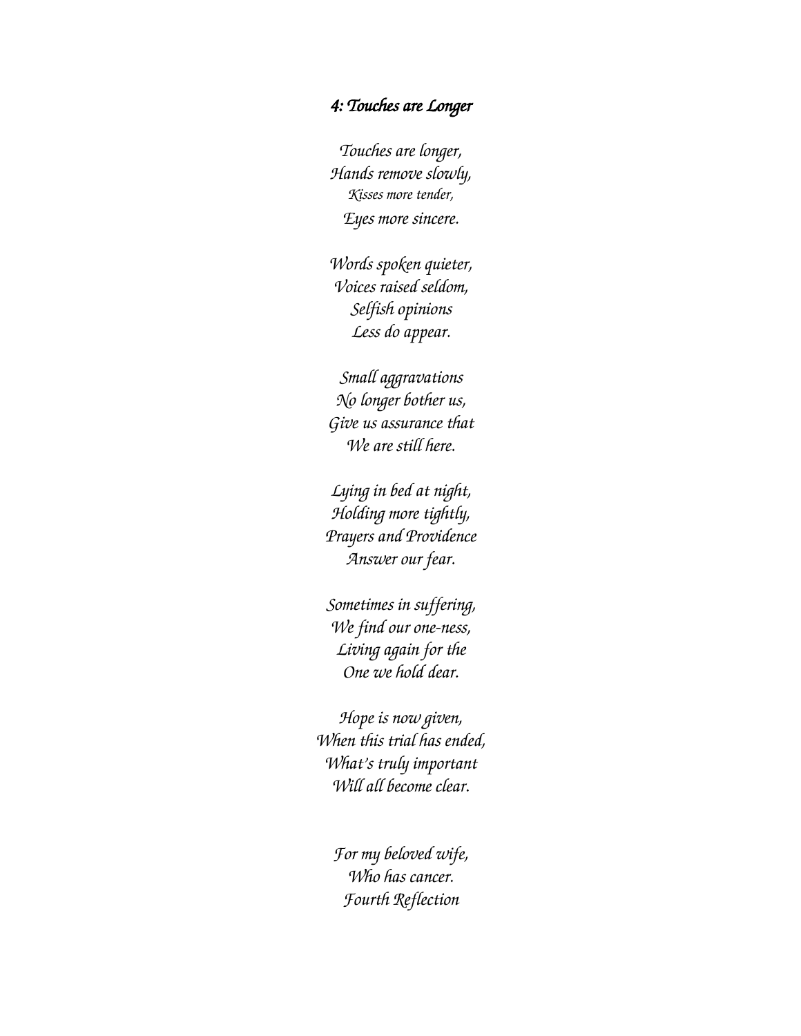### *4: Touches are Longer*

*Touches are longer,*
*Hands remove slowly,*
*Kisses more tender,*
*Eyes more sincere.*

*Words spoken quieter,*
*Voices raised seldom,*
*Selfish opinions*
*Less do appear.*

*Small aggravations*
*No longer bother us,*
*Give us assurance that*
*We are still here.*

*Lying in bed at night,*
*Holding more tightly,*
*Prayers and Providence*
*Answer our fear.*

*Sometimes in suffering,*
*We find our one-ness,*
*Living again for the*
*One we hold dear.*

*Hope is now given,*
*When this trial has ended,*
*What's truly important*
*Will all become clear.*

*For my beloved wife,*
*Who has cancer.*
*Fourth Reflection*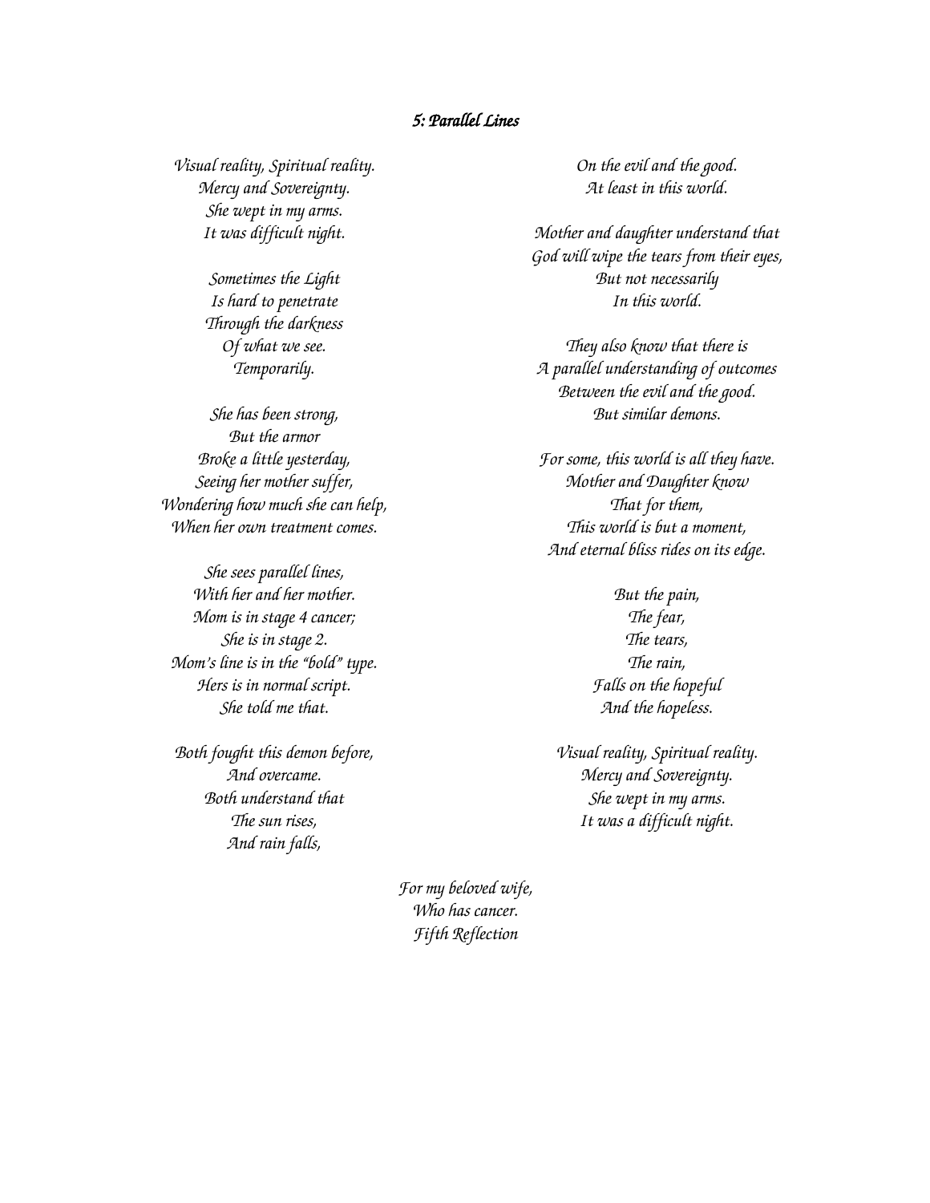### *5: Parallel Lines*

*Visual reality, Spiritual reality.*
*Mercy and Sovereignty.*
*She wept in my arms.*
*It was difficult night.*

*Sometimes the Light*
*Is hard to penetrate*
*Through the darkness*
*Of what we see.*
*Temporarily.*

*She has been strong,*
*But the armor*
*Broke a little yesterday,*
*Seeing her mother suffer,*
*Wondering how much she can help,*
*When her own treatment comes.*

*She sees parallel lines,*
*With her and her mother.*
*Mom is in stage 4 cancer;*
*She is in stage 2.*
*Mom's line is in the "bold" type.*
*Hers is in normal script.*
*She told me that.*

*Both fought this demon before,*
*And overcame.*
*Both understand that*
*The sun rises,*
*And rain falls,*
*On the evil and the good.*
*At least in this world.*

*Mother and daughter understand that*
*God will wipe the tears from their eyes,*
*But not necessarily*
*In this world.*

*They also know that there is*
*A parallel understanding of outcomes*
*Between the evil and the good.*
*But similar demons.*

*For some, this world is all they have.*
*Mother and Daughter know*
*That for them,*
*This world is but a moment,*
*And eternal bliss rides on its edge.*

*But the pain,*
*The fear,*
*The tears,*
*The rain,*
*Falls on the hopeful*
*And the hopeless.*

*Visual reality, Spiritual reality.*
*Mercy and Sovereignty.*
*She wept in my arms.*
*It was a difficult night.*

*For my beloved wife,*
*Who has cancer.*
*Fifth Reflection*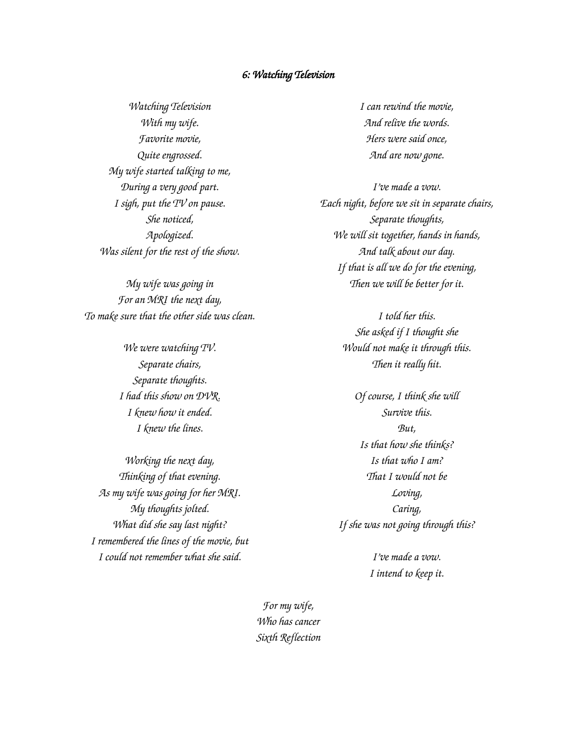### *6: Watching Television*

*Watching Television*
*With my wife.*
*Favorite movie,*
*Quite engrossed.*
*My wife started talking to me,*
*During a very good part.*
*I sigh, put the TV on pause.*
*She noticed,*
*Apologized.*
*Was silent for the rest of the show.*

*My wife was going in*
*For an MRI the next day,*
*To make sure that the other side was clean.*

*We were watching TV.*
*Separate chairs,*
*Separate thoughts.*
*I had this show on DVR.*
*I knew how it ended.*
*I knew the lines.*

*Working the next day,*
*Thinking of that evening.*
*As my wife was going for her MRI.*
*My thoughts jolted.*
*What did she say last night?*
*I remembered the lines of the movie, but*
*I could not remember what she said.*

*I can rewind the movie,*
*And relive the words.*
*Hers were said once,*
*And are now gone.*

*I've made a vow.*
*Each night, before we sit in separate chairs,*
*Separate thoughts,*
*We will sit together, hands in hands,*
*And talk about our day.*
*If that is all we do for the evening,*
*Then we will be better for it.*

*I told her this.*
*She asked if I thought she*
*Would not make it through this.*
*Then it really hit.*

*Of course, I think she will*
*Survive this.*
*But,*
*Is that how she thinks?*
*Is that who I am?*
*That I would not be*
*Loving,*
*Caring,*
*If she was not going through this?*

*I've made a vow.*
*I intend to keep it.*

*For my wife,*
*Who has cancer*
*Sixth Reflection*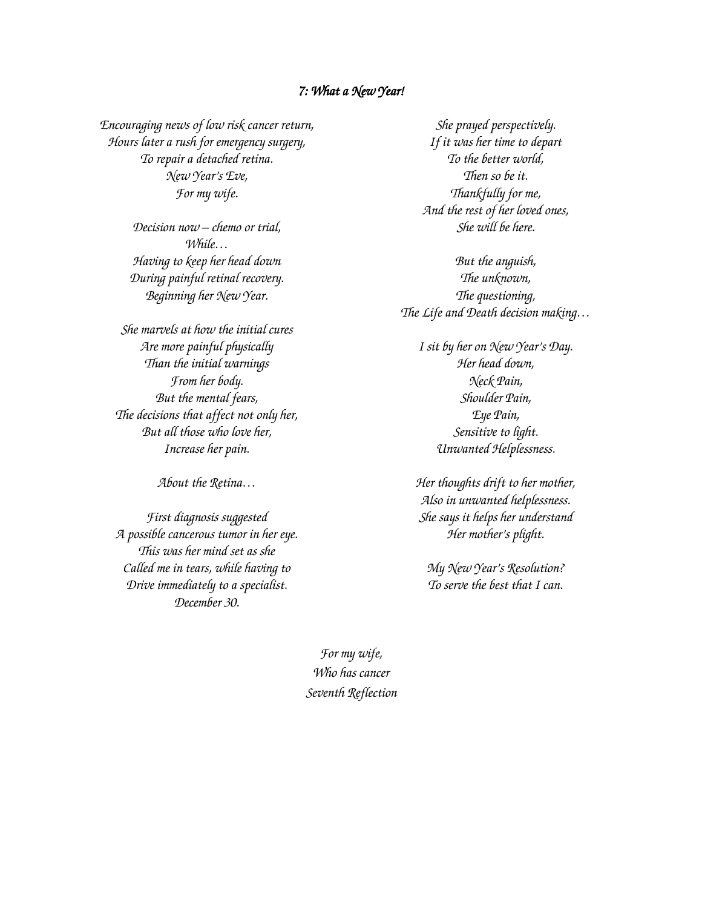### *7: What a New Year!*

*Encouraging news of low risk cancer return,*
*Hours later a rush for emergency surgery,*
*To repair a detached retina.*
*New Year's Eve,*
*For my wife.*

*Decision now – chemo or trial,*
*While…*
*Having to keep her head down*
*During painful retinal recovery.*
*Beginning her New Year.*

*She marvels at how the initial cures*
*Are more painful physically*
*Than the initial warnings*
*From her body.*
*But the mental fears,*
*The decisions that affect not only her,*
*But all those who love her,*
*Increase her pain.*

*About the Retina…*

*First diagnosis suggested*
*A possible cancerous tumor in her eye.*
*This was her mind set as she*
*Called me in tears, while having to*
*Drive immediately to a specialist.*
*December 30.*

*She prayed perspectively.*
*If it was her time to depart*
*To the better world,*
*Then so be it.*
*Thankfully for me,*
*And the rest of her loved ones,*
*She will be here.*

*But the anguish,*
*The unknown,*
*The questioning,*
*The Life and Death decision making…*

*I sit by her on New Year's Day.*
*Her head down,*
*Neck Pain,*
*Shoulder Pain,*
*Eye Pain,*
*Sensitive to light.*
*Unwanted Helplessness.*

*Her thoughts drift to her mother,*
*Also in unwanted helplessness.*
*She says it helps her understand*
*Her mother's plight.*

*My New Year's Resolution?*
*To serve the best that I can.*

*For my wife,*
*Who has cancer*
*Seventh Reflection*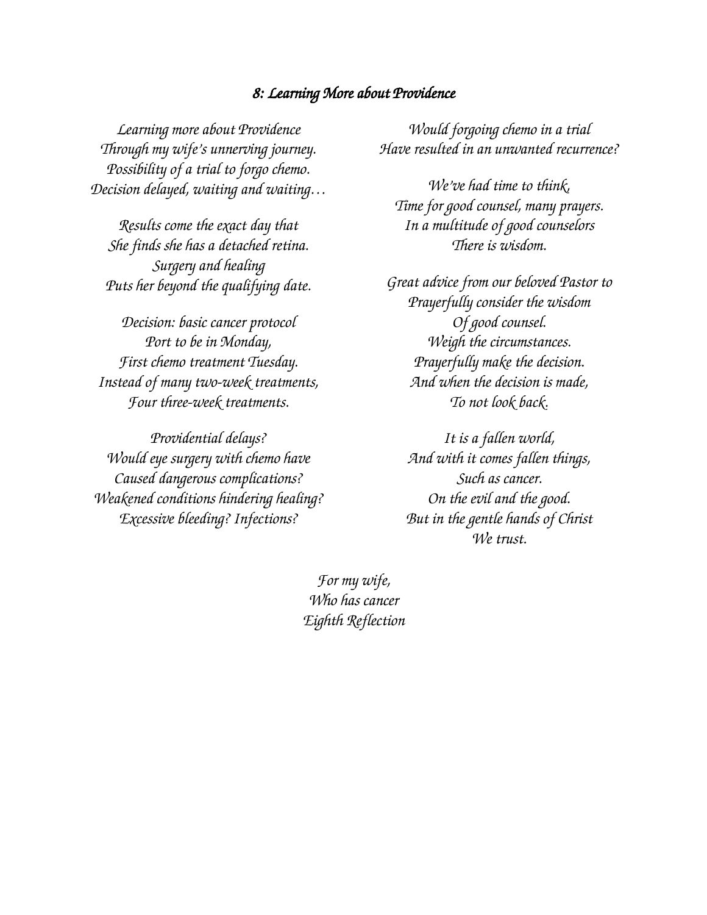## *8: Learning More about Providence*

*Learning more about Providence*
*Through my wife's unnerving journey.*
*Possibility of a trial to forgo chemo.*
*Decision delayed, waiting and waiting…*

*Results come the exact day that*
*She finds she has a detached retina.*
*Surgery and healing*
*Puts her beyond the qualifying date.*

*Decision: basic cancer protocol*
*Port to be in Monday,*
*First chemo treatment Tuesday.*
*Instead of many two-week treatments,*
*Four three-week treatments.*

*Providential delays?*
*Would eye surgery with chemo have*
*Caused dangerous complications?*
*Weakened conditions hindering healing?*
*Excessive bleeding? Infections?*

*Would forgoing chemo in a trial*
*Have resulted in an unwanted recurrence?*

*We've had time to think,*
*Time for good counsel, many prayers.*
*In a multitude of good counselors*
*There is wisdom.*

*Great advice from our beloved Pastor to*
*Prayerfully consider the wisdom*
*Of good counsel.*
*Weigh the circumstances.*
*Prayerfully make the decision.*
*And when the decision is made,*
*To not look back.*

*It is a fallen world,*
*And with it comes fallen things,*
*Such as cancer.*
*On the evil and the good.*
*But in the gentle hands of Christ*
*We trust.*

*For my wife,*
*Who has cancer*
*Eighth Reflection*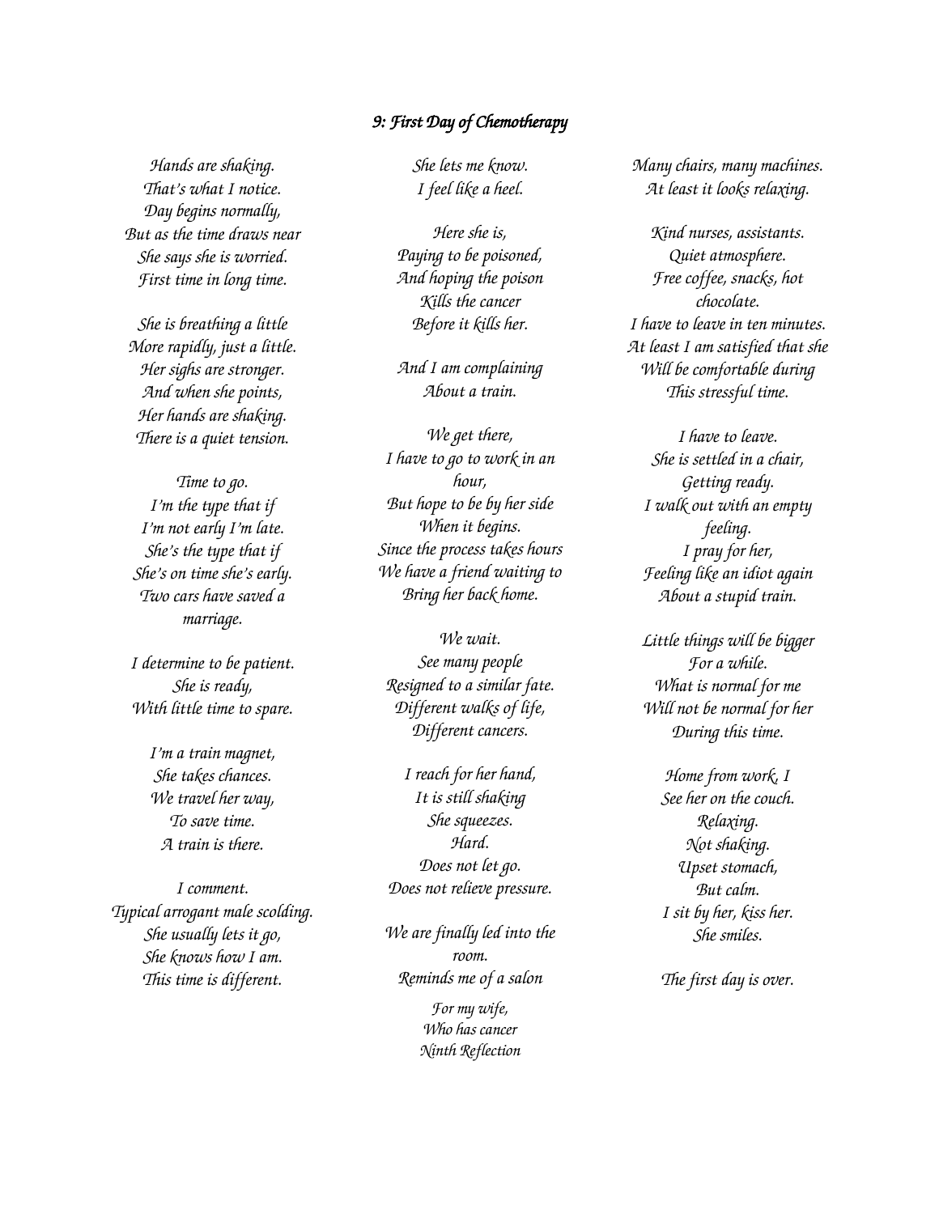## *9: First Day of Chemotherapy*

*Hands are shaking.*
*That's what I notice.*
*Day begins normally,*
*But as the time draws near*
*She says she is worried.*
*First time in long time.*

*She is breathing a little*
*More rapidly, just a little.*
*Her sighs are stronger.*
*And when she points,*
*Her hands are shaking.*
*There is a quiet tension.*

*Time to go.*
*I'm the type that if*
*I'm not early I'm late.*
*She's the type that if*
*She's on time she's early.*
*Two cars have saved a marriage.*

*I determine to be patient.*
*She is ready,*
*With little time to spare.*

*I'm a train magnet,*
*She takes chances.*
*We travel her way,*
*To save time.*
*A train is there.*

*I comment.*
*Typical arrogant male scolding.*
*She usually lets it go,*
*She knows how I am.*
*This time is different.*

*She lets me know.*
*I feel like a heel.*

*Here she is,*
*Paying to be poisoned,*
*And hoping the poison*
*Kills the cancer*
*Before it kills her.*

*And I am complaining*
*About a train.*

*We get there,*
*I have to go to work in an hour,*
*But hope to be by her side*
*When it begins.*
*Since the process takes hours*
*We have a friend waiting to*
*Bring her back home.*

*We wait.*
*See many people*
*Resigned to a similar fate.*
*Different walks of life,*
*Different cancers.*

*I reach for her hand,*
*It is still shaking*
*She squeezes.*
*Hard.*
*Does not let go.*
*Does not relieve pressure.*

*We are finally led into the room.*
*Reminds me of a salon*

*Many chairs, many machines.*
*At least it looks relaxing.*

*Kind nurses, assistants.*
*Quiet atmosphere.*
*Free coffee, snacks, hot chocolate.*
*I have to leave in ten minutes.*
*At least I am satisfied that she*
*Will be comfortable during*
*This stressful time.*

*I have to leave.*
*She is settled in a chair,*
*Getting ready.*
*I walk out with an empty feeling.*
*I pray for her,*
*Feeling like an idiot again*
*About a stupid train.*

*Little things will be bigger*
*For a while.*
*What is normal for me*
*Will not be normal for her*
*During this time.*

*Home from work, I*
*See her on the couch.*
*Relaxing.*
*Not shaking.*
*Upset stomach,*
*But calm.*
*I sit by her, kiss her.*
*She smiles.*

*The first day is over.*

*For my wife,*
*Who has cancer*
*Ninth Reflection*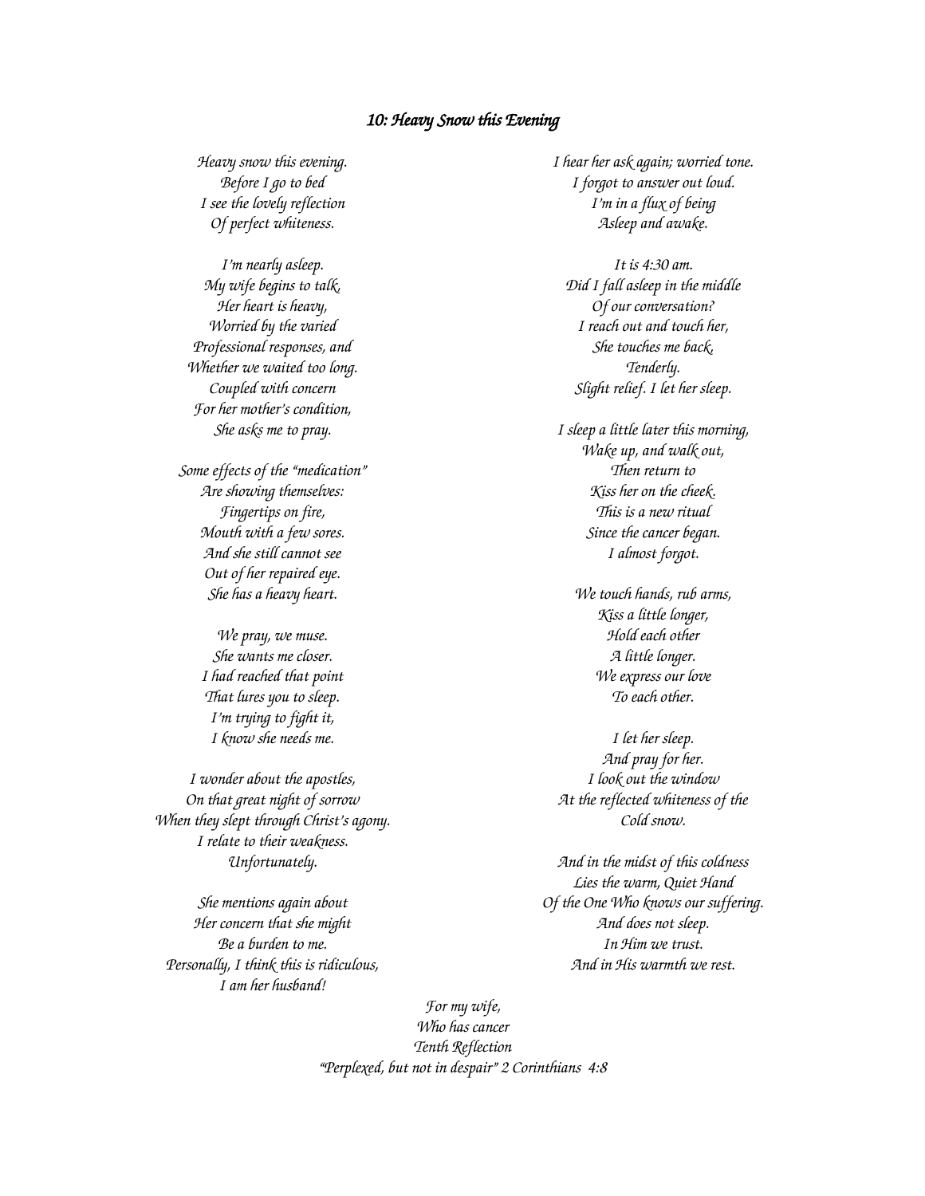## *10: Heavy Snow this Evening*

*Heavy snow this evening.*
*Before I go to bed*
*I see the lovely reflection*
*Of perfect whiteness.*

*I'm nearly asleep.*
*My wife begins to talk,*
*Her heart is heavy,*
*Worried by the varied*
*Professional responses, and*
*Whether we waited too long.*
*Coupled with concern*
*For her mother's condition,*
*She asks me to pray.*

*Some effects of the "medication"*
*Are showing themselves:*
*Fingertips on fire,*
*Mouth with a few sores.*
*And she still cannot see*
*Out of her repaired eye.*
*She has a heavy heart.*

*We pray, we muse.*
*She wants me closer.*
*I had reached that point*
*That lures you to sleep.*
*I'm trying to fight it,*
*I know she needs me.*

*I wonder about the apostles,*
*On that great night of sorrow*
*When they slept through Christ's agony.*
*I relate to their weakness.*
*Unfortunately.*

*She mentions again about*
*Her concern that she might*
*Be a burden to me.*
*Personally, I think this is ridiculous,*
*I am her husband!*

*I hear her ask again; worried tone.*
*I forgot to answer out loud.*
*I'm in a flux of being*
*Asleep and awake.*

*It is 4:30 am.*
*Did I fall asleep in the middle*
*Of our conversation?*
*I reach out and touch her,*
*She touches me back,*
*Tenderly.*
*Slight relief. I let her sleep.*

*I sleep a little later this morning,*
*Wake up, and walk out,*
*Then return to*
*Kiss her on the cheek.*
*This is a new ritual*
*Since the cancer began.*
*I almost forgot.*

*We touch hands, rub arms,*
*Kiss a little longer,*
*Hold each other*
*A little longer.*
*We express our love*
*To each other.*

*I let her sleep.*
*And pray for her.*
*I look out the window*
*At the reflected whiteness of the*
*Cold snow.*

*And in the midst of this coldness*
*Lies the warm, Quiet Hand*
*Of the One Who knows our suffering.*
*And does not sleep.*
*In Him we trust.*
*And in His warmth we rest.*

*For my wife,*
*Who has cancer*
*Tenth Reflection*
*"Perplexed, but not in despair" 2 Corinthians 4:8*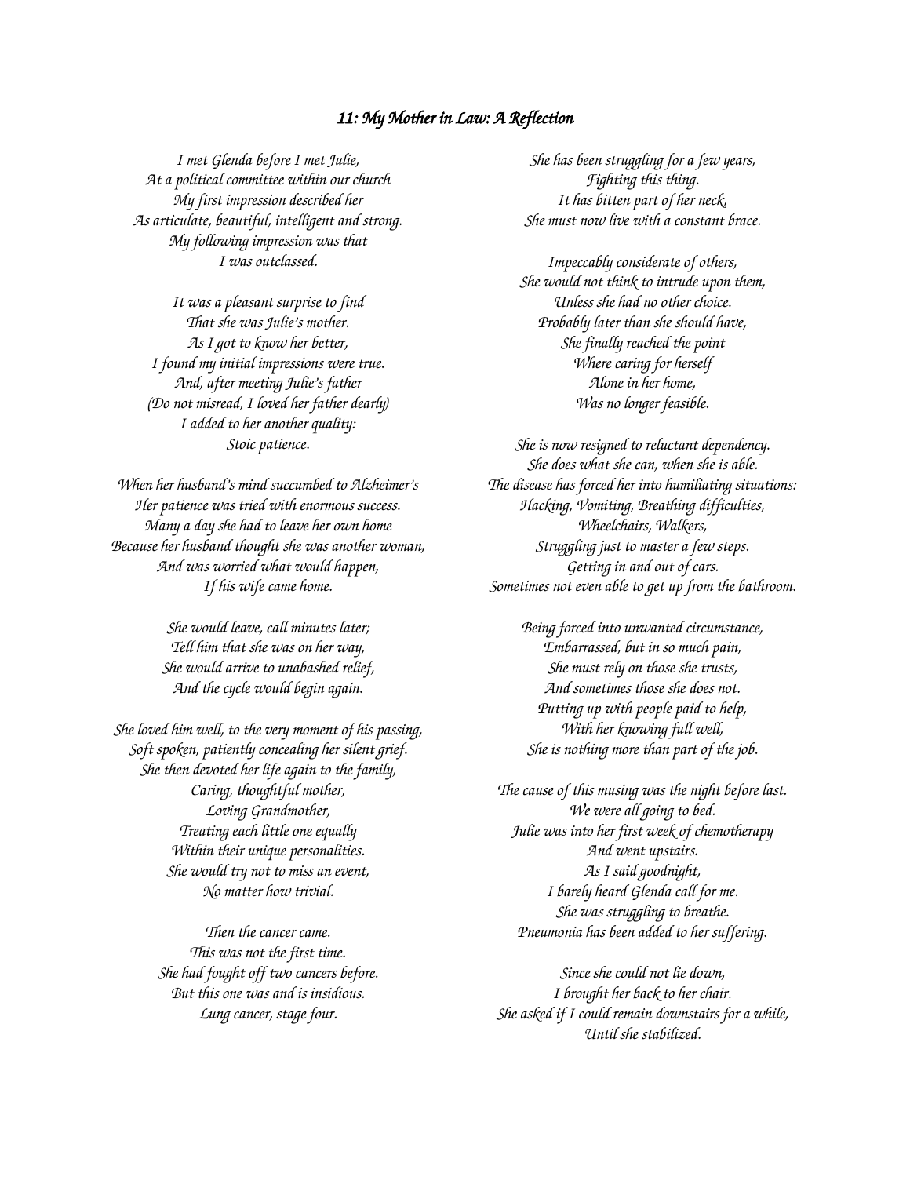## *11: My Mother in Law: A Reflection*

*I met Glenda before I met Julie,*
*At a political committee within our church*
*My first impression described her*
*As articulate, beautiful, intelligent and strong.*
*My following impression was that*
*I was outclassed.*

*It was a pleasant surprise to find*
*That she was Julie's mother.*
*As I got to know her better,*
*I found my initial impressions were true.*
*And, after meeting Julie's father*
*(Do not misread, I loved her father dearly)*
*I added to her another quality:*
*Stoic patience.*

*When her husband's mind succumbed to Alzheimer's*
*Her patience was tried with enormous success.*
*Many a day she had to leave her own home*
*Because her husband thought she was another woman,*
*And was worried what would happen,*
*If his wife came home.*

*She would leave, call minutes later;*
*Tell him that she was on her way,*
*She would arrive to unabashed relief,*
*And the cycle would begin again.*

*She loved him well, to the very moment of his passing,*
*Soft spoken, patiently concealing her silent grief.*
*She then devoted her life again to the family,*
*Caring, thoughtful mother,*
*Loving Grandmother,*
*Treating each little one equally*
*Within their unique personalities.*
*She would try not to miss an event,*
*No matter how trivial.*

*Then the cancer came.*
*This was not the first time.*
*She had fought off two cancers before.*
*But this one was and is insidious.*
*Lung cancer, stage four.*

*She has been struggling for a few years,*
*Fighting this thing.*
*It has bitten part of her neck,*
*She must now live with a constant brace.*

*Impeccably considerate of others,*
*She would not think to intrude upon them,*
*Unless she had no other choice.*
*Probably later than she should have,*
*She finally reached the point*
*Where caring for herself*
*Alone in her home,*
*Was no longer feasible.*

*She is now resigned to reluctant dependency.*
*She does what she can, when she is able.*
*The disease has forced her into humiliating situations:*
*Hacking, Vomiting, Breathing difficulties,*
*Wheelchairs, Walkers,*
*Struggling just to master a few steps.*
*Getting in and out of cars.*
*Sometimes not even able to get up from the bathroom.*

*Being forced into unwanted circumstance,*
*Embarrassed, but in so much pain,*
*She must rely on those she trusts,*
*And sometimes those she does not.*
*Putting up with people paid to help,*
*With her knowing full well,*
*She is nothing more than part of the job.*

*The cause of this musing was the night before last.*
*We were all going to bed.*
*Julie was into her first week of chemotherapy*
*And went upstairs.*
*As I said goodnight,*
*I barely heard Glenda call for me.*
*She was struggling to breathe.*
*Pneumonia has been added to her suffering.*

*Since she could not lie down,*
*I brought her back to her chair.*
*She asked if I could remain downstairs for a while,*
*Until she stabilized.*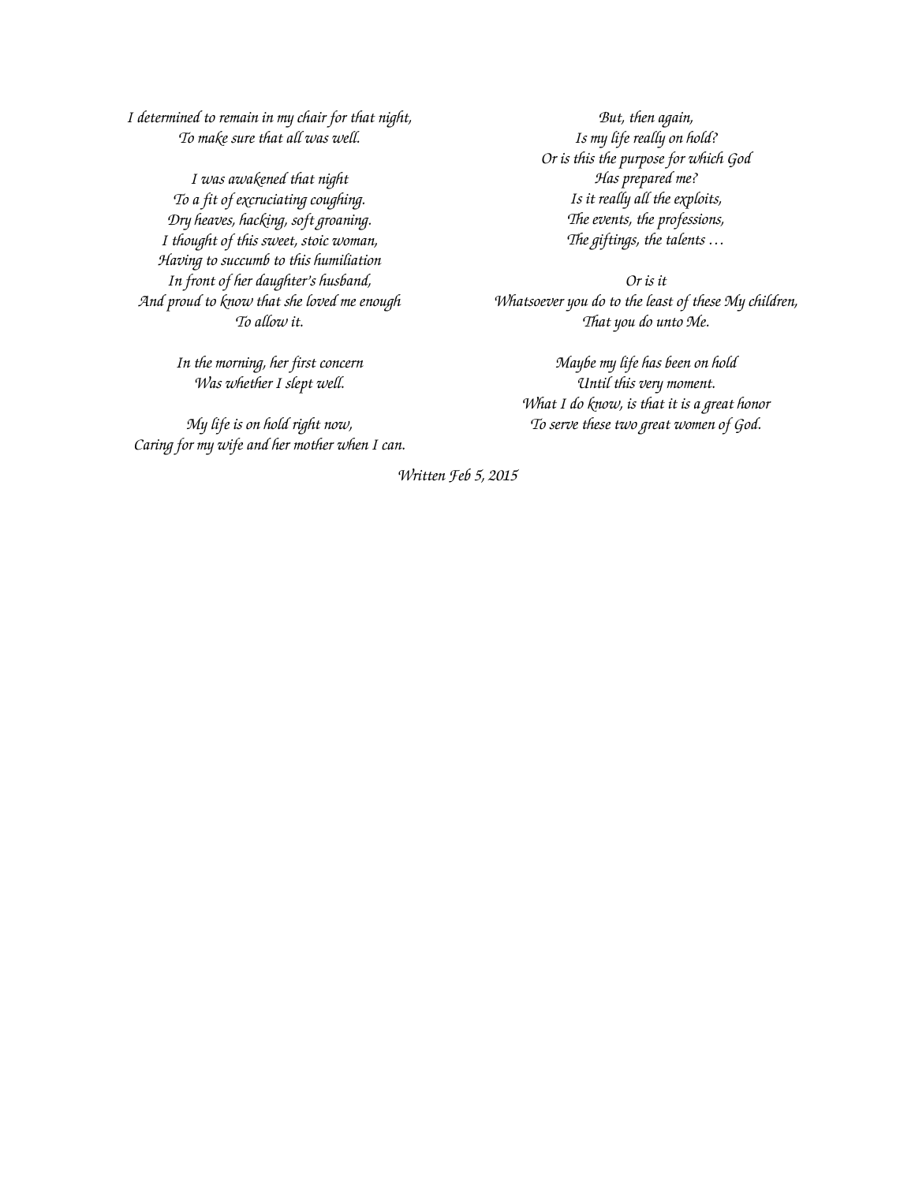*I determined to remain in my chair for that night,*
*To make sure that all was well.*

*I was awakened that night*
*To a fit of excruciating coughing.*
*Dry heaves, hacking, soft groaning.*
*I thought of this sweet, stoic woman,*
*Having to succumb to this humiliation*
*In front of her daughter's husband,*
*And proud to know that she loved me enough*
*To allow it.*

*In the morning, her first concern*
*Was whether I slept well.*

*My life is on hold right now,*
*Caring for my wife and her mother when I can.*

*But, then again,*
*Is my life really on hold?*
*Or is this the purpose for which God*
*Has prepared me?*
*Is it really all the exploits,*
*The events, the professions,*
*The giftings, the talents …*

*Or is it*
*Whatsoever you do to the least of these My children,*
*That you do unto Me.*

*Maybe my life has been on hold*
*Until this very moment.*
*What I do know, is that it is a great honor*
*To serve these two great women of God.*

*Written Feb 5, 2015*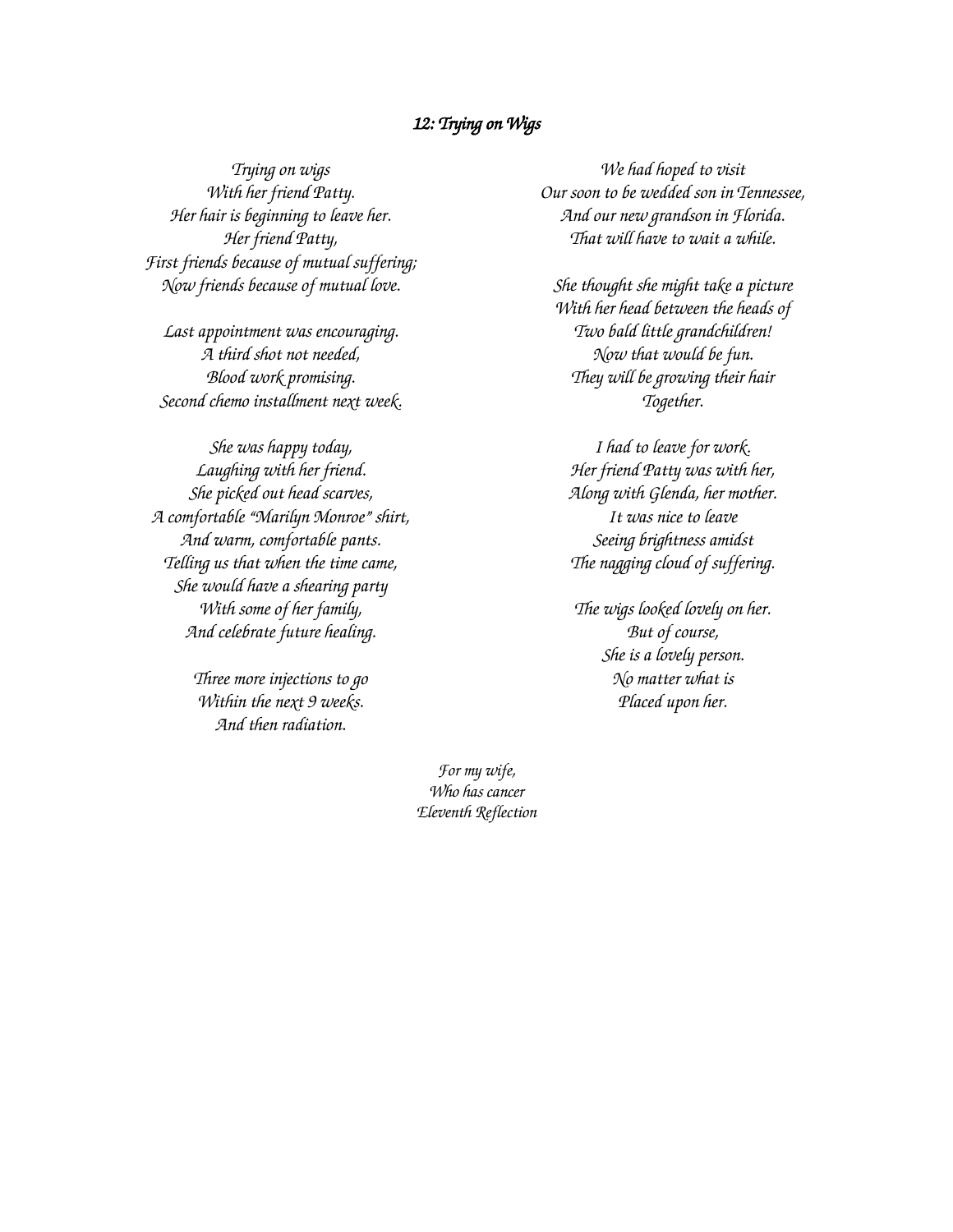## *12: Trying on Wigs*

*Trying on wigs*
*With her friend Patty.*
*Her hair is beginning to leave her.*
*Her friend Patty,*
*First friends because of mutual suffering;*
*Now friends because of mutual love.*

*Last appointment was encouraging.*
*A third shot not needed,*
*Blood work promising.*
*Second chemo installment next week.*

*She was happy today,*
*Laughing with her friend.*
*She picked out head scarves,*
*A comfortable "Marilyn Monroe" shirt,*
*And warm, comfortable pants.*
*Telling us that when the time came,*
*She would have a shearing party*
*With some of her family,*
*And celebrate future healing.*

*Three more injections to go*
*Within the next 9 weeks.*
*And then radiation.*

*We had hoped to visit*
*Our soon to be wedded son in Tennessee,*
*And our new grandson in Florida.*
*That will have to wait a while.*

*She thought she might take a picture*
*With her head between the heads of*
*Two bald little grandchildren!*
*Now that would be fun.*
*They will be growing their hair*
*Together.*

*I had to leave for work.*
*Her friend Patty was with her,*
*Along with Glenda, her mother.*
*It was nice to leave*
*Seeing brightness amidst*
*The nagging cloud of suffering.*

*The wigs looked lovely on her.*
*But of course,*
*She is a lovely person.*
*No matter what is*
*Placed upon her.*

*For my wife,*
*Who has cancer*
*Eleventh Reflection*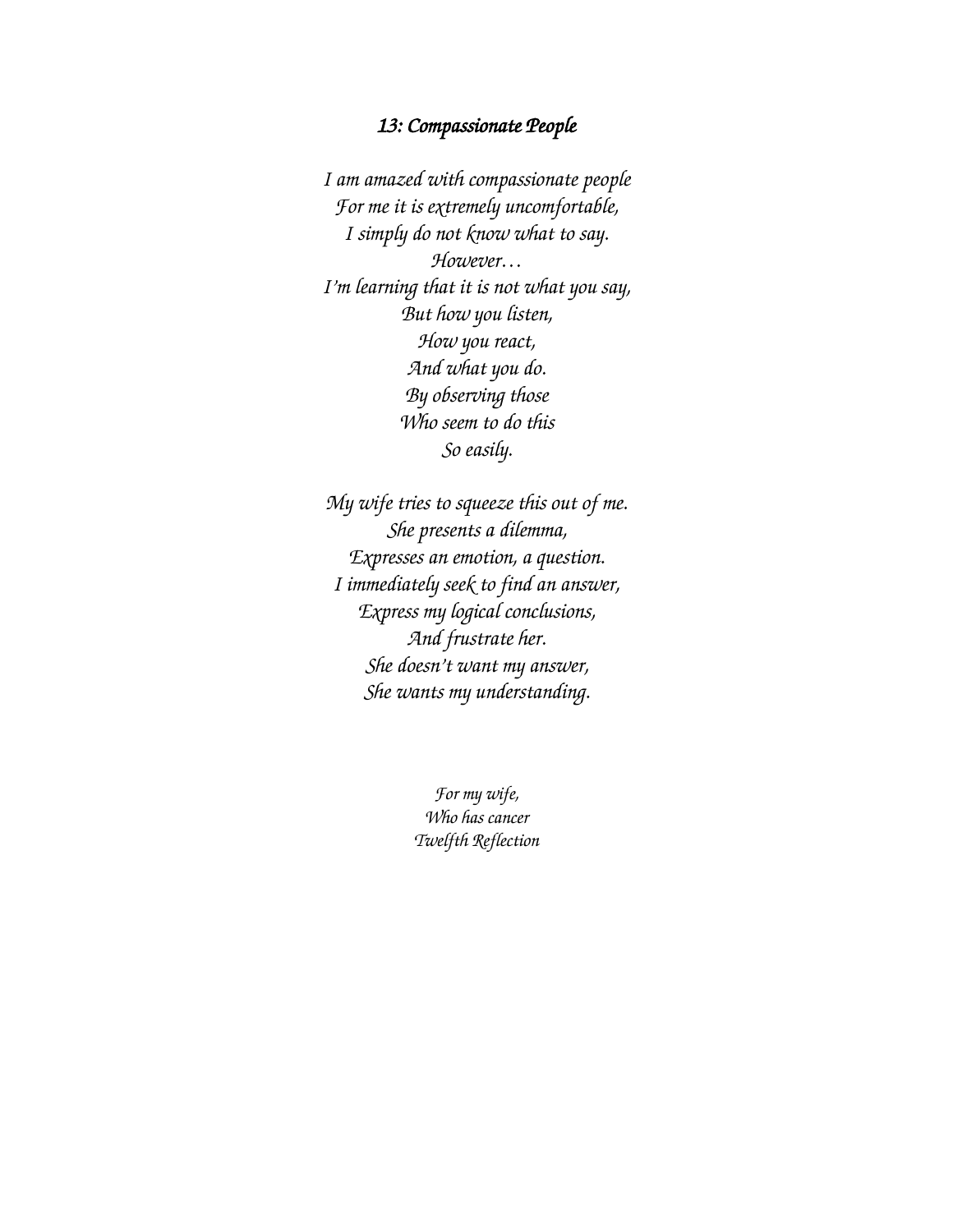### *13: Compassionate People*

*I am amazed with compassionate people*
*For me it is extremely uncomfortable,*
*I simply do not know what to say.*
*However…*
*I'm learning that it is not what you say,*
*But how you listen,*
*How you react,*
*And what you do.*
*By observing those*
*Who seem to do this*
*So easily.*

*My wife tries to squeeze this out of me.*
*She presents a dilemma,*
*Expresses an emotion, a question.*
*I immediately seek to find an answer,*
*Express my logical conclusions,*
*And frustrate her.*
*She doesn't want my answer,*
*She wants my understanding.*

*For my wife,*
*Who has cancer*
*Twelfth Reflection*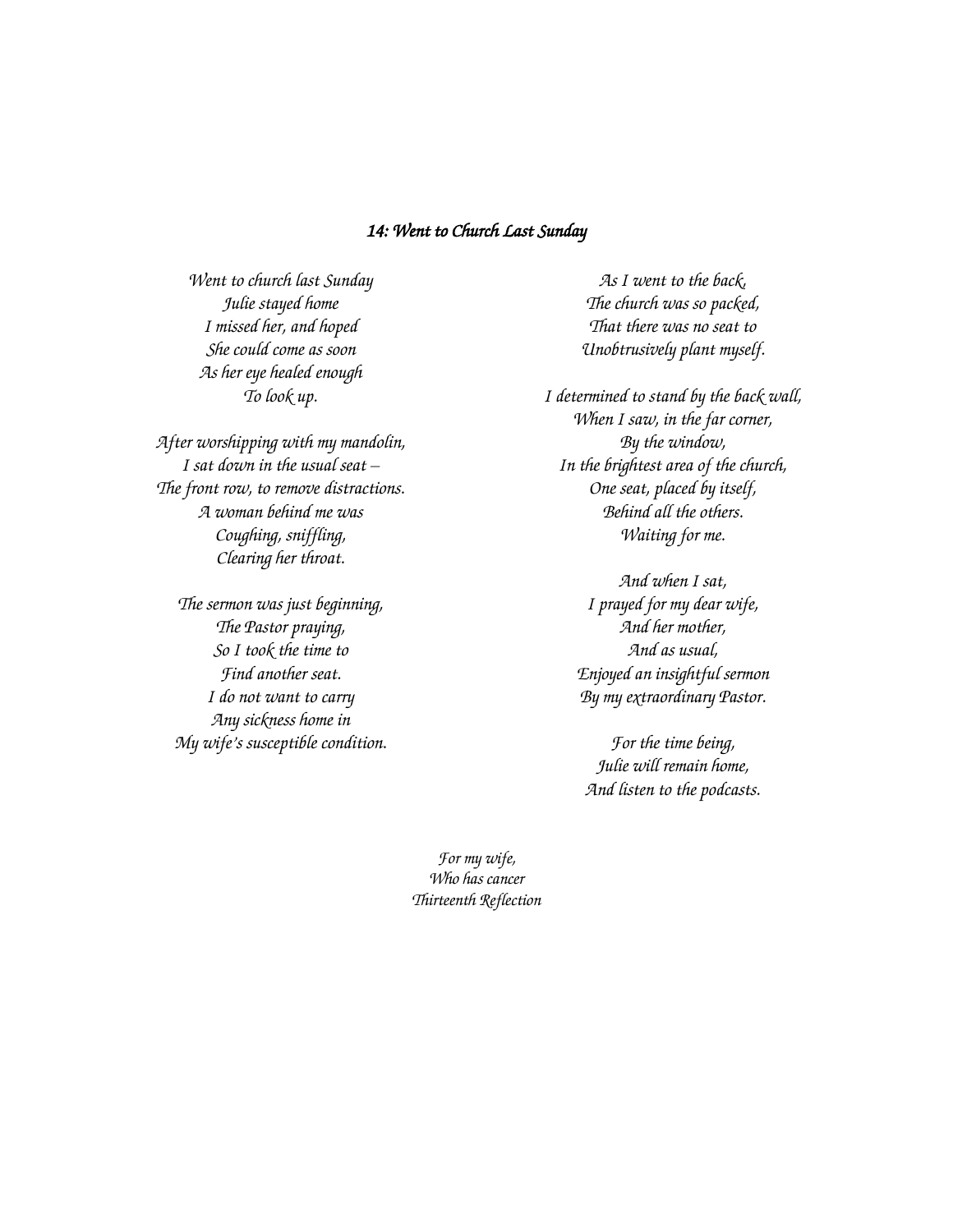### *14: Went to Church Last Sunday*

*Went to church last Sunday*
*Julie stayed home*
*I missed her, and hoped*
*She could come as soon*
*As her eye healed enough*
*To look up.*

*After worshipping with my mandolin,*
*I sat down in the usual seat –*
*The front row, to remove distractions.*
*A woman behind me was*
*Coughing, sniffling,*
*Clearing her throat.*

*The sermon was just beginning,*
*The Pastor praying,*
*So I took the time to*
*Find another seat.*
*I do not want to carry*
*Any sickness home in*
*My wife's susceptible condition.*

*As I went to the back,*
*The church was so packed,*
*That there was no seat to*
*Unobtrusively plant myself.*

*I determined to stand by the back wall,*
*When I saw, in the far corner,*
*By the window,*
*In the brightest area of the church,*
*One seat, placed by itself,*
*Behind all the others.*
*Waiting for me.*

*And when I sat,*
*I prayed for my dear wife,*
*And her mother,*
*And as usual,*
*Enjoyed an insightful sermon*
*By my extraordinary Pastor.*

*For the time being,*
*Julie will remain home,*
*And listen to the podcasts.*

*For my wife,*
*Who has cancer*
*Thirteenth Reflection*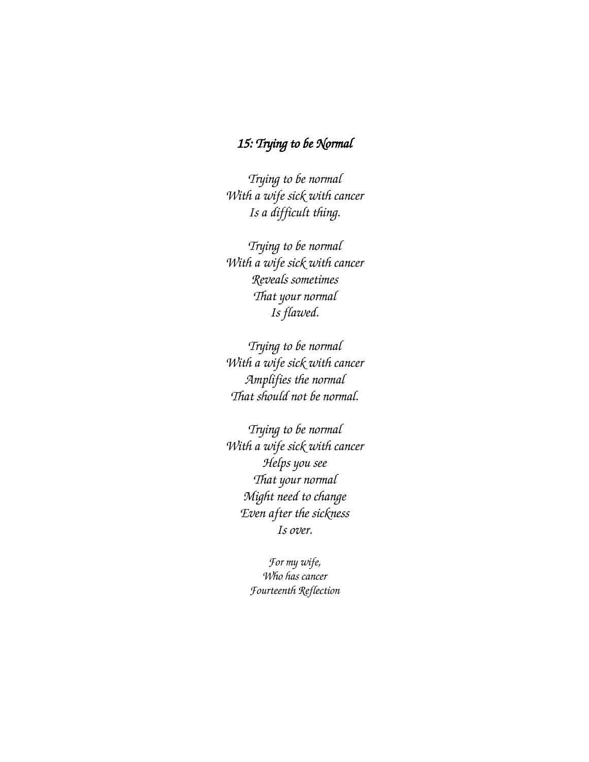## *15: Trying to be Normal*

*Trying to be normal*
*With a wife sick with cancer*
*Is a difficult thing.*

*Trying to be normal*
*With a wife sick with cancer*
*Reveals sometimes*
*That your normal*
*Is flawed.*

*Trying to be normal*
*With a wife sick with cancer*
*Amplifies the normal*
*That should not be normal.*

*Trying to be normal*
*With a wife sick with cancer*
*Helps you see*
*That your normal*
*Might need to change*
*Even after the sickness*
*Is over.*

*For my wife,*
*Who has cancer*
*Fourteenth Reflection*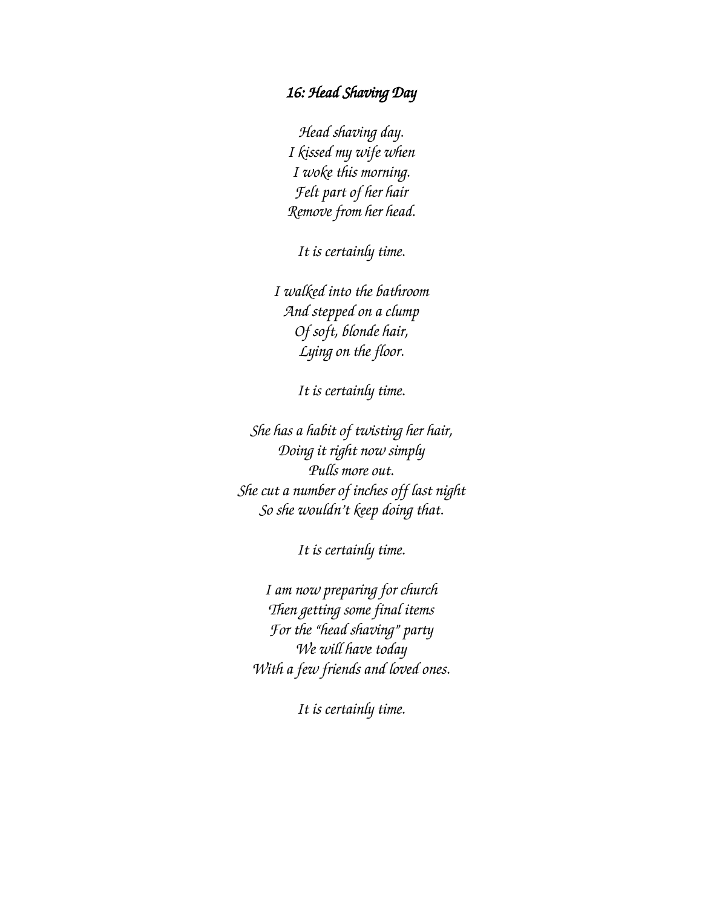## *16: Head Shaving Day*

*Head shaving day.*
*I kissed my wife when*
*I woke this morning.*
*Felt part of her hair*
*Remove from her head.*

*It is certainly time.*

*I walked into the bathroom*
*And stepped on a clump*
*Of soft, blonde hair,*
*Lying on the floor.*

*It is certainly time.*

*She has a habit of twisting her hair,*
*Doing it right now simply*
*Pulls more out.*
*She cut a number of inches off last night*
*So she wouldn't keep doing that.*

*It is certainly time.*

*I am now preparing for church*
*Then getting some final items*
*For the "head shaving" party*
*We will have today*
*With a few friends and loved ones.*

*It is certainly time.*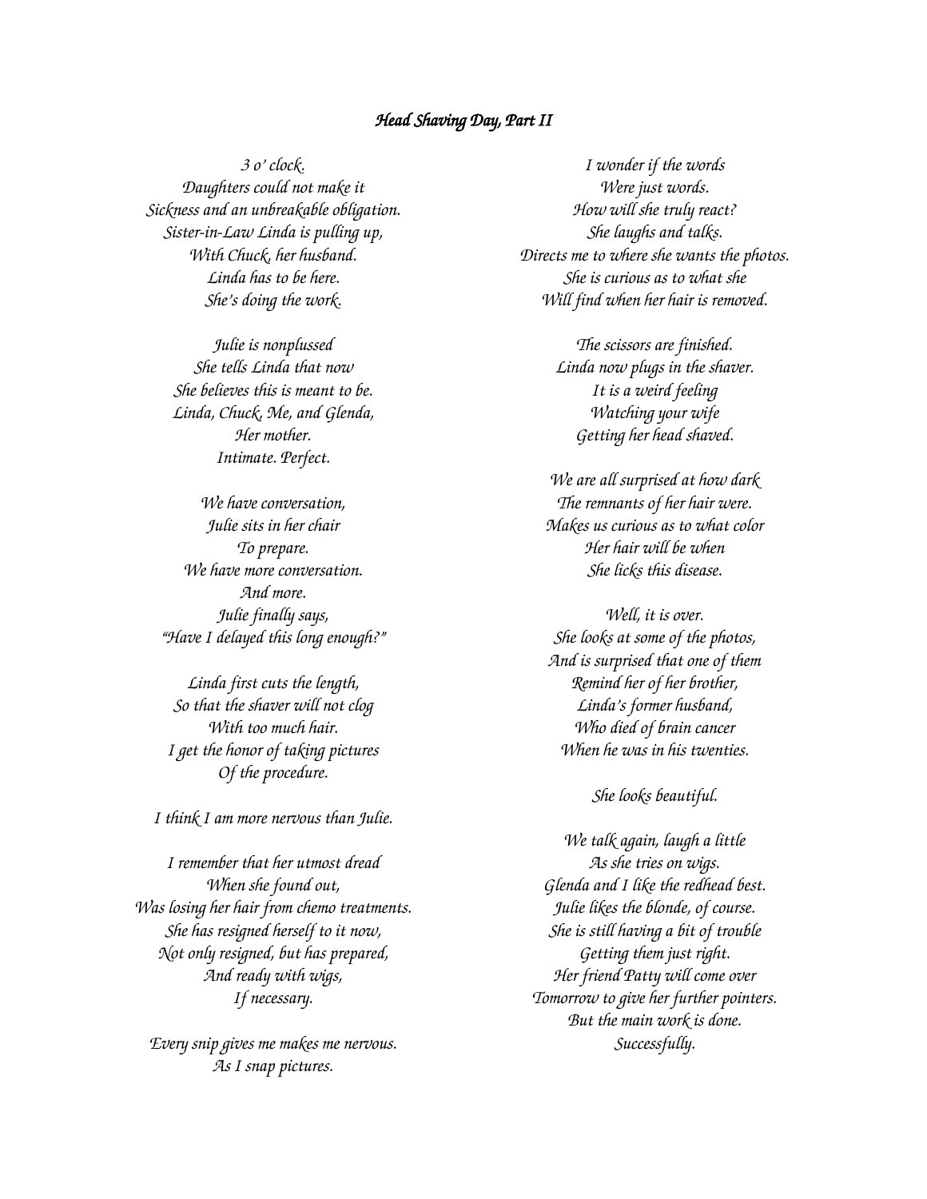## *Head Shaving Day, Part II*

*3 o' clock.*
*Daughters could not make it*
*Sickness and an unbreakable obligation.*
*Sister-in-Law Linda is pulling up,*
*With Chuck, her husband.*
*Linda has to be here.*
*She's doing the work.*

*Julie is nonplussed*
*She tells Linda that now*
*She believes this is meant to be.*
*Linda, Chuck, Me, and Glenda,*
*Her mother.*
*Intimate. Perfect.*

*We have conversation,*
*Julie sits in her chair*
*To prepare.*
*We have more conversation.*
*And more.*
*Julie finally says,*
*"Have I delayed this long enough?"*

*Linda first cuts the length,*
*So that the shaver will not clog*
*With too much hair.*
*I get the honor of taking pictures*
*Of the procedure.*

*I think I am more nervous than Julie.*

*I remember that her utmost dread*
*When she found out,*
*Was losing her hair from chemo treatments.*
*She has resigned herself to it now,*
*Not only resigned, but has prepared,*
*And ready with wigs,*
*If necessary.*

*Every snip gives me makes me nervous.*
*As I snap pictures.*

*I wonder if the words*
*Were just words.*
*How will she truly react?*
*She laughs and talks.*
*Directs me to where she wants the photos.*
*She is curious as to what she*
*Will find when her hair is removed.*

*The scissors are finished.*
*Linda now plugs in the shaver.*
*It is a weird feeling*
*Watching your wife*
*Getting her head shaved.*

*We are all surprised at how dark*
*The remnants of her hair were.*
*Makes us curious as to what color*
*Her hair will be when*
*She licks this disease.*

*Well, it is over.*
*She looks at some of the photos,*
*And is surprised that one of them*
*Remind her of her brother,*
*Linda's former husband,*
*Who died of brain cancer*
*When he was in his twenties.*

*She looks beautiful.*

*We talk again, laugh a little*
*As she tries on wigs.*
*Glenda and I like the redhead best.*
*Julie likes the blonde, of course.*
*She is still having a bit of trouble*
*Getting them just right.*
*Her friend Patty will come over*
*Tomorrow to give her further pointers.*
*But the main work is done.*
*Successfully.*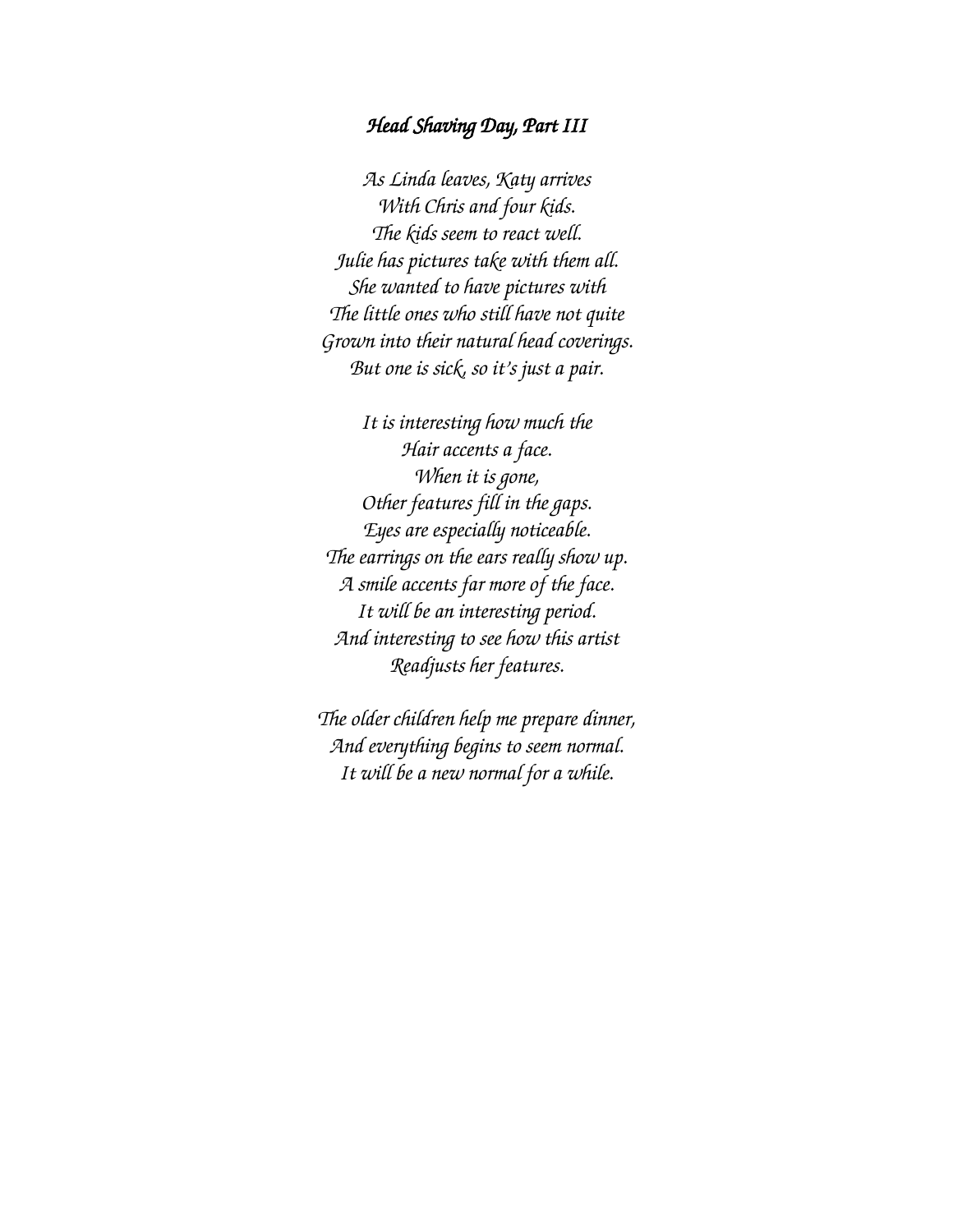## *Head Shaving Day, Part III*

*As Linda leaves, Katy arrives*
*With Chris and four kids.*
*The kids seem to react well.*
*Julie has pictures take with them all.*
*She wanted to have pictures with*
*The little ones who still have not quite*
*Grown into their natural head coverings.*
*But one is sick, so it's just a pair.*

*It is interesting how much the*
*Hair accents a face.*
*When it is gone,*
*Other features fill in the gaps.*
*Eyes are especially noticeable.*
*The earrings on the ears really show up.*
*A smile accents far more of the face.*
*It will be an interesting period.*
*And interesting to see how this artist*
*Readjusts her features.*

*The older children help me prepare dinner,*
*And everything begins to seem normal.*
*It will be a new normal for a while.*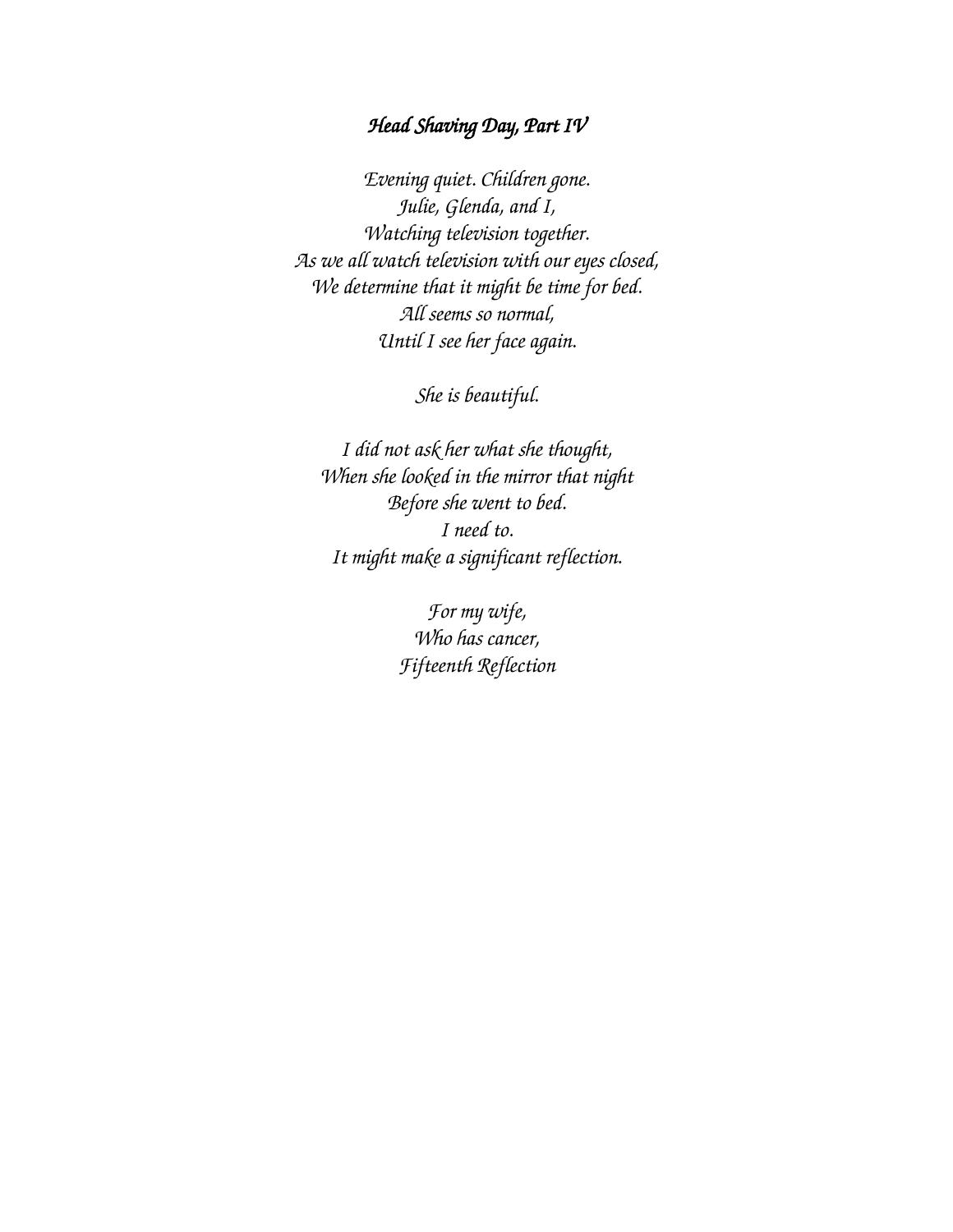# *Head Shaving Day, Part IV*

*Evening quiet. Children gone.*
*Julie, Glenda, and I,*
*Watching television together.*
*As we all watch television with our eyes closed,*
*We determine that it might be time for bed.*
*All seems so normal,*
*Until I see her face again.*

*She is beautiful.*

*I did not ask her what she thought,*
*When she looked in the mirror that night*
*Before she went to bed.*
*I need to.*
*It might make a significant reflection.*

*For my wife,*
*Who has cancer,*
*Fifteenth Reflection*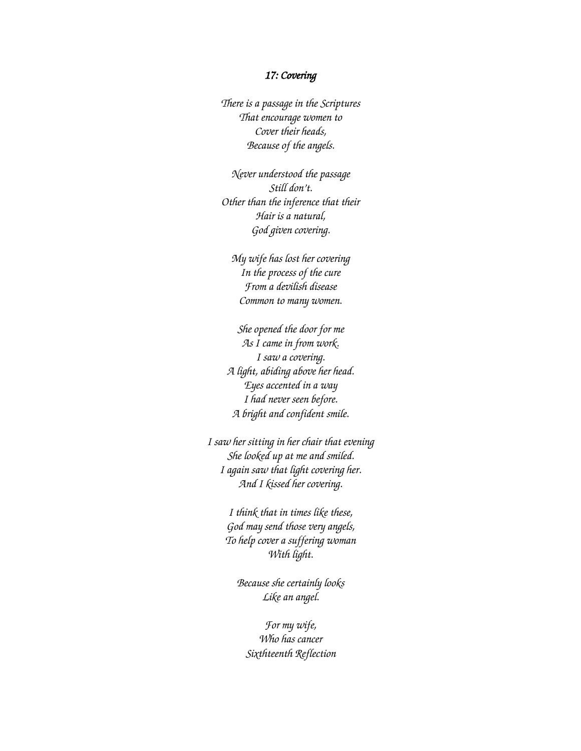### *17: Covering*

*There is a passage in the Scriptures*
*That encourage women to*
*Cover their heads,*
*Because of the angels.*

*Never understood the passage*
*Still don't.*
*Other than the inference that their*
*Hair is a natural,*
*God given covering.*

*My wife has lost her covering*
*In the process of the cure*
*From a devilish disease*
*Common to many women.*

*She opened the door for me*
*As I came in from work.*
*I saw a covering.*
*A light, abiding above her head.*
*Eyes accented in a way*
*I had never seen before.*
*A bright and confident smile.*

*I saw her sitting in her chair that evening*
*She looked up at me and smiled.*
*I again saw that light covering her.*
*And I kissed her covering.*

*I think that in times like these,*
*God may send those very angels,*
*To help cover a suffering woman*
*With light.*

*Because she certainly looks*
*Like an angel.*

*For my wife,*
*Who has cancer*
*Sixthteenth Reflection*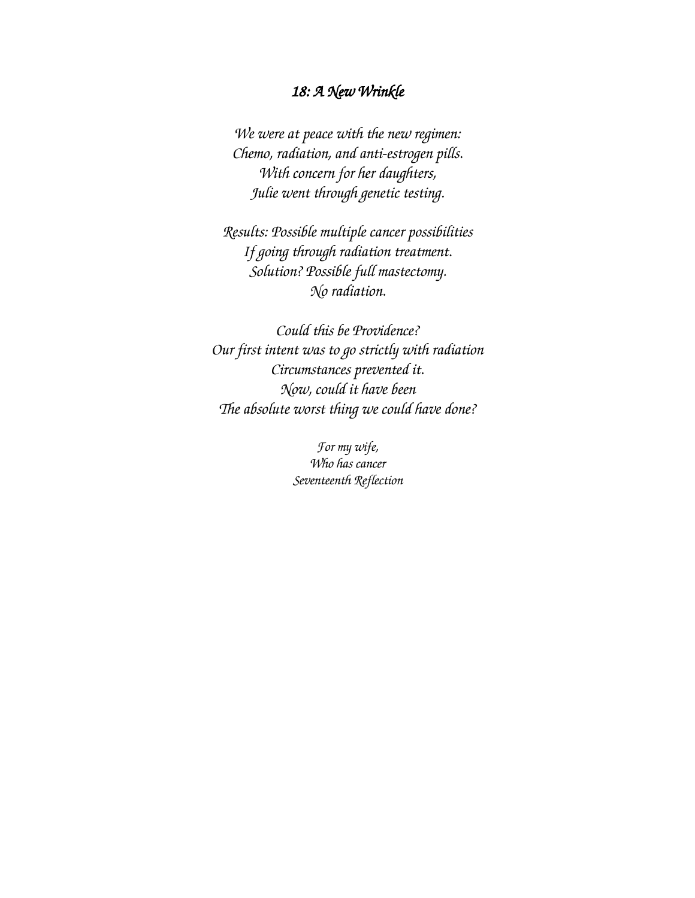## *18: A New Wrinkle*

*We were at peace with the new regimen:*
*Chemo, radiation, and anti-estrogen pills.*
*With concern for her daughters,*
*Julie went through genetic testing.*

*Results: Possible multiple cancer possibilities*
*If going through radiation treatment.*
*Solution? Possible full mastectomy.*
*No radiation.*

*Could this be Providence?*
*Our first intent was to go strictly with radiation*
*Circumstances prevented it.*
*Now, could it have been*
*The absolute worst thing we could have done?*

*For my wife,*
*Who has cancer*
*Seventeenth Reflection*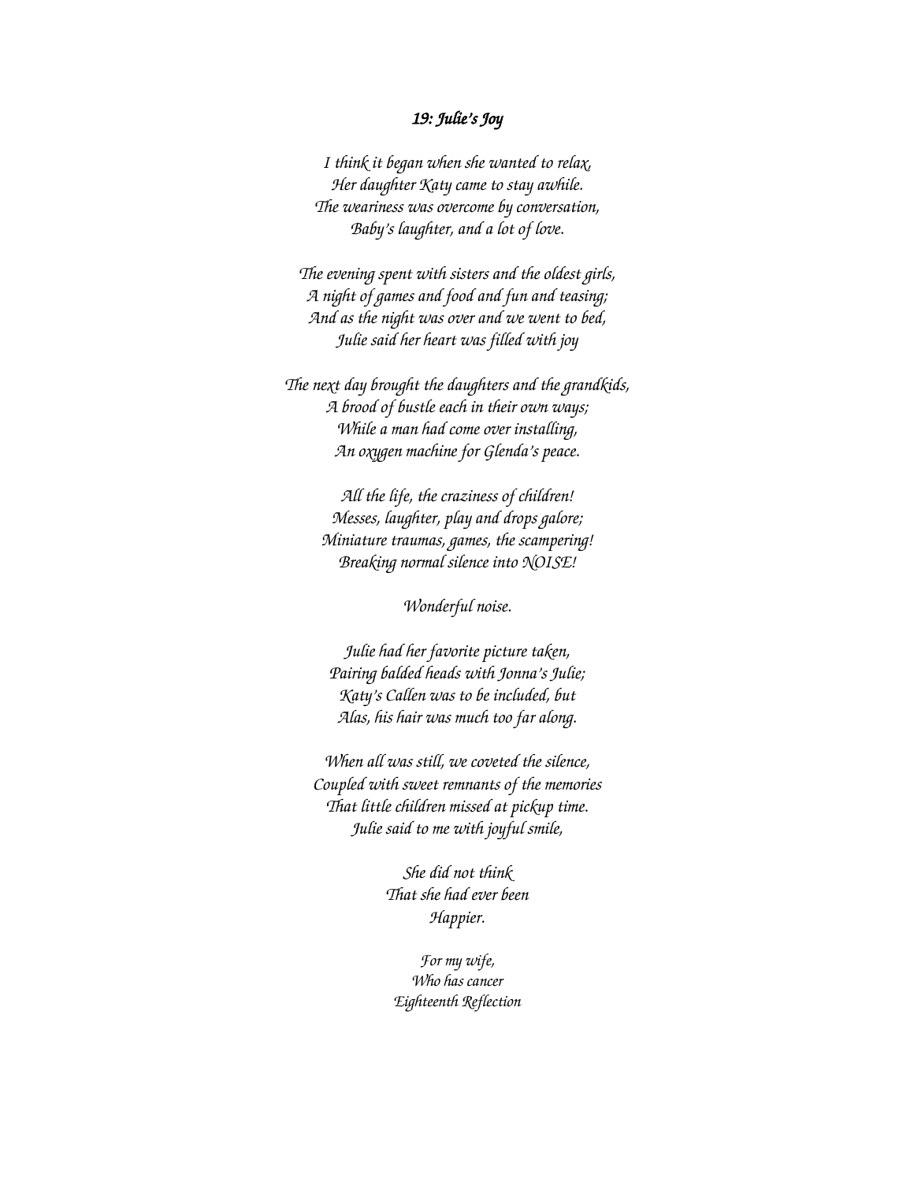### *19: Julie's Joy*

*I think it began when she wanted to relax,*
*Her daughter Katy came to stay awhile.*
*The weariness was overcome by conversation,*
*Baby's laughter, and a lot of love.*

*The evening spent with sisters and the oldest girls,*
*A night of games and food and fun and teasing;*
*And as the night was over and we went to bed,*
*Julie said her heart was filled with joy*

*The next day brought the daughters and the grandkids,*
*A brood of bustle each in their own ways;*
*While a man had come over installing,*
*An oxygen machine for Glenda's peace.*

*All the life, the craziness of children!*
*Messes, laughter, play and drops galore;*
*Miniature traumas, games, the scampering!*
*Breaking normal silence into NOISE!*

*Wonderful noise.*

*Julie had her favorite picture taken,*
*Pairing balded heads with Jonna's Julie;*
*Katy's Callen was to be included, but*
*Alas, his hair was much too far along.*

*When all was still, we coveted the silence,*
*Coupled with sweet remnants of the memories*
*That little children missed at pickup time.*
*Julie said to me with joyful smile,*

*She did not think*
*That she had ever been*
*Happier.*

*For my wife,*
*Who has cancer*
*Eighteenth Reflection*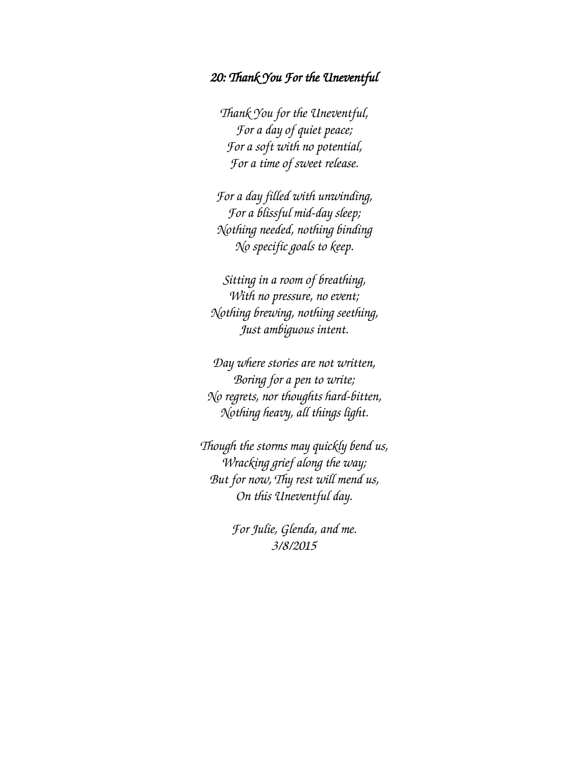## *20: Thank You For the Uneventful*

*Thank You for the Uneventful,*
*For a day of quiet peace;*
*For a soft with no potential,*
*For a time of sweet release.*

*For a day filled with unwinding,*
*For a blissful mid-day sleep;*
*Nothing needed, nothing binding*
*No specific goals to keep.*

*Sitting in a room of breathing,*
*With no pressure, no event;*
*Nothing brewing, nothing seething,*
*Just ambiguous intent.*

*Day where stories are not written,*
*Boring for a pen to write;*
*No regrets, nor thoughts hard-bitten,*
*Nothing heavy, all things light.*

*Though the storms may quickly bend us,*
*Wracking grief along the way;*
*But for now, Thy rest will mend us,*
*On this Uneventful day.*

*For Julie, Glenda, and me.*
*3/8/2015*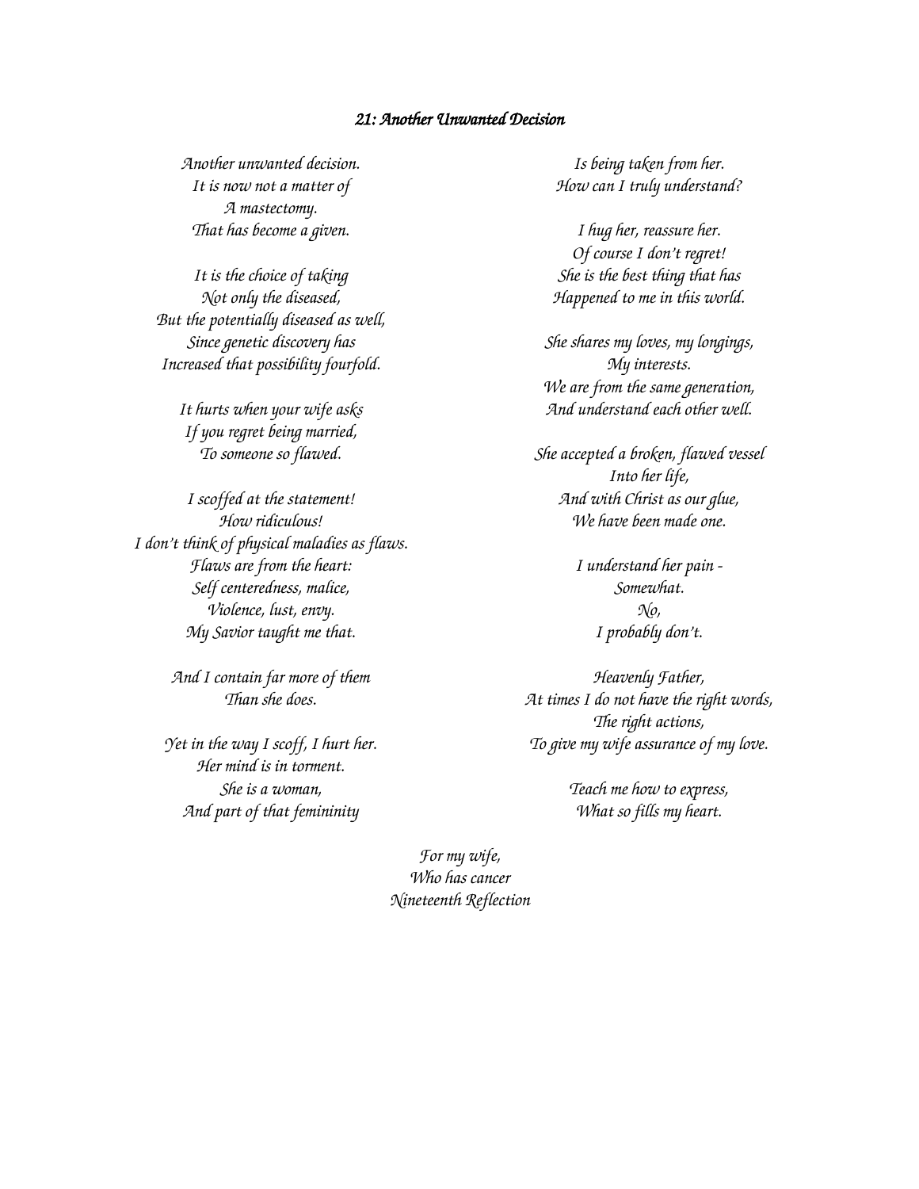### *21: Another Unwanted Decision*

*Another unwanted decision.*
*It is now not a matter of*
*A mastectomy.*
*That has become a given.*

*It is the choice of taking*
*Not only the diseased,*
*But the potentially diseased as well,*
*Since genetic discovery has*
*Increased that possibility fourfold.*

*It hurts when your wife asks*
*If you regret being married,*
*To someone so flawed.*

*I scoffed at the statement!*
*How ridiculous!*
*I don't think of physical maladies as flaws.*
*Flaws are from the heart:*
*Self centeredness, malice,*
*Violence, lust, envy.*
*My Savior taught me that.*

*And I contain far more of them*
*Than she does.*

*Yet in the way I scoff, I hurt her.*
*Her mind is in torment.*
*She is a woman,*
*And part of that femininity*
*Is being taken from her.*
*How can I truly understand?*

*I hug her, reassure her.*
*Of course I don't regret!*
*She is the best thing that has*
*Happened to me in this world.*

*She shares my loves, my longings,*
*My interests.*
*We are from the same generation,*
*And understand each other well.*

*She accepted a broken, flawed vessel*
*Into her life,*
*And with Christ as our glue,*
*We have been made one.*

*I understand her pain -*
*Somewhat.*
*No,*
*I probably don't.*

*Heavenly Father,*
*At times I do not have the right words,*
*The right actions,*
*To give my wife assurance of my love.*

*Teach me how to express,*
*What so fills my heart.*

*For my wife,*
*Who has cancer*
*Nineteenth Reflection*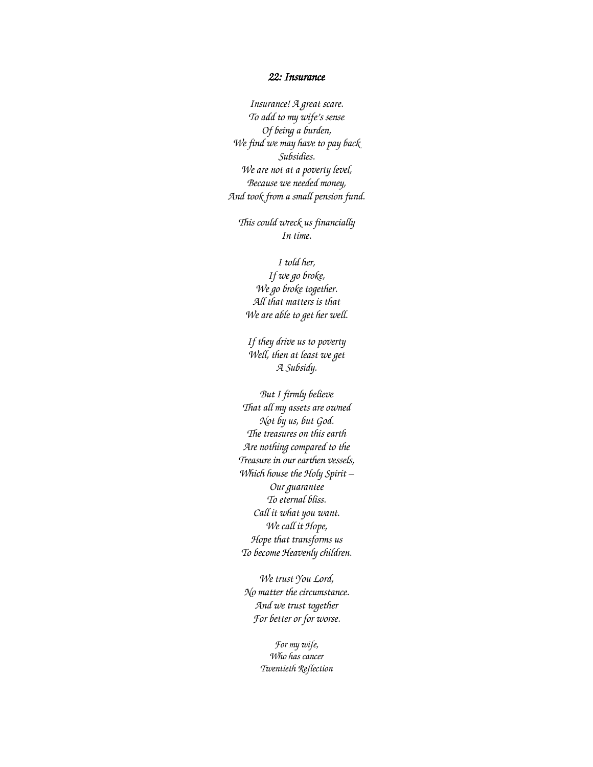## *22: Insurance*

*Insurance! A great scare.*
*To add to my wife's sense*
*Of being a burden,*
*We find we may have to pay back*
*Subsidies.*
*We are not at a poverty level,*
*Because we needed money,*
*And took from a small pension fund.*

*This could wreck us financially*
*In time.*

*I told her,*
*If we go broke,*
*We go broke together.*
*All that matters is that*
*We are able to get her well.*

*If they drive us to poverty*
*Well, then at least we get*
*A Subsidy.*

*But I firmly believe*
*That all my assets are owned*
*Not by us, but God.*
*The treasures on this earth*
*Are nothing compared to the*
*Treasure in our earthen vessels,*
*Which house the Holy Spirit –*
*Our guarantee*
*To eternal bliss.*
*Call it what you want.*
*We call it Hope,*
*Hope that transforms us*
*To become Heavenly children.*

*We trust You Lord,*
*No matter the circumstance.*
*And we trust together*
*For better or for worse.*

*For my wife,*
*Who has cancer*
*Twentieth Reflection*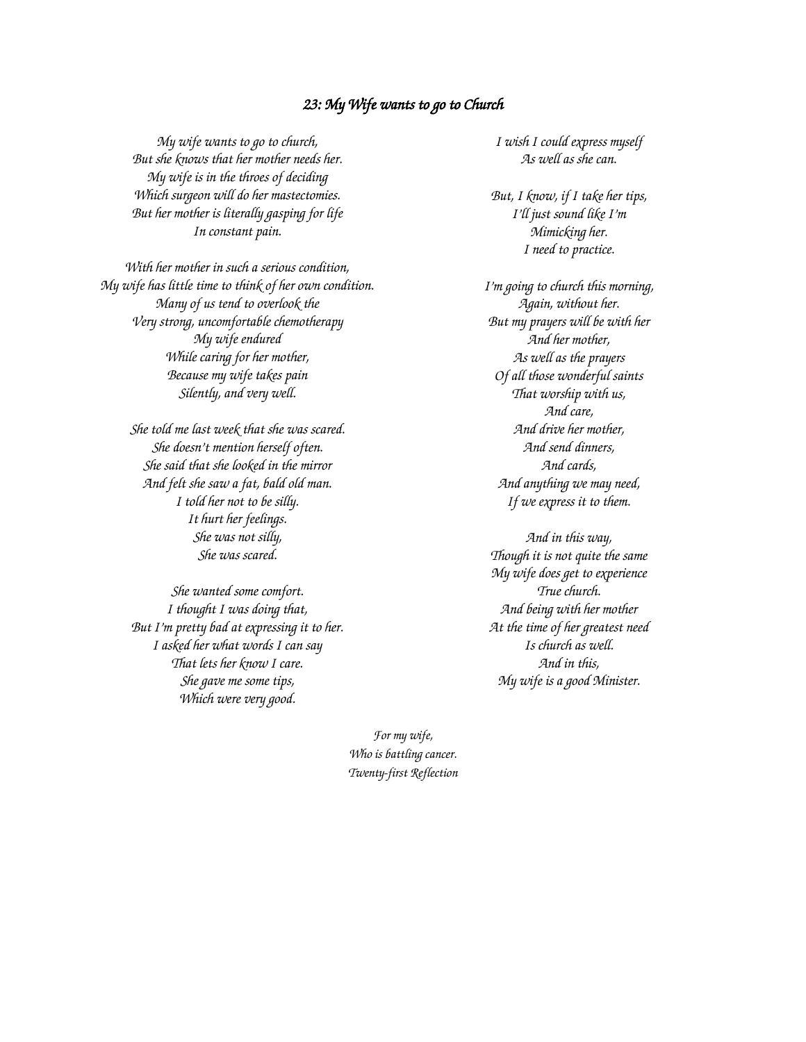## *23: My Wife wants to go to Church*

*My wife wants to go to church,*
*But she knows that her mother needs her.*
*My wife is in the throes of deciding*
*Which surgeon will do her mastectomies.*
*But her mother is literally gasping for life*
*In constant pain.*

*With her mother in such a serious condition,*
*My wife has little time to think of her own condition.*
*Many of us tend to overlook the*
*Very strong, uncomfortable chemotherapy*
*My wife endured*
*While caring for her mother,*
*Because my wife takes pain*
*Silently, and very well.*

*She told me last week that she was scared.*
*She doesn't mention herself often.*
*She said that she looked in the mirror*
*And felt she saw a fat, bald old man.*
*I told her not to be silly.*
*It hurt her feelings.*
*She was not silly,*
*She was scared.*

*She wanted some comfort.*
*I thought I was doing that,*
*But I'm pretty bad at expressing it to her.*
*I asked her what words I can say*
*That lets her know I care.*
*She gave me some tips,*
*Which were very good.*

*I wish I could express myself*
*As well as she can.*

*But, I know, if I take her tips,*
*I'll just sound like I'm*
*Mimicking her.*
*I need to practice.*

*I'm going to church this morning,*
*Again, without her.*
*But my prayers will be with her*
*And her mother,*
*As well as the prayers*
*Of all those wonderful saints*
*That worship with us,*
*And care,*
*And drive her mother,*
*And send dinners,*
*And cards,*
*And anything we may need,*
*If we express it to them.*

*And in this way,*
*Though it is not quite the same*
*My wife does get to experience*
*True church.*
*And being with her mother*
*At the time of her greatest need*
*Is church as well.*
*And in this,*
*My wife is a good Minister.*

*For my wife,*
*Who is battling cancer.*
*Twenty-first Reflection*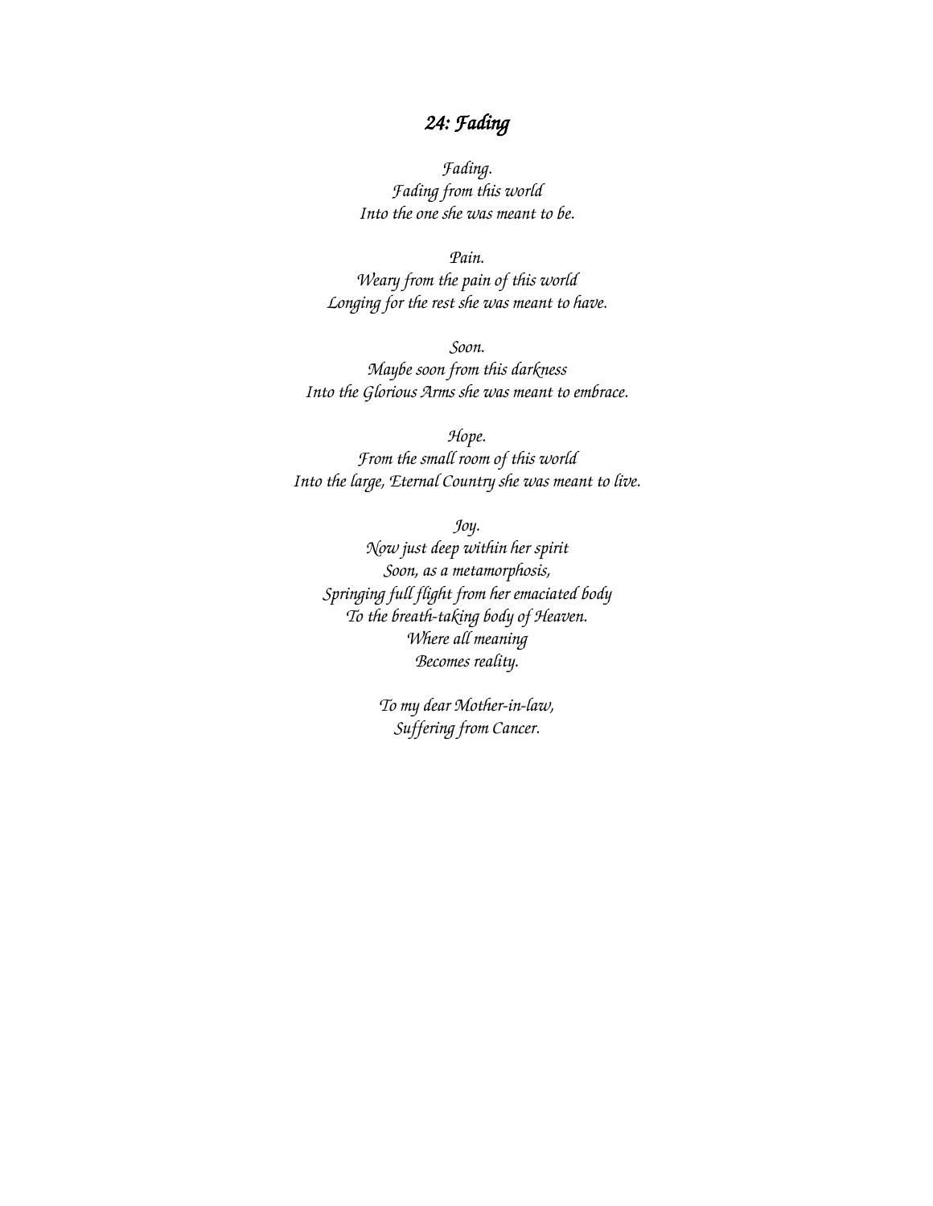## *24: Fading*

*Fading.*
*Fading from this world*
*Into the one she was meant to be.*

*Pain.*
*Weary from the pain of this world*
*Longing for the rest she was meant to have.*

*Soon.*
*Maybe soon from this darkness*
*Into the Glorious Arms she was meant to embrace.*

*Hope.*
*From the small room of this world*
*Into the large, Eternal Country she was meant to live.*

*Joy.*
*Now just deep within her spirit*
*Soon, as a metamorphosis,*
*Springing full flight from her emaciated body*
*To the breath-taking body of Heaven.*
*Where all meaning*
*Becomes reality.*

*To my dear Mother-in-law,*
*Suffering from Cancer.*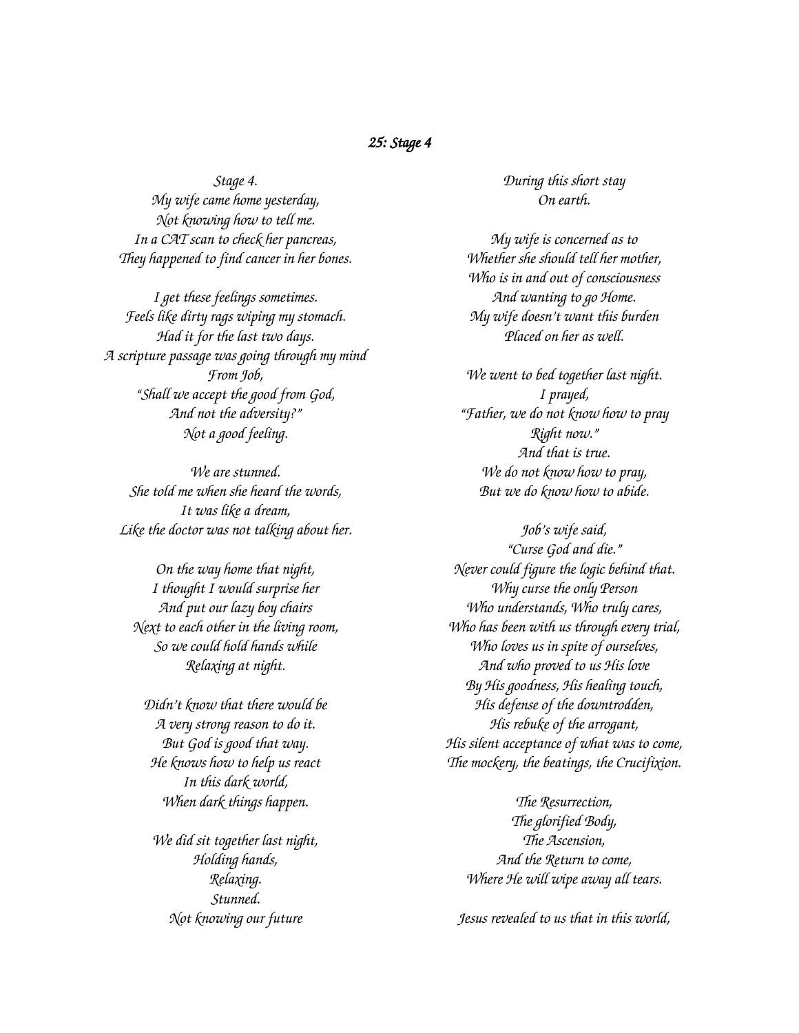## *25: Stage 4*

*Stage 4.*
*My wife came home yesterday,*
*Not knowing how to tell me.*
*In a CAT scan to check her pancreas,*
*They happened to find cancer in her bones.*

*I get these feelings sometimes.*
*Feels like dirty rags wiping my stomach.*
*Had it for the last two days.*
*A scripture passage was going through my mind*
*From Job,*
*"Shall we accept the good from God,*
*And not the adversity?"*
*Not a good feeling.*

*We are stunned.*
*She told me when she heard the words,*
*It was like a dream,*
*Like the doctor was not talking about her.*

*On the way home that night,*
*I thought I would surprise her*
*And put our lazy boy chairs*
*Next to each other in the living room,*
*So we could hold hands while*
*Relaxing at night.*

*Didn't know that there would be*
*A very strong reason to do it.*
*But God is good that way.*
*He knows how to help us react*
*In this dark world,*
*When dark things happen.*

*We did sit together last night,*
*Holding hands,*
*Relaxing.*
*Stunned.*
*Not knowing our future*
*During this short stay*
*On earth.*

*My wife is concerned as to*
*Whether she should tell her mother,*
*Who is in and out of consciousness*
*And wanting to go Home.*
*My wife doesn't want this burden*
*Placed on her as well.*

*We went to bed together last night.*
*I prayed,*
*"Father, we do not know how to pray*
*Right now."*
*And that is true.*
*We do not know how to pray,*
*But we do know how to abide.*

*Job's wife said,*
*"Curse God and die."*
*Never could figure the logic behind that.*
*Why curse the only Person*
*Who understands, Who truly cares,*
*Who has been with us through every trial,*
*Who loves us in spite of ourselves,*
*And who proved to us His love*
*By His goodness, His healing touch,*
*His defense of the downtrodden,*
*His rebuke of the arrogant,*
*His silent acceptance of what was to come,*
*The mockery, the beatings, the Crucifixion.*

*The Resurrection,*
*The glorified Body,*
*The Ascension,*
*And the Return to come,*
*Where He will wipe away all tears.*

*Jesus revealed to us that in this world,*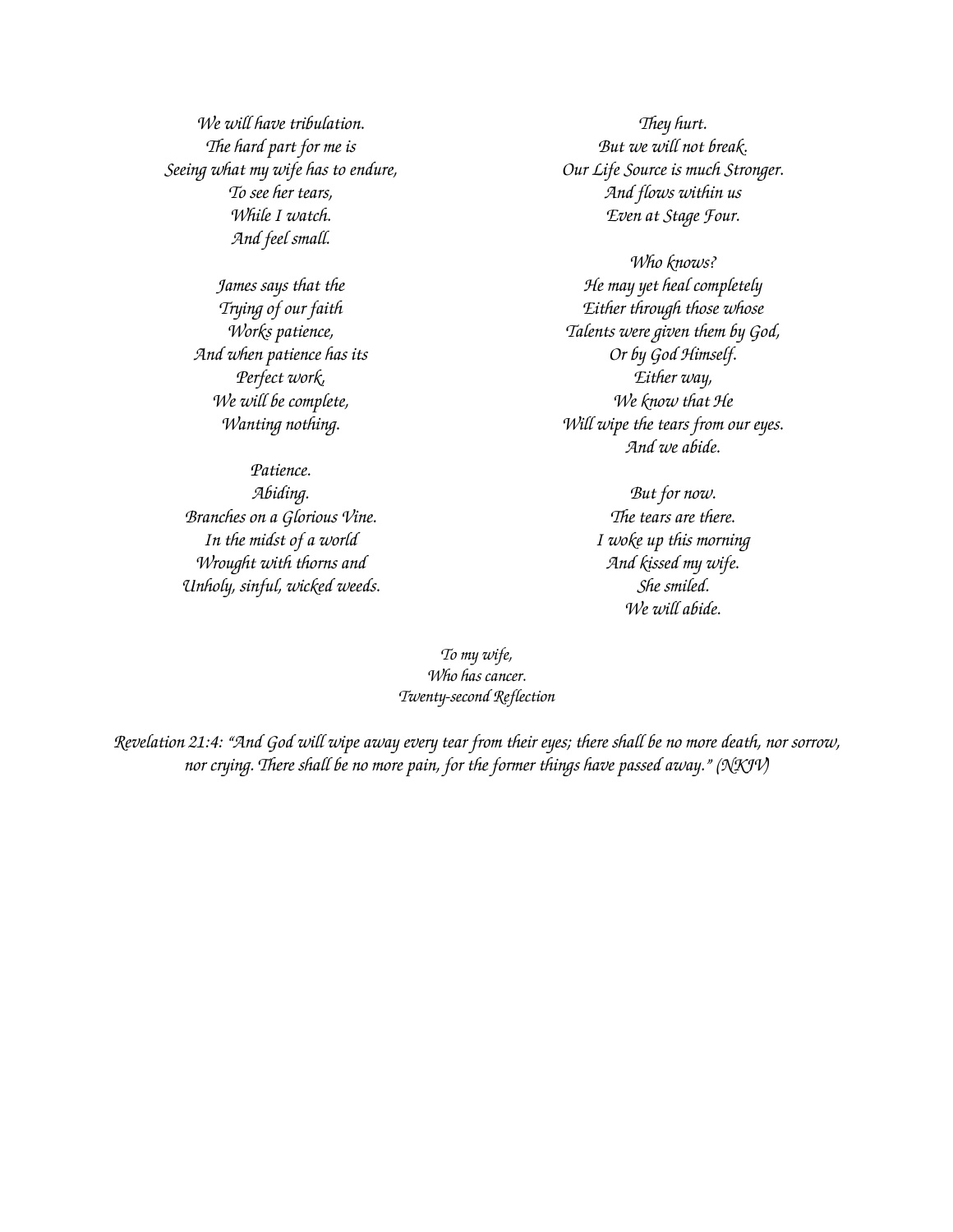*We will have tribulation.*
*The hard part for me is*
*Seeing what my wife has to endure,*
*To see her tears,*
*While I watch.*
*And feel small.*

*James says that the*
*Trying of our faith*
*Works patience,*
*And when patience has its*
*Perfect work,*
*We will be complete,*
*Wanting nothing.*

*Patience.*
*Abiding.*
*Branches on a Glorious Vine.*
*In the midst of a world*
*Wrought with thorns and*
*Unholy, sinful, wicked weeds.*

*They hurt.*
*But we will not break.*
*Our Life Source is much Stronger.*
*And flows within us*
*Even at Stage Four.*

*Who knows?*
*He may yet heal completely*
*Either through those whose*
*Talents were given them by God,*
*Or by God Himself.*
*Either way,*
*We know that He*
*Will wipe the tears from our eyes.*
*And we abide.*

*But for now.*
*The tears are there.*
*I woke up this morning*
*And kissed my wife.*
*She smiled.*
*We will abide.*

*To my wife,*
*Who has cancer.*
*Twenty-second Reflection*

*Revelation 21:4: "And God will wipe away every tear from their eyes; there shall be no more death, nor sorrow, nor crying. There shall be no more pain, for the former things have passed away." (NKJV)*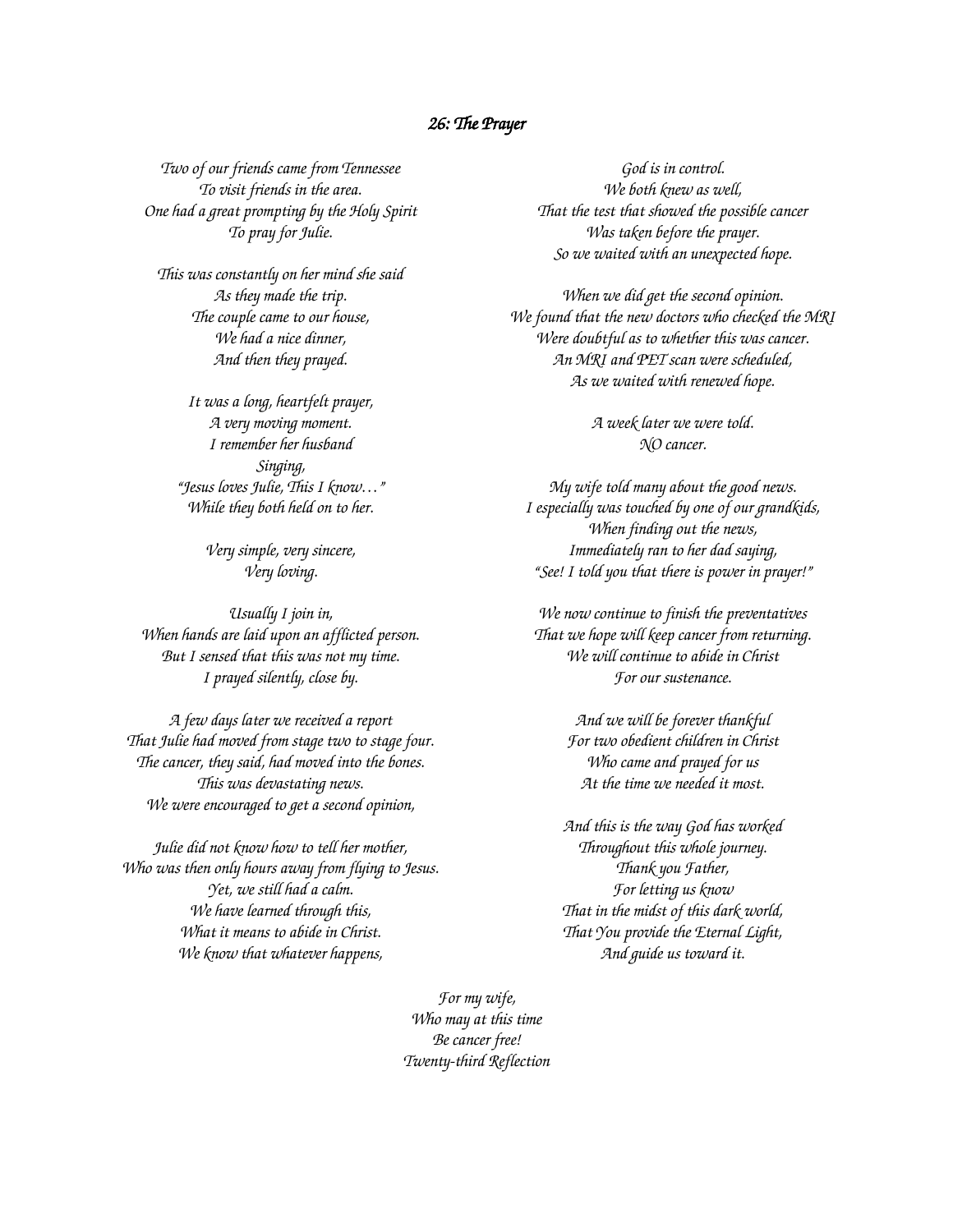## *26: The Prayer*

*Two of our friends came from Tennessee*
*To visit friends in the area.*
*One had a great prompting by the Holy Spirit*
*To pray for Julie.*

*This was constantly on her mind she said*
*As they made the trip.*
*The couple came to our house,*
*We had a nice dinner,*
*And then they prayed.*

*It was a long, heartfelt prayer,*
*A very moving moment.*
*I remember her husband*
*Singing,*
*"Jesus loves Julie, This I know…"*
*While they both held on to her.*

*Very simple, very sincere,*
*Very loving.*

*Usually I join in,*
*When hands are laid upon an afflicted person.*
*But I sensed that this was not my time.*
*I prayed silently, close by.*

*A few days later we received a report*
*That Julie had moved from stage two to stage four.*
*The cancer, they said, had moved into the bones.*
*This was devastating news.*
*We were encouraged to get a second opinion,*

*Julie did not know how to tell her mother,*
*Who was then only hours away from flying to Jesus.*
*Yet, we still had a calm.*
*We have learned through this,*
*What it means to abide in Christ.*
*We know that whatever happens,*

*God is in control.*
*We both knew as well,*
*That the test that showed the possible cancer*
*Was taken before the prayer.*
*So we waited with an unexpected hope.*

*When we did get the second opinion.*
*We found that the new doctors who checked the MRI*
*Were doubtful as to whether this was cancer.*
*An MRI and PET scan were scheduled,*
*As we waited with renewed hope.*

*A week later we were told.*
*NO cancer.*

*My wife told many about the good news.*
*I especially was touched by one of our grandkids,*
*When finding out the news,*
*Immediately ran to her dad saying,*
*"See! I told you that there is power in prayer!"*

*We now continue to finish the preventatives*
*That we hope will keep cancer from returning.*
*We will continue to abide in Christ*
*For our sustenance.*

*And we will be forever thankful*
*For two obedient children in Christ*
*Who came and prayed for us*
*At the time we needed it most.*

*And this is the way God has worked*
*Throughout this whole journey.*
*Thank you Father,*
*For letting us know*
*That in the midst of this dark world,*
*That You provide the Eternal Light,*
*And guide us toward it.*

*For my wife,*
*Who may at this time*
*Be cancer free!*
*Twenty-third Reflection*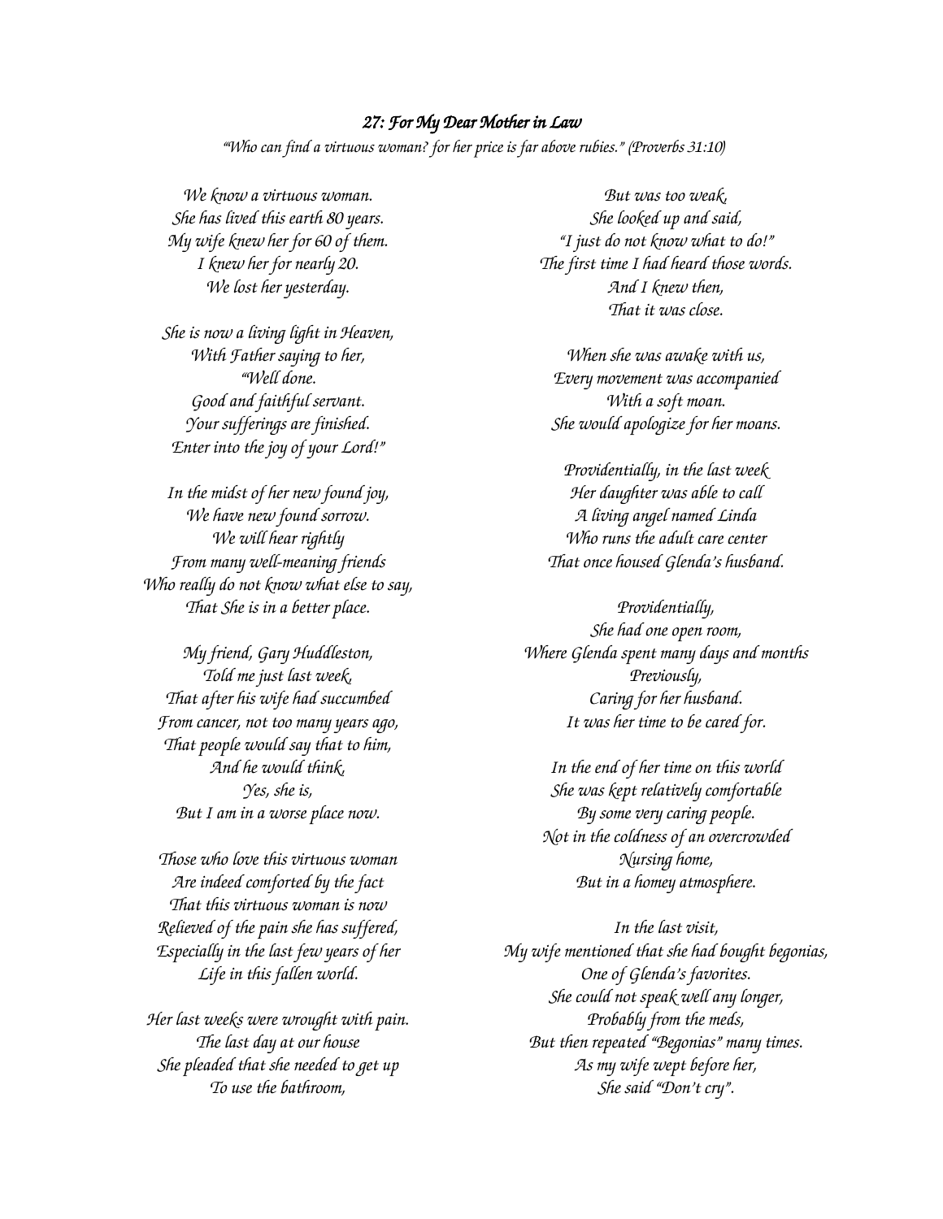### *27: For My Dear Mother in Law*

*"Who can find a virtuous woman? for her price is far above rubies." (Proverbs 31:10)*

*We know a virtuous woman.*
*She has lived this earth 80 years.*
*My wife knew her for 60 of them.*
*I knew her for nearly 20.*
*We lost her yesterday.*

*She is now a living light in Heaven,*
*With Father saying to her,*
*"Well done.*
*Good and faithful servant.*
*Your sufferings are finished.*
*Enter into the joy of your Lord!"*

*In the midst of her new found joy,*
*We have new found sorrow.*
*We will hear rightly*
*From many well-meaning friends*
*Who really do not know what else to say,*
*That She is in a better place.*

*My friend, Gary Huddleston,*
*Told me just last week,*
*That after his wife had succumbed*
*From cancer, not too many years ago,*
*That people would say that to him,*
*And he would think,*
*Yes, she is,*
*But I am in a worse place now.*

*Those who love this virtuous woman*
*Are indeed comforted by the fact*
*That this virtuous woman is now*
*Relieved of the pain she has suffered,*
*Especially in the last few years of her*
*Life in this fallen world.*

*Her last weeks were wrought with pain.*
*The last day at our house*
*She pleaded that she needed to get up*
*To use the bathroom,*
*But was too weak,*
*She looked up and said,*
*"I just do not know what to do!"*
*The first time I had heard those words.*
*And I knew then,*
*That it was close.*

*When she was awake with us,*
*Every movement was accompanied*
*With a soft moan.*
*She would apologize for her moans.*

*Providentially, in the last week*
*Her daughter was able to call*
*A living angel named Linda*
*Who runs the adult care center*
*That once housed Glenda's husband.*

*Providentially,*
*She had one open room,*
*Where Glenda spent many days and months*
*Previously,*
*Caring for her husband.*
*It was her time to be cared for.*

*In the end of her time on this world*
*She was kept relatively comfortable*
*By some very caring people.*
*Not in the coldness of an overcrowded*
*Nursing home,*
*But in a homey atmosphere.*

*In the last visit,*
*My wife mentioned that she had bought begonias,*
*One of Glenda's favorites.*
*She could not speak well any longer,*
*Probably from the meds,*
*But then repeated "Begonias" many times.*
*As my wife wept before her,*
*She said "Don't cry".*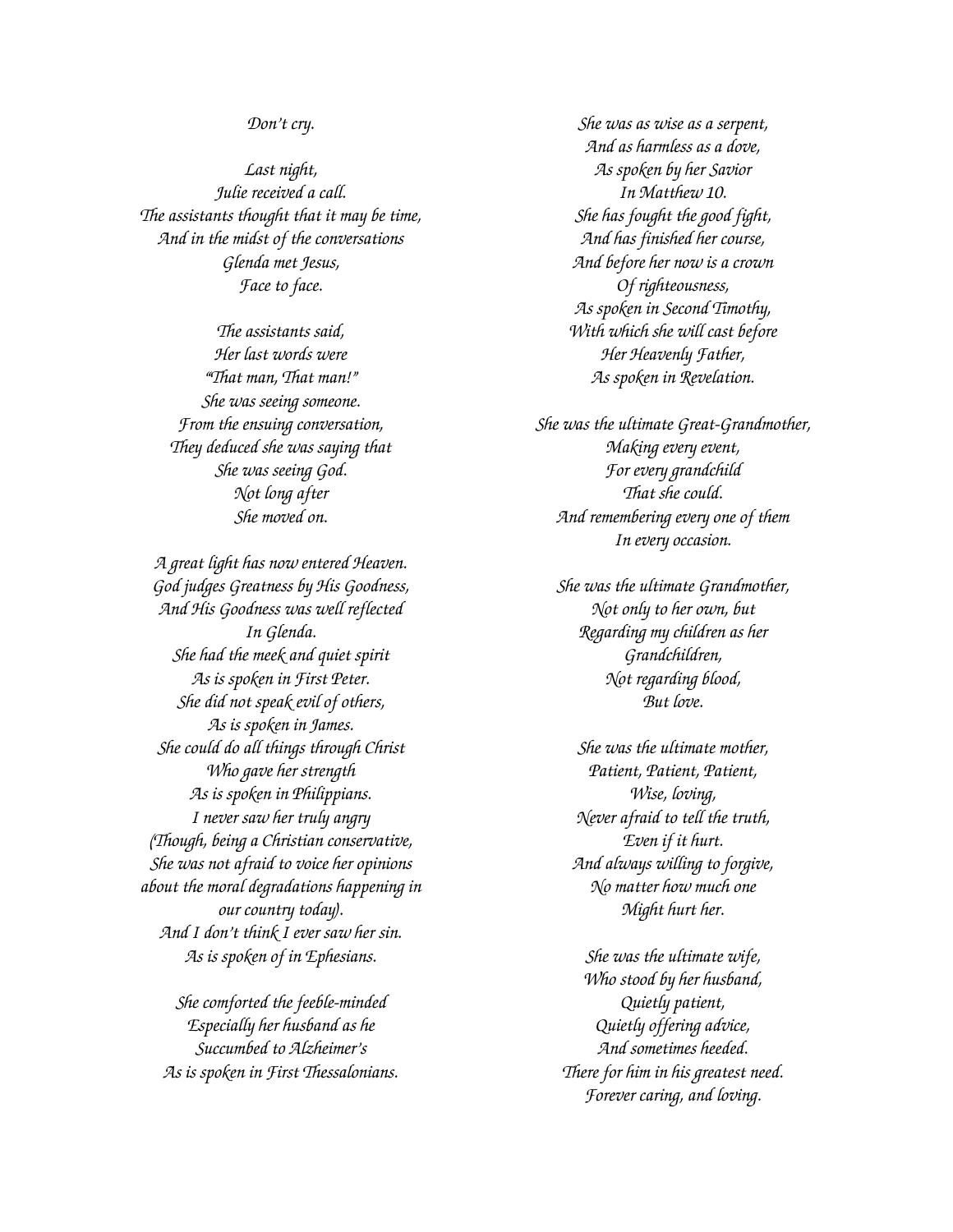*Don't cry.*

*Last night,*
*Julie received a call.*
*The assistants thought that it may be time,*
*And in the midst of the conversations*
*Glenda met Jesus,*
*Face to face.*

*The assistants said,*
*Her last words were*
*"That man, That man!"*
*She was seeing someone.*
*From the ensuing conversation,*
*They deduced she was saying that*
*She was seeing God.*
*Not long after*
*She moved on.*

*A great light has now entered Heaven.*
*God judges Greatness by His Goodness,*
*And His Goodness was well reflected*
*In Glenda.*
*She had the meek and quiet spirit*
*As is spoken in First Peter.*
*She did not speak evil of others,*
*As is spoken in James.*
*She could do all things through Christ*
*Who gave her strength*
*As is spoken in Philippians.*
*I never saw her truly angry*
*(Though, being a Christian conservative,*
*She was not afraid to voice her opinions*
*about the moral degradations happening in*
*our country today).*
*And I don't think I ever saw her sin.*
*As is spoken of in Ephesians.*

*She comforted the feeble-minded*
*Especially her husband as he*
*Succumbed to Alzheimer's*
*As is spoken in First Thessalonians.*

*She was as wise as a serpent,*
*And as harmless as a dove,*
*As spoken by her Savior*
*In Matthew 10.*
*She has fought the good fight,*
*And has finished her course,*
*And before her now is a crown*
*Of righteousness,*
*As spoken in Second Timothy,*
*With which she will cast before*
*Her Heavenly Father,*
*As spoken in Revelation.*

*She was the ultimate Great-Grandmother,*
*Making every event,*
*For every grandchild*
*That she could.*
*And remembering every one of them*
*In every occasion.*

*She was the ultimate Grandmother,*
*Not only to her own, but*
*Regarding my children as her*
*Grandchildren,*
*Not regarding blood,*
*But love.*

*She was the ultimate mother,*
*Patient, Patient, Patient,*
*Wise, loving,*
*Never afraid to tell the truth,*
*Even if it hurt.*
*And always willing to forgive,*
*No matter how much one*
*Might hurt her.*

*She was the ultimate wife,*
*Who stood by her husband,*
*Quietly patient,*
*Quietly offering advice,*
*And sometimes heeded.*
*There for him in his greatest need.*
*Forever caring, and loving.*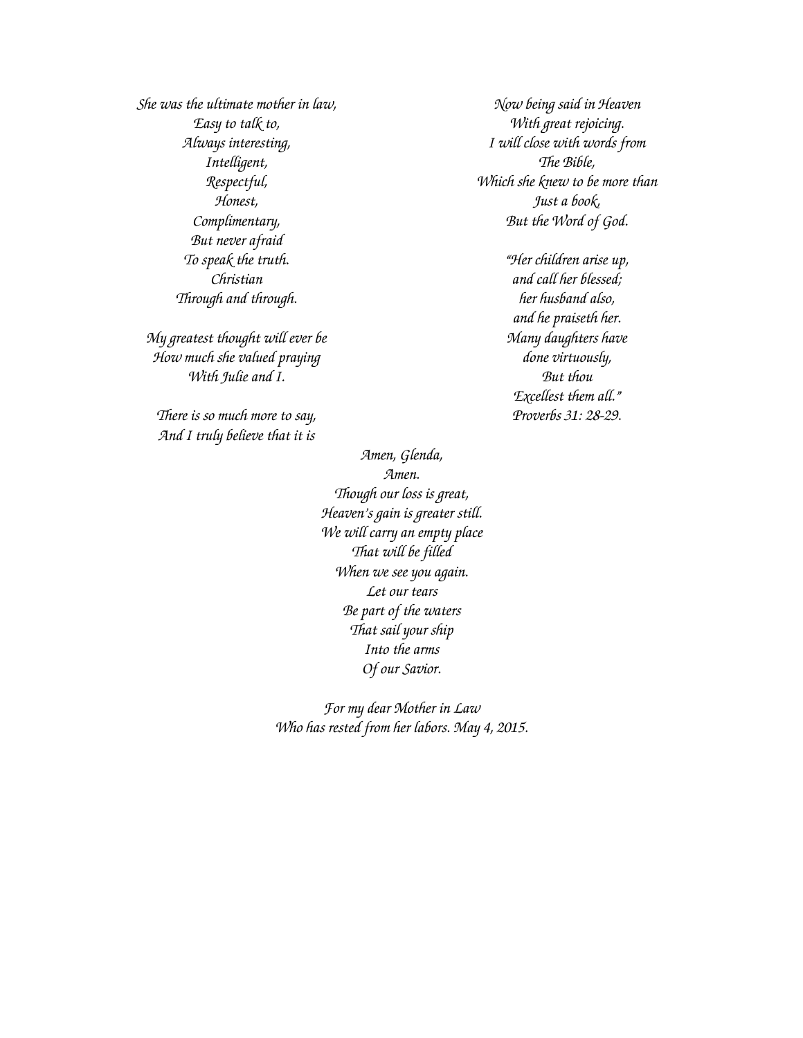*She was the ultimate mother in law,*
*Easy to talk to,*
*Always interesting,*
*Intelligent,*
*Respectful,*
*Honest,*
*Complimentary,*
*But never afraid*
*To speak the truth.*
*Christian*
*Through and through.*

*My greatest thought will ever be*
*How much she valued praying*
*With Julie and I.*

*There is so much more to say,*
*And I truly believe that it is*
*Now being said in Heaven*
*With great rejoicing.*
*I will close with words from*
*The Bible,*
*Which she knew to be more than*
*Just a book,*
*But the Word of God.*

*"Her children arise up,*
*and call her blessed;*
*her husband also,*
*and he praiseth her.*
*Many daughters have*
*done virtuously,*
*But thou*
*Excellest them all."*
*Proverbs 31: 28-29.*

*Amen, Glenda,*
*Amen.*
*Though our loss is great,*
*Heaven's gain is greater still.*
*We will carry an empty place*
*That will be filled*
*When we see you again.*
*Let our tears*
*Be part of the waters*
*That sail your ship*
*Into the arms*
*Of our Savior.*

*For my dear Mother in Law*
*Who has rested from her labors. May 4, 2015.*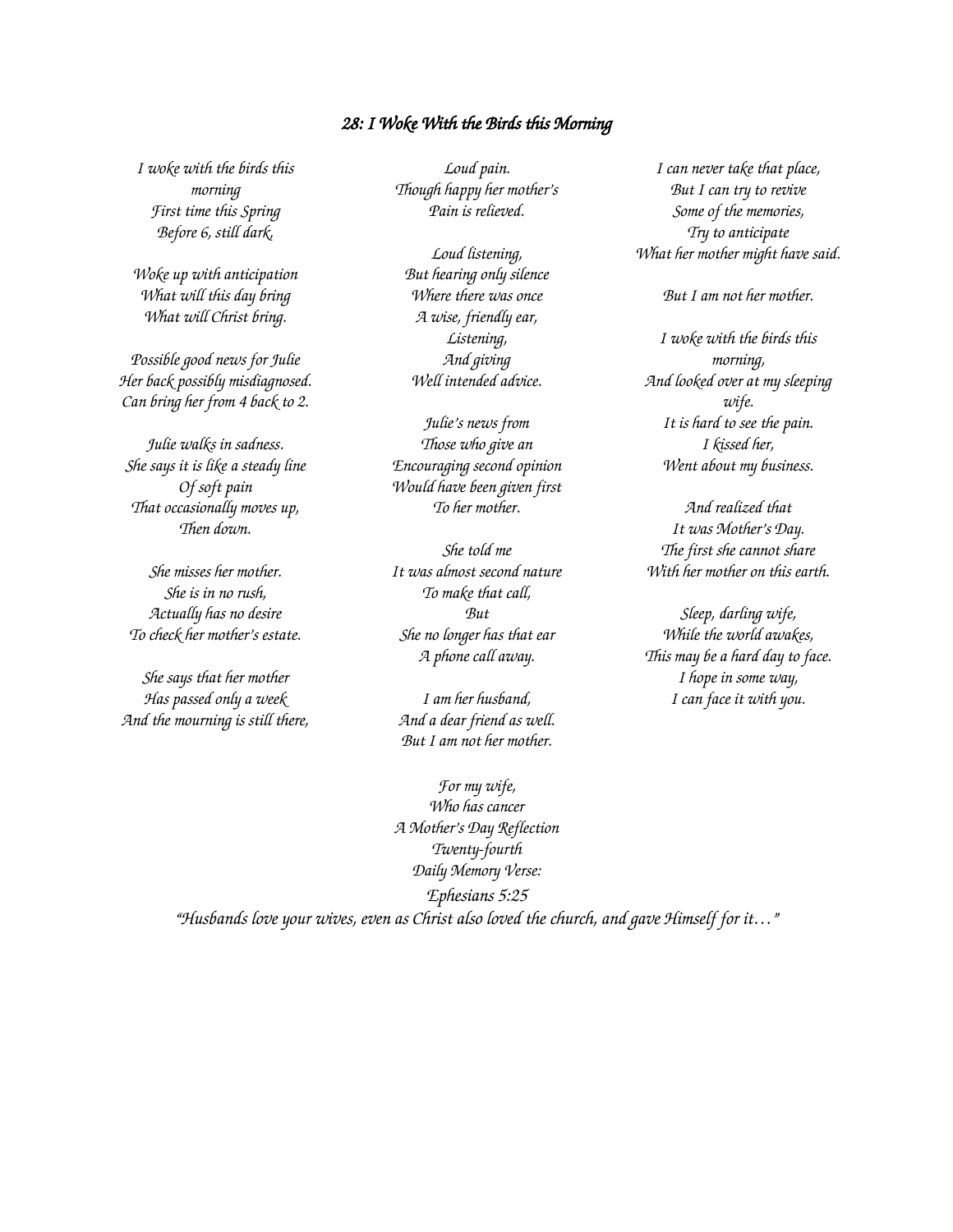## *28: I Woke With the Birds this Morning*

*I woke with the birds this*
*morning*
*First time this Spring*
*Before 6, still dark.*

*Woke up with anticipation*
*What will this day bring*
*What will Christ bring.*

*Possible good news for Julie*
*Her back possibly misdiagnosed.*
*Can bring her from 4 back to 2.*

*Julie walks in sadness.*
*She says it is like a steady line*
*Of soft pain*
*That occasionally moves up,*
*Then down.*

*She misses her mother.*
*She is in no rush,*
*Actually has no desire*
*To check her mother's estate.*

*She says that her mother*
*Has passed only a week*
*And the mourning is still there,*

*Loud pain.*
*Though happy her mother's*
*Pain is relieved.*

*Loud listening,*
*But hearing only silence*
*Where there was once*
*A wise, friendly ear,*
*Listening,*
*And giving*
*Well intended advice.*

*Julie's news from*
*Those who give an*
*Encouraging second opinion*
*Would have been given first*
*To her mother.*

*She told me*
*It was almost second nature*
*To make that call,*
*But*
*She no longer has that ear*
*A phone call away.*

*I am her husband,*
*And a dear friend as well.*
*But I am not her mother.*

*I can never take that place,*
*But I can try to revive*
*Some of the memories,*
*Try to anticipate*
*What her mother might have said.*

*But I am not her mother.*

*I woke with the birds this*
*morning,*
*And looked over at my sleeping*
*wife.*
*It is hard to see the pain.*
*I kissed her,*
*Went about my business.*

*And realized that*
*It was Mother's Day.*
*The first she cannot share*
*With her mother on this earth.*

*Sleep, darling wife,*
*While the world awakes,*
*This may be a hard day to face.*
*I hope in some way,*
*I can face it with you.*

*For my wife,*
*Who has cancer*
*A Mother's Day Reflection*
*Twenty-fourth*
*Daily Memory Verse:*
*Ephesians 5:25*
*"Husbands love your wives, even as Christ also loved the church, and gave Himself for it…"*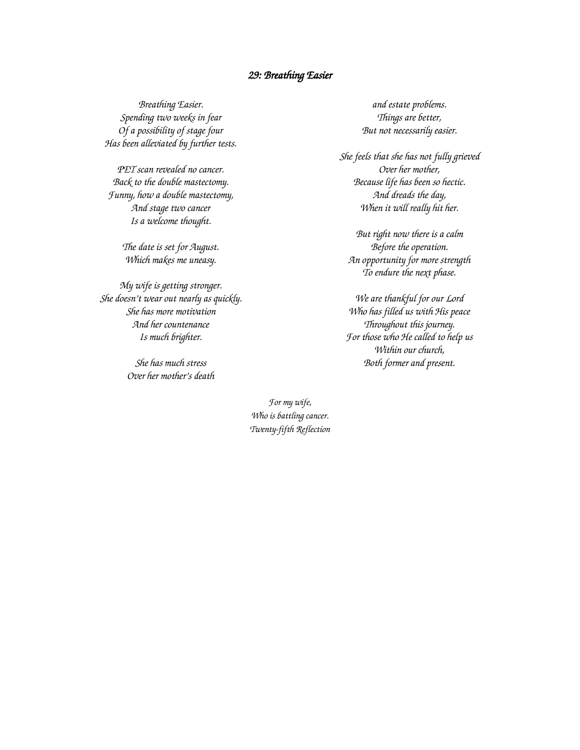## *29: Breathing Easier*

*Breathing Easier.*
*Spending two weeks in fear*
*Of a possibility of stage four*
*Has been alleviated by further tests.*

*PET scan revealed no cancer.*
*Back to the double mastectomy.*
*Funny, how a double mastectomy,*
*And stage two cancer*
*Is a welcome thought.*

*The date is set for August.*
*Which makes me uneasy.*

*My wife is getting stronger.*
*She doesn't wear out nearly as quickly.*
*She has more motivation*
*And her countenance*
*Is much brighter.*

*She has much stress*
*Over her mother's death*
*and estate problems.*
*Things are better,*
*But not necessarily easier.*

*She feels that she has not fully grieved*
*Over her mother,*
*Because life has been so hectic.*
*And dreads the day,*
*When it will really hit her.*

*But right now there is a calm*
*Before the operation.*
*An opportunity for more strength*
*To endure the next phase.*

*We are thankful for our Lord*
*Who has filled us with His peace*
*Throughout this journey.*
*For those who He called to help us*
*Within our church,*
*Both former and present.*

*For my wife,*
*Who is battling cancer.*
*Twenty-fifth Reflection*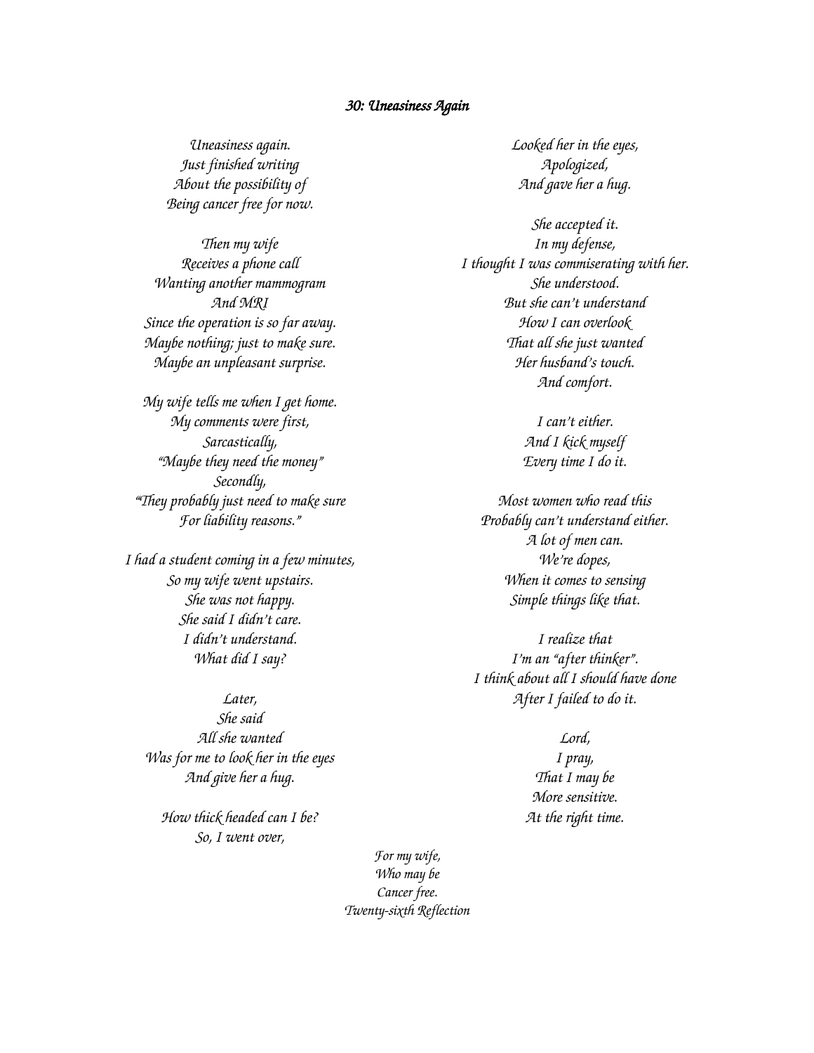### *30: Uneasiness Again*

*Uneasiness again.*
*Just finished writing*
*About the possibility of*
*Being cancer free for now.*

*Then my wife*
*Receives a phone call*
*Wanting another mammogram*
*And MRI*
*Since the operation is so far away.*
*Maybe nothing; just to make sure.*
*Maybe an unpleasant surprise.*

*My wife tells me when I get home.*
*My comments were first,*
*Sarcastically,*
*"Maybe they need the money"*
*Secondly,*
*"They probably just need to make sure*
*For liability reasons."*

*I had a student coming in a few minutes,*
*So my wife went upstairs.*
*She was not happy.*
*She said I didn't care.*
*I didn't understand.*
*What did I say?*

*Later,*
*She said*
*All she wanted*
*Was for me to look her in the eyes*
*And give her a hug.*

*How thick headed can I be?*
*So, I went over,*
*Looked her in the eyes,*
*Apologized,*
*And gave her a hug.*

*She accepted it.*
*In my defense,*
*I thought I was commiserating with her.*
*She understood.*
*But she can't understand*
*How I can overlook*
*That all she just wanted*
*Her husband's touch.*
*And comfort.*

*I can't either.*
*And I kick myself*
*Every time I do it.*

*Most women who read this*
*Probably can't understand either.*
*A lot of men can.*
*We're dopes,*
*When it comes to sensing*
*Simple things like that.*

*I realize that*
*I'm an "after thinker".*
*I think about all I should have done*
*After I failed to do it.*

*Lord,*
*I pray,*
*That I may be*
*More sensitive.*
*At the right time.*

*For my wife,*
*Who may be*
*Cancer free.*
*Twenty-sixth Reflection*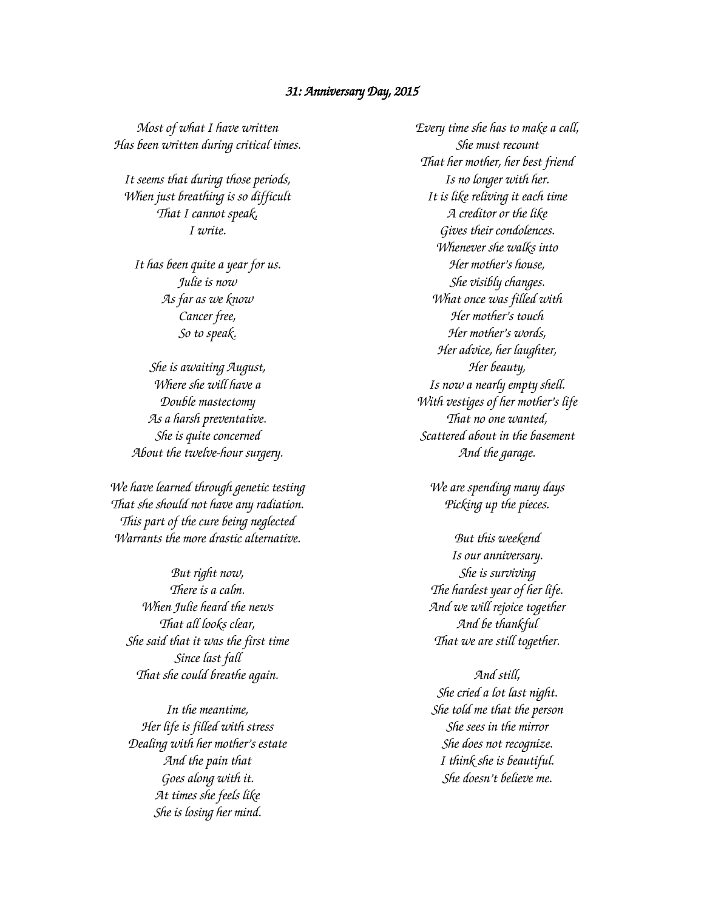### *31: Anniversary Day, 2015*

*Most of what I have written*
*Has been written during critical times.*

*It seems that during those periods,*
*When just breathing is so difficult*
*That I cannot speak,*
*I write.*

*It has been quite a year for us.*
*Julie is now*
*As far as we know*
*Cancer free,*
*So to speak.*

*She is awaiting August,*
*Where she will have a*
*Double mastectomy*
*As a harsh preventative.*
*She is quite concerned*
*About the twelve-hour surgery.*

*We have learned through genetic testing*
*That she should not have any radiation.*
*This part of the cure being neglected*
*Warrants the more drastic alternative.*

*But right now,*
*There is a calm.*
*When Julie heard the news*
*That all looks clear,*
*She said that it was the first time*
*Since last fall*
*That she could breathe again.*

*In the meantime,*
*Her life is filled with stress*
*Dealing with her mother's estate*
*And the pain that*
*Goes along with it.*
*At times she feels like*
*She is losing her mind.*

*Every time she has to make a call,*
*She must recount*
*That her mother, her best friend*
*Is no longer with her.*
*It is like reliving it each time*
*A creditor or the like*
*Gives their condolences.*
*Whenever she walks into*
*Her mother's house,*
*She visibly changes.*
*What once was filled with*
*Her mother's touch*
*Her mother's words,*
*Her advice, her laughter,*
*Her beauty,*
*Is now a nearly empty shell.*
*With vestiges of her mother's life*
*That no one wanted,*
*Scattered about in the basement*
*And the garage.*

*We are spending many days*
*Picking up the pieces.*

*But this weekend*
*Is our anniversary.*
*She is surviving*
*The hardest year of her life.*
*And we will rejoice together*
*And be thankful*
*That we are still together.*

*And still,*
*She cried a lot last night.*
*She told me that the person*
*She sees in the mirror*
*She does not recognize.*
*I think she is beautiful.*
*She doesn't believe me.*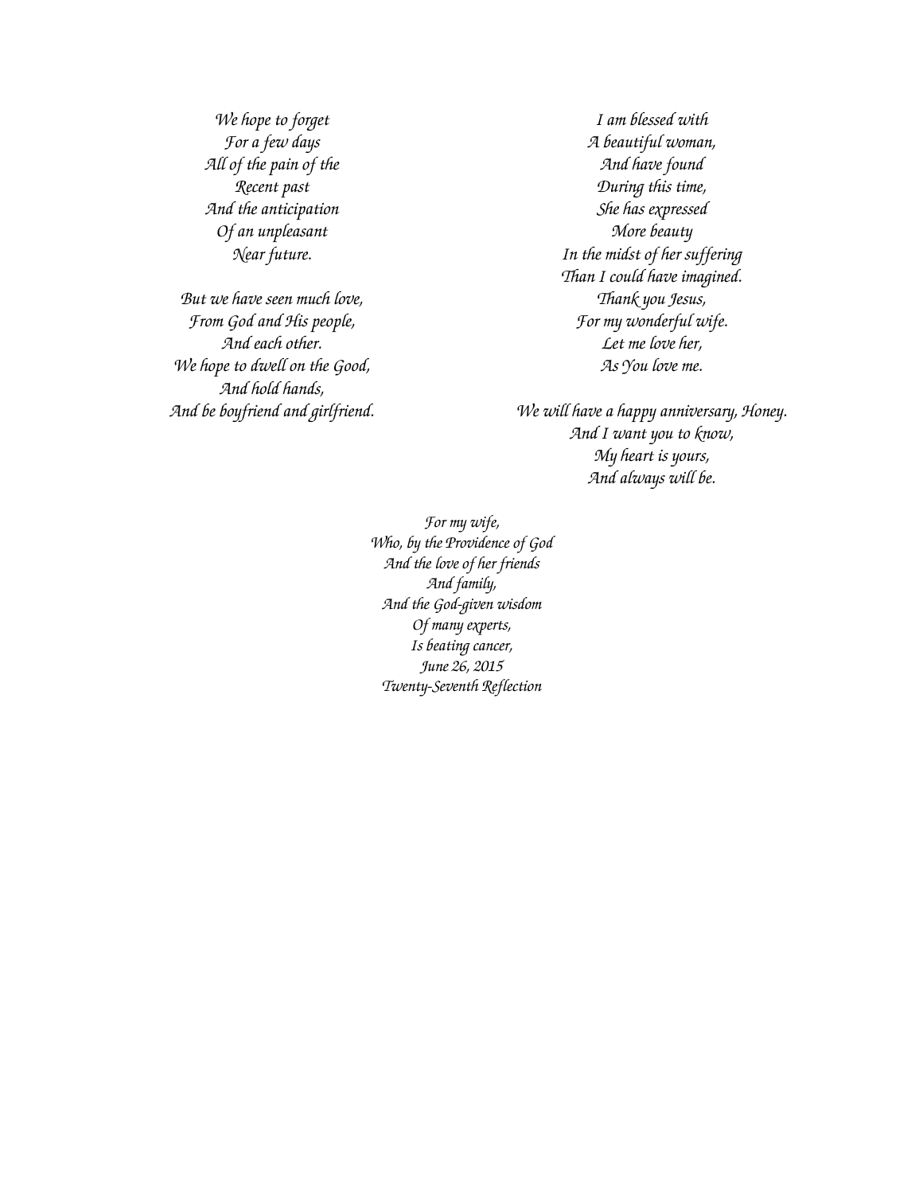*We hope to forget*
*For a few days*
*All of the pain of the*
*Recent past*
*And the anticipation*
*Of an unpleasant*
*Near future.*

*But we have seen much love,*
*From God and His people,*
*And each other.*
*We hope to dwell on the Good,*
*And hold hands,*
*And be boyfriend and girlfriend.*

*I am blessed with*
*A beautiful woman,*
*And have found*
*During this time,*
*She has expressed*
*More beauty*
*In the midst of her suffering*
*Than I could have imagined.*
*Thank you Jesus,*
*For my wonderful wife.*
*Let me love her,*
*As You love me.*

*We will have a happy anniversary, Honey.*
*And I want you to know,*
*My heart is yours,*
*And always will be.*

*For my wife,*
*Who, by the Providence of God*
*And the love of her friends*
*And family,*
*And the God-given wisdom*
*Of many experts,*
*Is beating cancer,*
*June 26, 2015*
*Twenty-Seventh Reflection*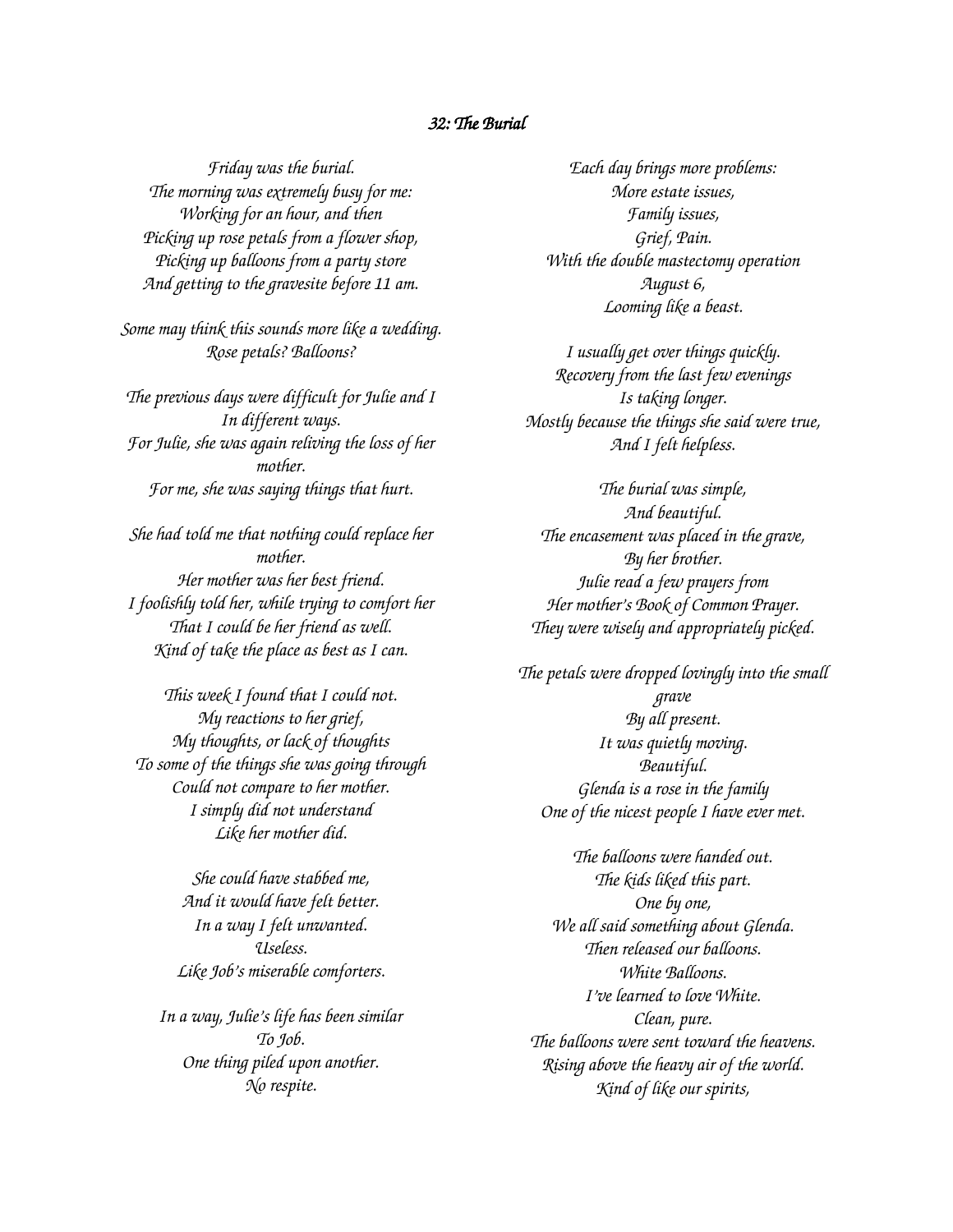### *32: The Burial*

*Friday was the burial.*
*The morning was extremely busy for me:*
*Working for an hour, and then*
*Picking up rose petals from a flower shop,*
*Picking up balloons from a party store*
*And getting to the gravesite before 11 am.*

*Some may think this sounds more like a wedding.*
*Rose petals? Balloons?*

*The previous days were difficult for Julie and I*
*In different ways.*
*For Julie, she was again reliving the loss of her mother.*
*For me, she was saying things that hurt.*

*She had told me that nothing could replace her mother.*
*Her mother was her best friend.*
*I foolishly told her, while trying to comfort her*
*That I could be her friend as well.*
*Kind of take the place as best as I can.*

*This week I found that I could not.*
*My reactions to her grief,*
*My thoughts, or lack of thoughts*
*To some of the things she was going through*
*Could not compare to her mother.*
*I simply did not understand*
*Like her mother did.*

*She could have stabbed me,*
*And it would have felt better.*
*In a way I felt unwanted.*
*Useless.*
*Like Job's miserable comforters.*

*In a way, Julie's life has been similar*
*To Job.*
*One thing piled upon another.*
*No respite.*

*Each day brings more problems:*
*More estate issues,*
*Family issues,*
*Grief, Pain.*
*With the double mastectomy operation*
*August 6,*
*Looming like a beast.*

*I usually get over things quickly.*
*Recovery from the last few evenings*
*Is taking longer.*
*Mostly because the things she said were true,*
*And I felt helpless.*

*The burial was simple,*
*And beautiful.*
*The encasement was placed in the grave,*
*By her brother.*
*Julie read a few prayers from*
*Her mother's Book of Common Prayer.*
*They were wisely and appropriately picked.*

*The petals were dropped lovingly into the small grave*
*By all present.*
*It was quietly moving.*
*Beautiful.*
*Glenda is a rose in the family*
*One of the nicest people I have ever met.*

*The balloons were handed out.*
*The kids liked this part.*
*One by one,*
*We all said something about Glenda.*
*Then released our balloons.*
*White Balloons.*
*I've learned to love White.*
*Clean, pure.*
*The balloons were sent toward the heavens.*
*Rising above the heavy air of the world.*
*Kind of like our spirits,*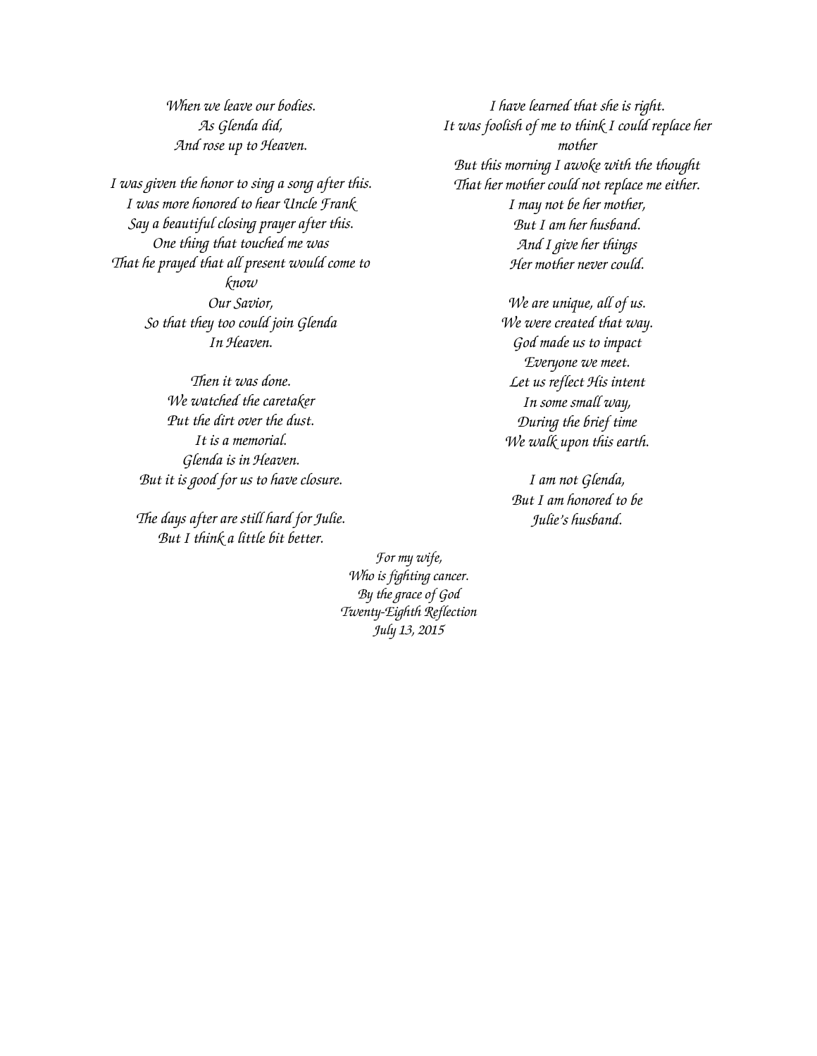*When we leave our bodies.*
*As Glenda did,*
*And rose up to Heaven.*

*I was given the honor to sing a song after this.*
*I was more honored to hear Uncle Frank*
*Say a beautiful closing prayer after this.*
*One thing that touched me was*
*That he prayed that all present would come to know*
*Our Savior,*
*So that they too could join Glenda*
*In Heaven.*

*Then it was done.*
*We watched the caretaker*
*Put the dirt over the dust.*
*It is a memorial.*
*Glenda is in Heaven.*
*But it is good for us to have closure.*

*The days after are still hard for Julie.*
*But I think a little bit better.*

*I have learned that she is right.*
*It was foolish of me to think I could replace her mother*
*But this morning I awoke with the thought*
*That her mother could not replace me either.*
*I may not be her mother,*
*But I am her husband.*
*And I give her things*
*Her mother never could.*

*We are unique, all of us.*
*We were created that way.*
*God made us to impact*
*Everyone we meet.*
*Let us reflect His intent*
*In some small way,*
*During the brief time*
*We walk upon this earth.*

*I am not Glenda,*
*But I am honored to be*
*Julie's husband.*

*For my wife,*
*Who is fighting cancer.*
*By the grace of God*
*Twenty-Eighth Reflection*
*July 13, 2015*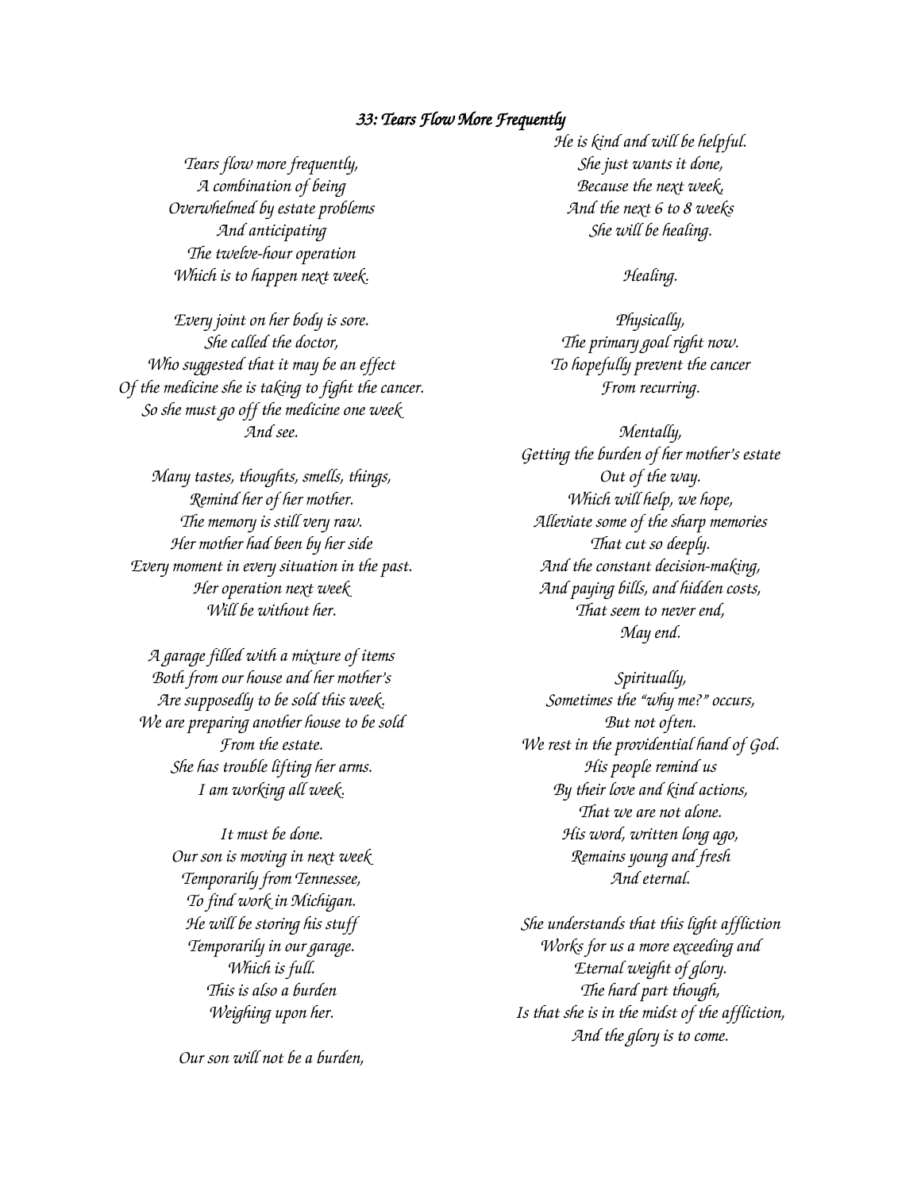### *33: Tears Flow More Frequently*

*Tears flow more frequently,*
*A combination of being*
*Overwhelmed by estate problems*
*And anticipating*
*The twelve-hour operation*
*Which is to happen next week.*

*Every joint on her body is sore.*
*She called the doctor,*
*Who suggested that it may be an effect*
*Of the medicine she is taking to fight the cancer.*
*So she must go off the medicine one week*
*And see.*

*Many tastes, thoughts, smells, things,*
*Remind her of her mother.*
*The memory is still very raw.*
*Her mother had been by her side*
*Every moment in every situation in the past.*
*Her operation next week*
*Will be without her.*

*A garage filled with a mixture of items*
*Both from our house and her mother's*
*Are supposedly to be sold this week.*
*We are preparing another house to be sold*
*From the estate.*
*She has trouble lifting her arms.*
*I am working all week.*

*It must be done.*
*Our son is moving in next week*
*Temporarily from Tennessee,*
*To find work in Michigan.*
*He will be storing his stuff*
*Temporarily in our garage.*
*Which is full.*
*This is also a burden*
*Weighing upon her.*

*Our son will not be a burden,*
*He is kind and will be helpful.*
*She just wants it done,*
*Because the next week,*
*And the next 6 to 8 weeks*
*She will be healing.*

*Healing.*

*Physically,*
*The primary goal right now.*
*To hopefully prevent the cancer*
*From recurring.*

*Mentally,*
*Getting the burden of her mother's estate*
*Out of the way.*
*Which will help, we hope,*
*Alleviate some of the sharp memories*
*That cut so deeply.*
*And the constant decision-making,*
*And paying bills, and hidden costs,*
*That seem to never end,*
*May end.*

*Spiritually,*
*Sometimes the "why me?" occurs,*
*But not often.*
*We rest in the providential hand of God.*
*His people remind us*
*By their love and kind actions,*
*That we are not alone.*
*His word, written long ago,*
*Remains young and fresh*
*And eternal.*

*She understands that this light affliction*
*Works for us a more exceeding and*
*Eternal weight of glory.*
*The hard part though,*
*Is that she is in the midst of the affliction,*
*And the glory is to come.*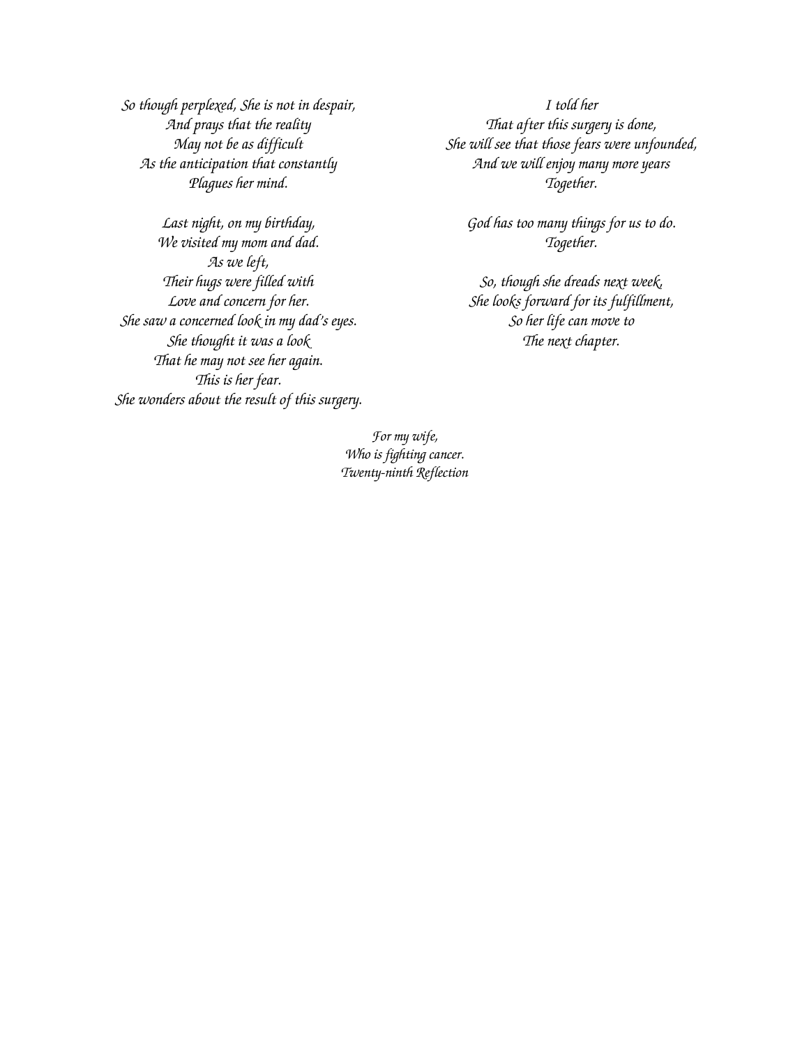*So though perplexed, She is not in despair,*
*And prays that the reality*
*May not be as difficult*
*As the anticipation that constantly*
*Plagues her mind.*

*Last night, on my birthday,*
*We visited my mom and dad.*
*As we left,*
*Their hugs were filled with*
*Love and concern for her.*
*She saw a concerned look in my dad's eyes.*
*She thought it was a look*
*That he may not see her again.*
*This is her fear.*
*She wonders about the result of this surgery.*

*I told her*
*That after this surgery is done,*
*She will see that those fears were unfounded,*
*And we will enjoy many more years*
*Together.*

*God has too many things for us to do.*
*Together.*

*So, though she dreads next week,*
*She looks forward for its fulfillment,*
*So her life can move to*
*The next chapter.*

*For my wife,*
*Who is fighting cancer.*
*Twenty-ninth Reflection*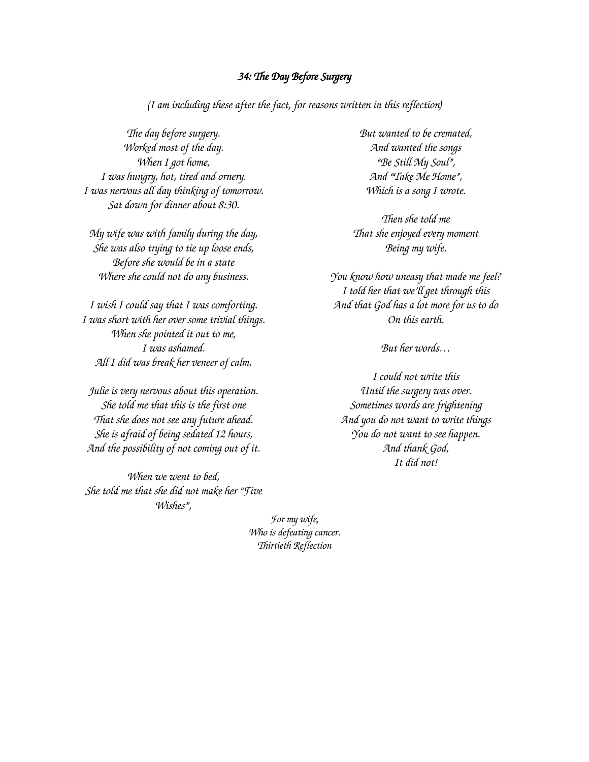### *34: The Day Before Surgery*

*(I am including these after the fact, for reasons written in this reflection)*

*The day before surgery.*
*Worked most of the day.*
*When I got home,*
*I was hungry, hot, tired and ornery.*
*I was nervous all day thinking of tomorrow.*
*Sat down for dinner about 8:30.*

*My wife was with family during the day,*
*She was also trying to tie up loose ends,*
*Before she would be in a state*
*Where she could not do any business.*

*I wish I could say that I was comforting.*
*I was short with her over some trivial things.*
*When she pointed it out to me,*
*I was ashamed.*
*All I did was break her veneer of calm.*

*Julie is very nervous about this operation.*
*She told me that this is the first one*
*That she does not see any future ahead.*
*She is afraid of being sedated 12 hours,*
*And the possibility of not coming out of it.*

*When we went to bed,*
*She told me that she did not make her "Five Wishes",*
*But wanted to be cremated,*
*And wanted the songs*
*"Be Still My Soul",*
*And "Take Me Home",*
*Which is a song I wrote.*

*Then she told me*
*That she enjoyed every moment*
*Being my wife.*

*You know how uneasy that made me feel?*
*I told her that we'll get through this*
*And that God has a lot more for us to do*
*On this earth.*

*But her words…*

*I could not write this*
*Until the surgery was over.*
*Sometimes words are frightening*
*And you do not want to write things*
*You do not want to see happen.*
*And thank God,*
*It did not!*

*For my wife,*
*Who is defeating cancer.*
*Thirtieth Reflection*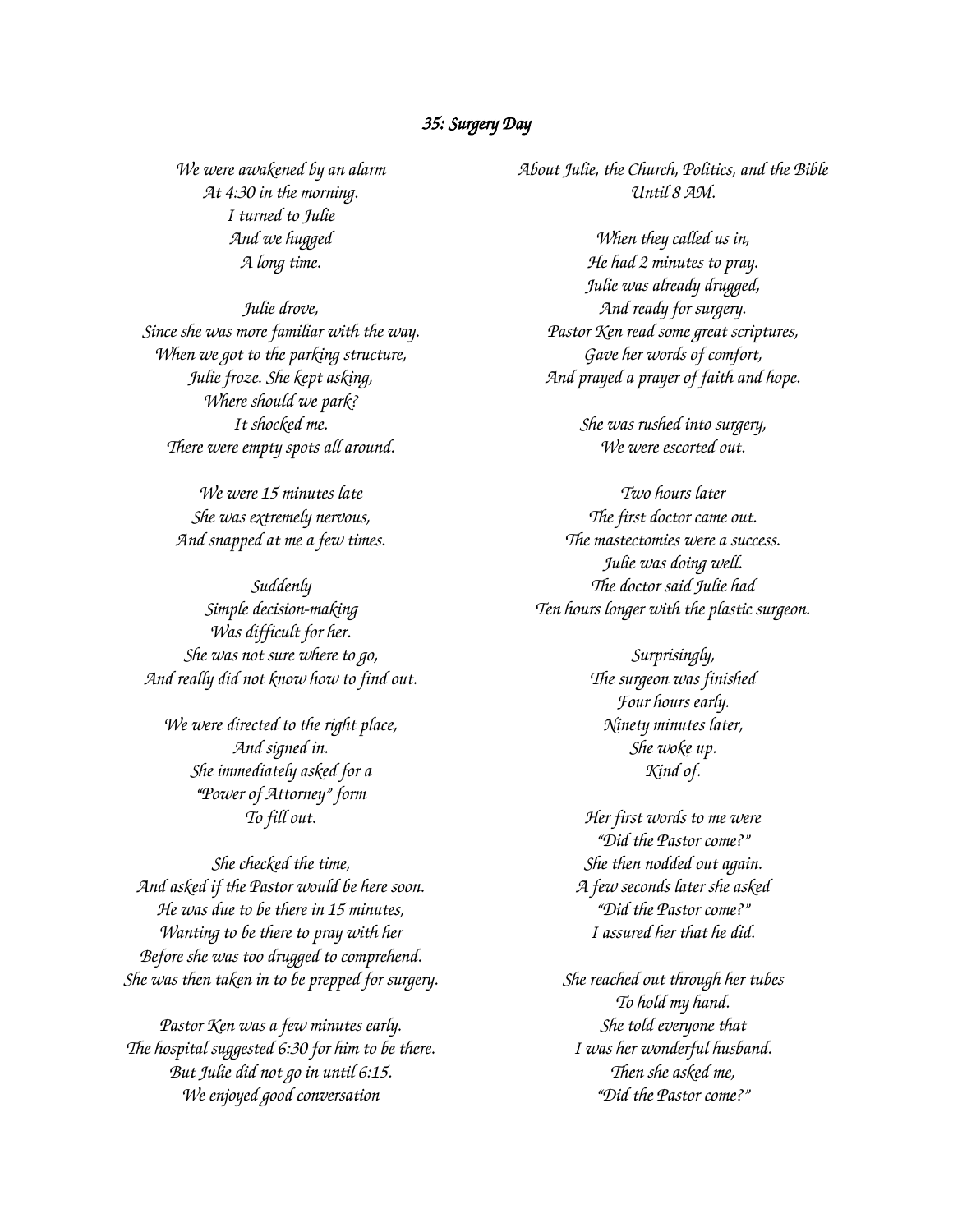### *35: Surgery Day*

*We were awakened by an alarm*
*At 4:30 in the morning.*
*I turned to Julie*
*And we hugged*
*A long time.*

*Julie drove,*
*Since she was more familiar with the way.*
*When we got to the parking structure,*
*Julie froze. She kept asking,*
*Where should we park?*
*It shocked me.*
*There were empty spots all around.*

*We were 15 minutes late*
*She was extremely nervous,*
*And snapped at me a few times.*

*Suddenly*
*Simple decision-making*
*Was difficult for her.*
*She was not sure where to go,*
*And really did not know how to find out.*

*We were directed to the right place,*
*And signed in.*
*She immediately asked for a*
*"Power of Attorney" form*
*To fill out.*

*She checked the time,*
*And asked if the Pastor would be here soon.*
*He was due to be there in 15 minutes,*
*Wanting to be there to pray with her*
*Before she was too drugged to comprehend.*
*She was then taken in to be prepped for surgery.*

*Pastor Ken was a few minutes early.*
*The hospital suggested 6:30 for him to be there.*
*But Julie did not go in until 6:15.*
*We enjoyed good conversation*
*About Julie, the Church, Politics, and the Bible*
*Until 8 AM.*

*When they called us in,*
*He had 2 minutes to pray.*
*Julie was already drugged,*
*And ready for surgery.*
*Pastor Ken read some great scriptures,*
*Gave her words of comfort,*
*And prayed a prayer of faith and hope.*

*She was rushed into surgery,*
*We were escorted out.*

*Two hours later*
*The first doctor came out.*
*The mastectomies were a success.*
*Julie was doing well.*
*The doctor said Julie had*
*Ten hours longer with the plastic surgeon.*

*Surprisingly,*
*The surgeon was finished*
*Four hours early.*
*Ninety minutes later,*
*She woke up.*
*Kind of.*

*Her first words to me were*
*"Did the Pastor come?"*
*She then nodded out again.*
*A few seconds later she asked*
*"Did the Pastor come?"*
*I assured her that he did.*

*She reached out through her tubes*
*To hold my hand.*
*She told everyone that*
*I was her wonderful husband.*
*Then she asked me,*
*"Did the Pastor come?"*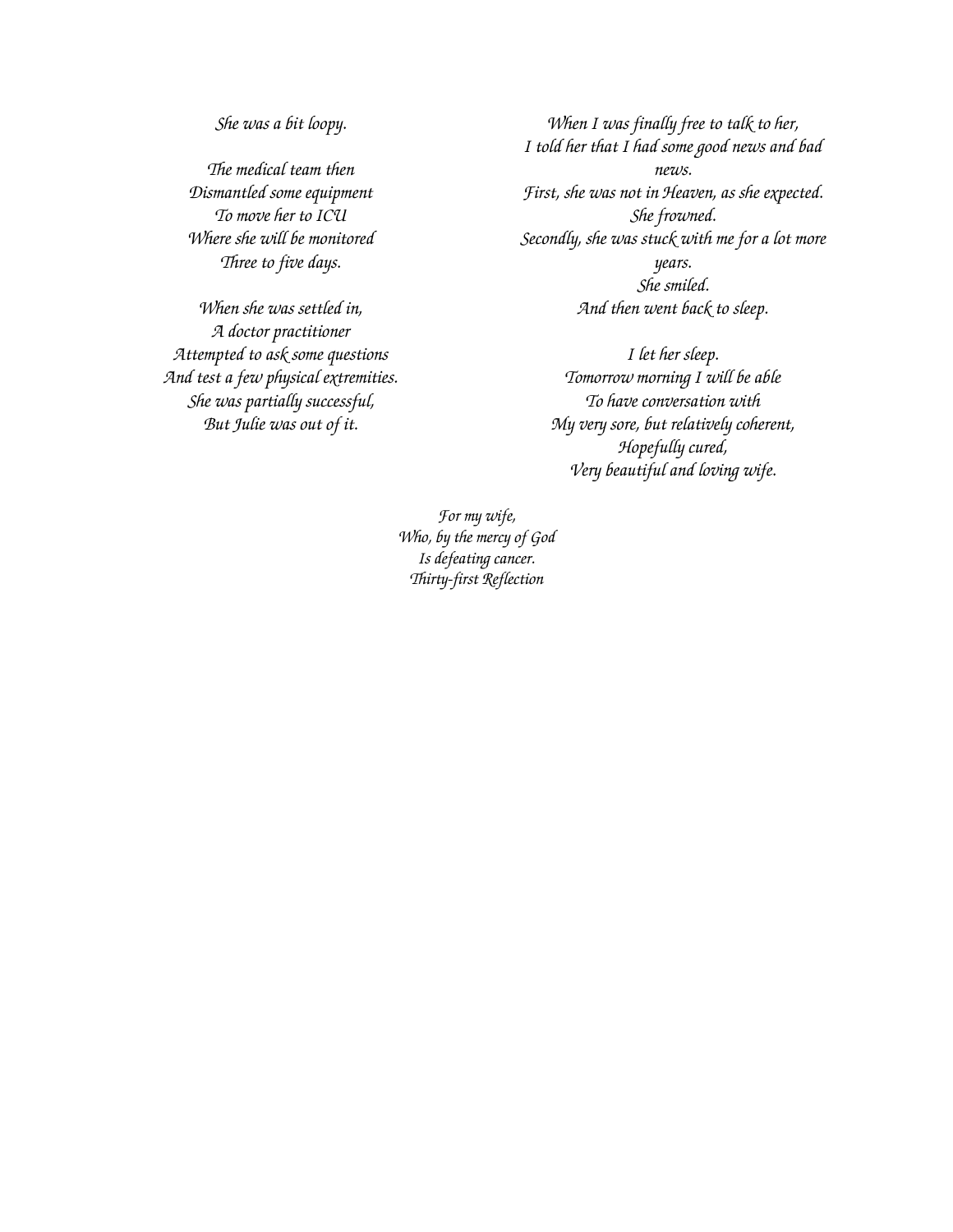*She was a bit loopy.*

*The medical team then*
*Dismantled some equipment*
*To move her to ICU*
*Where she will be monitored*
*Three to five days.*

*When she was settled in,*
*A doctor practitioner*
*Attempted to ask some questions*
*And test a few physical extremities.*
*She was partially successful,*
*But Julie was out of it.*

*When I was finally free to talk to her,*
*I told her that I had some good news and bad news.*
*First, she was not in Heaven, as she expected.*
*She frowned.*
*Secondly, she was stuck with me for a lot more years.*
*She smiled.*
*And then went back to sleep.*

*I let her sleep.*
*Tomorrow morning I will be able*
*To have conversation with*
*My very sore, but relatively coherent,*
*Hopefully cured,*
*Very beautiful and loving wife.*

*For my wife,*
*Who, by the mercy of God*
*Is defeating cancer.*
*Thirty-first Reflection*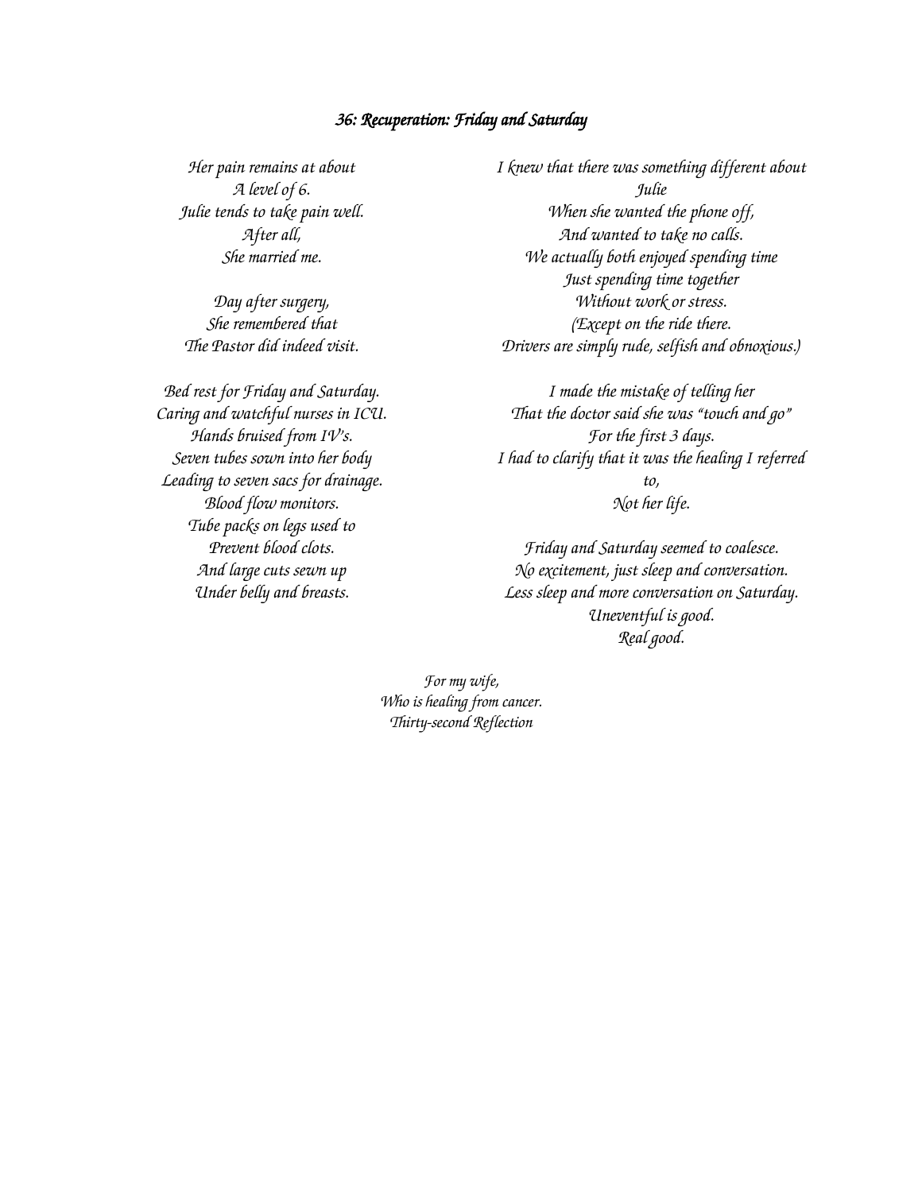### *36: Recuperation: Friday and Saturday*

*Her pain remains at about*
*A level of 6.*
*Julie tends to take pain well.*
*After all,*
*She married me.*

*Day after surgery,*
*She remembered that*
*The Pastor did indeed visit.*

*Bed rest for Friday and Saturday.*
*Caring and watchful nurses in ICU.*
*Hands bruised from IV's.*
*Seven tubes sown into her body*
*Leading to seven sacs for drainage.*
*Blood flow monitors.*
*Tube packs on legs used to*
*Prevent blood clots.*
*And large cuts sewn up*
*Under belly and breasts.*

*I knew that there was something different about Julie*
*When she wanted the phone off,*
*And wanted to take no calls.*
*We actually both enjoyed spending time*
*Just spending time together*
*Without work or stress.*
*(Except on the ride there.*
*Drivers are simply rude, selfish and obnoxious.)*

*I made the mistake of telling her*
*That the doctor said she was "touch and go"*
*For the first 3 days.*
*I had to clarify that it was the healing I referred to,*
*Not her life.*

*Friday and Saturday seemed to coalesce.*
*No excitement, just sleep and conversation.*
*Less sleep and more conversation on Saturday.*
*Uneventful is good.*
*Real good.*

*For my wife,*
*Who is healing from cancer.*
*Thirty-second Reflection*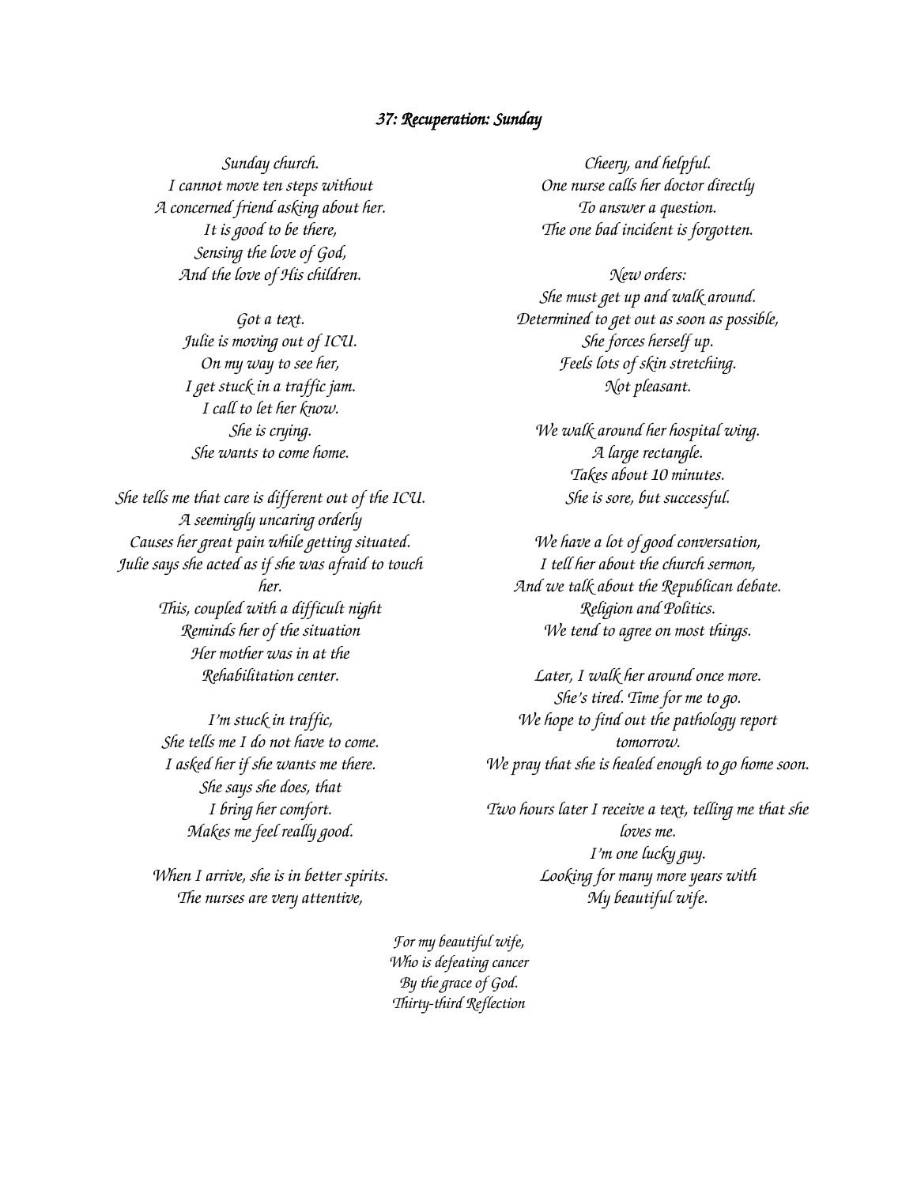### *37: Recuperation: Sunday*

*Sunday church.*
*I cannot move ten steps without*
*A concerned friend asking about her.*
*It is good to be there,*
*Sensing the love of God,*
*And the love of His children.*

*Got a text.*
*Julie is moving out of ICU.*
*On my way to see her,*
*I get stuck in a traffic jam.*
*I call to let her know.*
*She is crying.*
*She wants to come home.*

*She tells me that care is different out of the ICU.*
*A seemingly uncaring orderly*
*Causes her great pain while getting situated.*
*Julie says she acted as if she was afraid to touch her.*
*This, coupled with a difficult night*
*Reminds her of the situation*
*Her mother was in at the*
*Rehabilitation center.*

*I'm stuck in traffic,*
*She tells me I do not have to come.*
*I asked her if she wants me there.*
*She says she does, that*
*I bring her comfort.*
*Makes me feel really good.*

*When I arrive, she is in better spirits.*
*The nurses are very attentive,*
*Cheery, and helpful.*
*One nurse calls her doctor directly*
*To answer a question.*
*The one bad incident is forgotten.*

*New orders:*
*She must get up and walk around.*
*Determined to get out as soon as possible,*
*She forces herself up.*
*Feels lots of skin stretching.*
*Not pleasant.*

*We walk around her hospital wing.*
*A large rectangle.*
*Takes about 10 minutes.*
*She is sore, but successful.*

*We have a lot of good conversation,*
*I tell her about the church sermon,*
*And we talk about the Republican debate.*
*Religion and Politics.*
*We tend to agree on most things.*

*Later, I walk her around once more.*
*She's tired. Time for me to go.*
*We hope to find out the pathology report tomorrow.*
*We pray that she is healed enough to go home soon.*

*Two hours later I receive a text, telling me that she loves me.*
*I'm one lucky guy.*
*Looking for many more years with*
*My beautiful wife.*

*For my beautiful wife,*
*Who is defeating cancer*
*By the grace of God.*
*Thirty-third Reflection*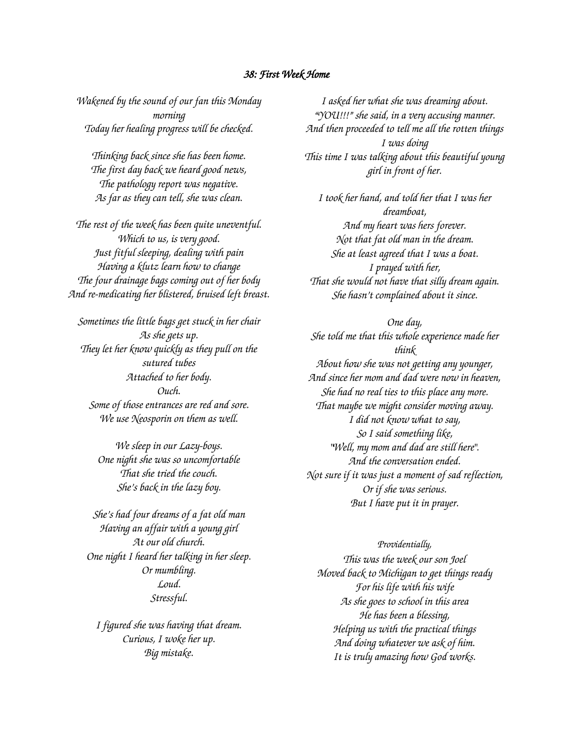### *38: First Week Home*

*Wakened by the sound of our fan this Monday morning*
*Today her healing progress will be checked.*

*Thinking back since she has been home.*
*The first day back we heard good news,*
*The pathology report was negative.*
*As far as they can tell, she was clean.*

*The rest of the week has been quite uneventful.*
*Which to us, is very good.*
*Just fitful sleeping, dealing with pain*
*Having a klutz learn how to change*
*The four drainage bags coming out of her body*
*And re-medicating her blistered, bruised left breast.*

*Sometimes the little bags get stuck in her chair*
*As she gets up.*
*They let her know quickly as they pull on the sutured tubes*
*Attached to her body.*
*Ouch.*
*Some of those entrances are red and sore.*
*We use Neosporin on them as well.*

*We sleep in our Lazy-boys.*
*One night she was so uncomfortable*
*That she tried the couch.*
*She's back in the lazy boy.*

*She's had four dreams of a fat old man*
*Having an affair with a young girl*
*At our old church.*
*One night I heard her talking in her sleep.*
*Or mumbling.*
*Loud.*
*Stressful.*

*I figured she was having that dream.*
*Curious, I woke her up.*
*Big mistake.*

*I asked her what she was dreaming about.*
*"YOU!!!" she said, in a very accusing manner.*
*And then proceeded to tell me all the rotten things I was doing*
*This time I was talking about this beautiful young girl in front of her.*

*I took her hand, and told her that I was her dreamboat,*
*And my heart was hers forever.*
*Not that fat old man in the dream.*
*She at least agreed that I was a boat.*
*I prayed with her,*
*That she would not have that silly dream again.*
*She hasn't complained about it since.*

*One day,*
*She told me that this whole experience made her think*
*About how she was not getting any younger,*
*And since her mom and dad were now in heaven,*
*She had no real ties to this place any more.*
*That maybe we might consider moving away.*
*I did not know what to say,*
*So I said something like,*
*"Well, my mom and dad are still here".*
*And the conversation ended.*
*Not sure if it was just a moment of sad reflection,*
*Or if she was serious.*
*But I have put it in prayer.*

*Providentially,*
*This was the week our son Joel*
*Moved back to Michigan to get things ready*
*For his life with his wife*
*As she goes to school in this area*
*He has been a blessing,*
*Helping us with the practical things*
*And doing whatever we ask of him.*
*It is truly amazing how God works.*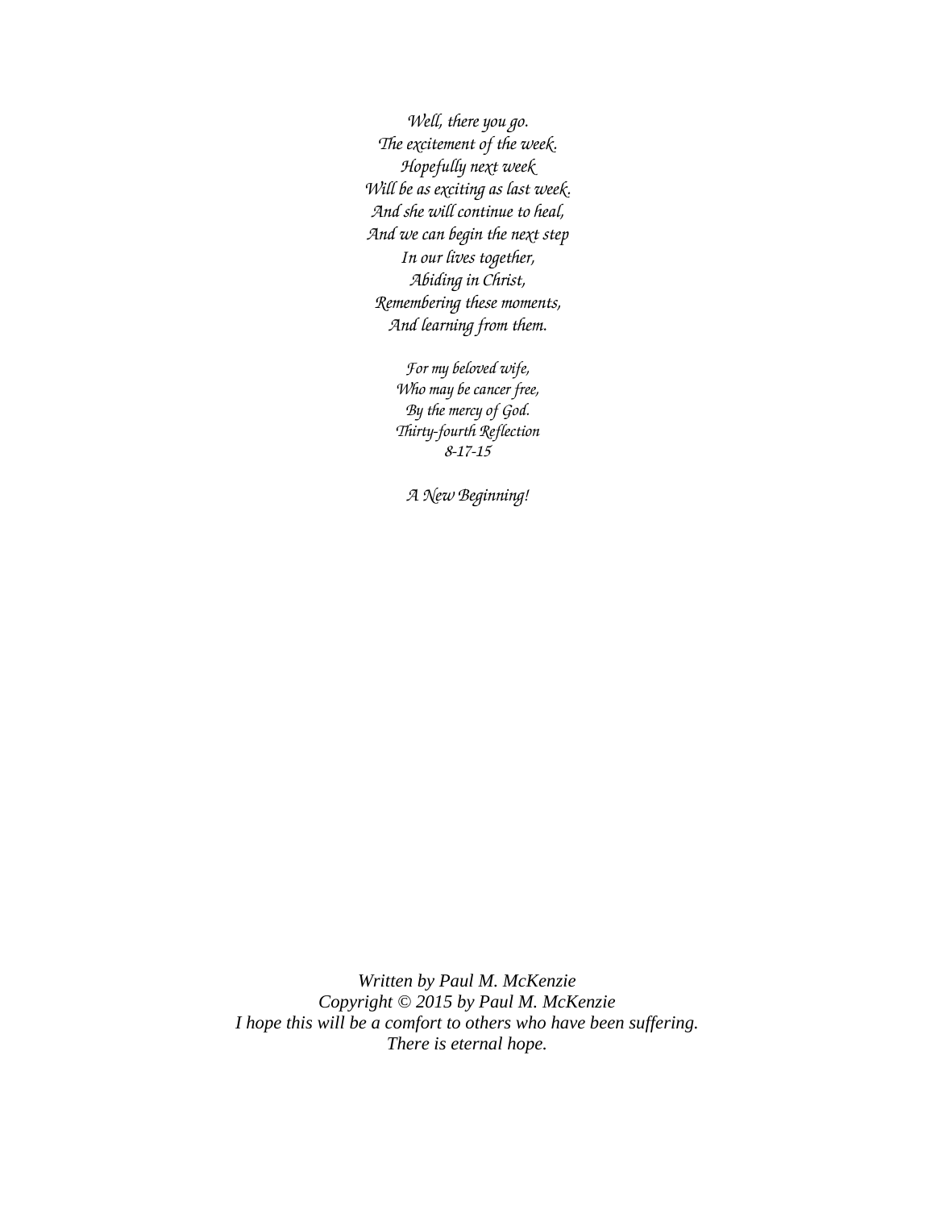*Well, there you go.*
*The excitement of the week.*
*Hopefully next week*
*Will be as exciting as last week.*
*And she will continue to heal,*
*And we can begin the next step*
*In our lives together,*
*Abiding in Christ,*
*Remembering these moments,*
*And learning from them.*

*For my beloved wife,*
*Who may be cancer free,*
*By the mercy of God.*
*Thirty-fourth Reflection*
*8-17-15*

*A New Beginning!*

*Written by Paul M. McKenzie*
*Copyright © 2015 by Paul M. McKenzie*
*I hope this will be a comfort to others who have been suffering.*
*There is eternal hope.*